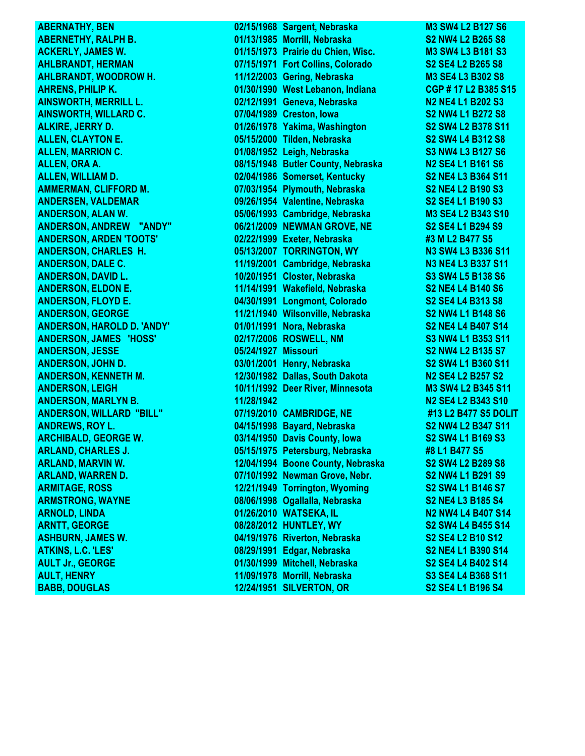| | | | |
|---|---|---|---|
| ABERNATHY, BEN | 02/15/1968 | Sargent, Nebraska | M3 SW4 L2 B127 S6 |
| ABERNETHY, RALPH B. | 01/13/1985 | Morrill, Nebraska | S2 NW4 L2 B265 S8 |
| ACKERLY, JAMES W. | 01/15/1973 | Prairie du Chien, Wisc. | M3 SW4 L3 B181 S3 |
| AHLBRANDT, HERMAN | 07/15/1971 | Fort Collins, Colorado | S2 SE4 L2 B265 S8 |
| AHLBRANDT, WOODROW H. | 11/12/2003 | Gering, Nebraska | M3 SE4 L3 B302 S8 |
| AHRENS, PHILIP K. | 01/30/1990 | West Lebanon, Indiana | CGP # 17 L2 B385 S15 |
| AINSWORTH, MERRILL L. | 02/12/1991 | Geneva, Nebraska | N2 NE4 L1 B202 S3 |
| AINSWORTH, WILLARD C. | 07/04/1989 | Creston, Iowa | S2 NW4 L1 B272 S8 |
| ALKIRE, JERRY D. | 01/26/1978 | Yakima, Washington | S2 SW4 L2 B378 S11 |
| ALLEN, CLAYTON E. | 05/15/2000 | Tilden, Nebraska | S2 SW4 L4 B312 S8 |
| ALLEN, MARRION C. | 01/08/1952 | Leigh, Nebraska | S3 NW4 L3 B127 S6 |
| ALLEN, ORA A. | 08/15/1948 | Butler County, Nebraska | N2 SE4 L1 B161 S6 |
| ALLEN, WILLIAM D. | 02/04/1986 | Somerset, Kentucky | S2 NE4 L3 B364 S11 |
| AMMERMAN, CLIFFORD M. | 07/03/1954 | Plymouth, Nebraska | S2 NE4 L2 B190 S3 |
| ANDERSEN, VALDEMAR | 09/26/1954 | Valentine, Nebraska | S2 SE4 L1 B190 S3 |
| ANDERSON, ALAN W. | 05/06/1993 | Cambridge, Nebraska | M3 SE4 L2 B343 S10 |
| ANDERSON, ANDREW "ANDY" | 06/21/2009 | NEWMAN GROVE, NE | S2 SE4 L1 B294 S9 |
| ANDERSON, ARDEN 'TOOTS' | 02/22/1999 | Exeter, Nebraska | #3 M L2 B477 S5 |
| ANDERSON, CHARLES H. | 05/13/2007 | TORRINGTON, WY | N3 SW4 L3 B336 S11 |
| ANDERSON, DALE C. | 11/19/2001 | Cambridge, Nebraska | N3 NE4 L3 B337 S11 |
| ANDERSON, DAVID L. | 10/20/1951 | Closter, Nebraska | S3 SW4 L5 B138 S6 |
| ANDERSON, ELDON E. | 11/14/1991 | Wakefield, Nebraska | S2 NE4 L4 B140 S6 |
| ANDERSON, FLOYD E. | 04/30/1991 | Longmont, Colorado | S2 SE4 L4 B313 S8 |
| ANDERSON, GEORGE | 11/21/1940 | Wilsonville, Nebraska | S2 NW4 L1 B148 S6 |
| ANDERSON, HAROLD D. 'ANDY' | 01/01/1991 | Nora, Nebraska | S2 NE4 L4 B407 S14 |
| ANDERSON, JAMES 'HOSS' | 02/17/2006 | ROSWELL, NM | S3 NW4 L1 B353 S11 |
| ANDERSON, JESSE | 05/24/1927 | Missouri | S2 NW4 L2 B135 S7 |
| ANDERSON, JOHN D. | 03/01/2001 | Henry, Nebraska | S2 SW4 L1 B360 S11 |
| ANDERSON, KENNETH M. | 12/30/1982 | Dallas, South Dakota | N2 SE4 L2 B257 S2 |
| ANDERSON, LEIGH | 10/11/1992 | Deer River, Minnesota | M3 SW4 L2 B345 S11 |
| ANDERSON, MARLYN B. | 11/28/1942 | | N2 SE4 L2 B343 S10 |
| ANDERSON, WILLARD "BILL" | 07/19/2010 | CAMBRIDGE, NE | #13 L2 B477 S5 DOLIT |
| ANDREWS, ROY L. | 04/15/1998 | Bayard, Nebraska | S2 NW4 L2 B347 S11 |
| ARCHIBALD, GEORGE W. | 03/14/1950 | Davis County, Iowa | S2 SW4 L1 B169 S3 |
| ARLAND, CHARLES J. | 05/15/1975 | Petersburg, Nebraska | #8 L1 B477 S5 |
| ARLAND, MARVIN W. | 12/04/1994 | Boone County, Nebraska | S2 SW4 L2 B289 S8 |
| ARLAND, WARREN D. | 07/10/1992 | Newman Grove, Nebr. | S2 NW4 L1 B291 S9 |
| ARMITAGE, ROSS | 12/21/1949 | Torrington, Wyoming | S2 SW4 L1 B146 S7 |
| ARMSTRONG, WAYNE | 08/06/1998 | Ogallalla, Nebraska | S2 NE4 L3 B185 S4 |
| ARNOLD, LINDA | 01/26/2010 | WATSEKA, IL | N2 NW4 L4 B407 S14 |
| ARNTT, GEORGE | 08/28/2012 | HUNTLEY, WY | S2 SW4 L4 B455 S14 |
| ASHBURN, JAMES W. | 04/19/1976 | Riverton, Nebraska | S2 SE4 L2 B10 S12 |
| ATKINS, L.C. 'LES' | 08/29/1991 | Edgar, Nebraska | S2 NE4 L1 B390 S14 |
| AULT Jr., GEORGE | 01/30/1999 | Mitchell, Nebraska | S2 SE4 L4 B402 S14 |
| AULT, HENRY | 11/09/1978 | Morrill, Nebraska | S3 SE4 L4 B368 S11 |
| BABB, DOUGLAS | 12/24/1951 | SILVERTON, OR | S2 SE4 L1 B196 S4 |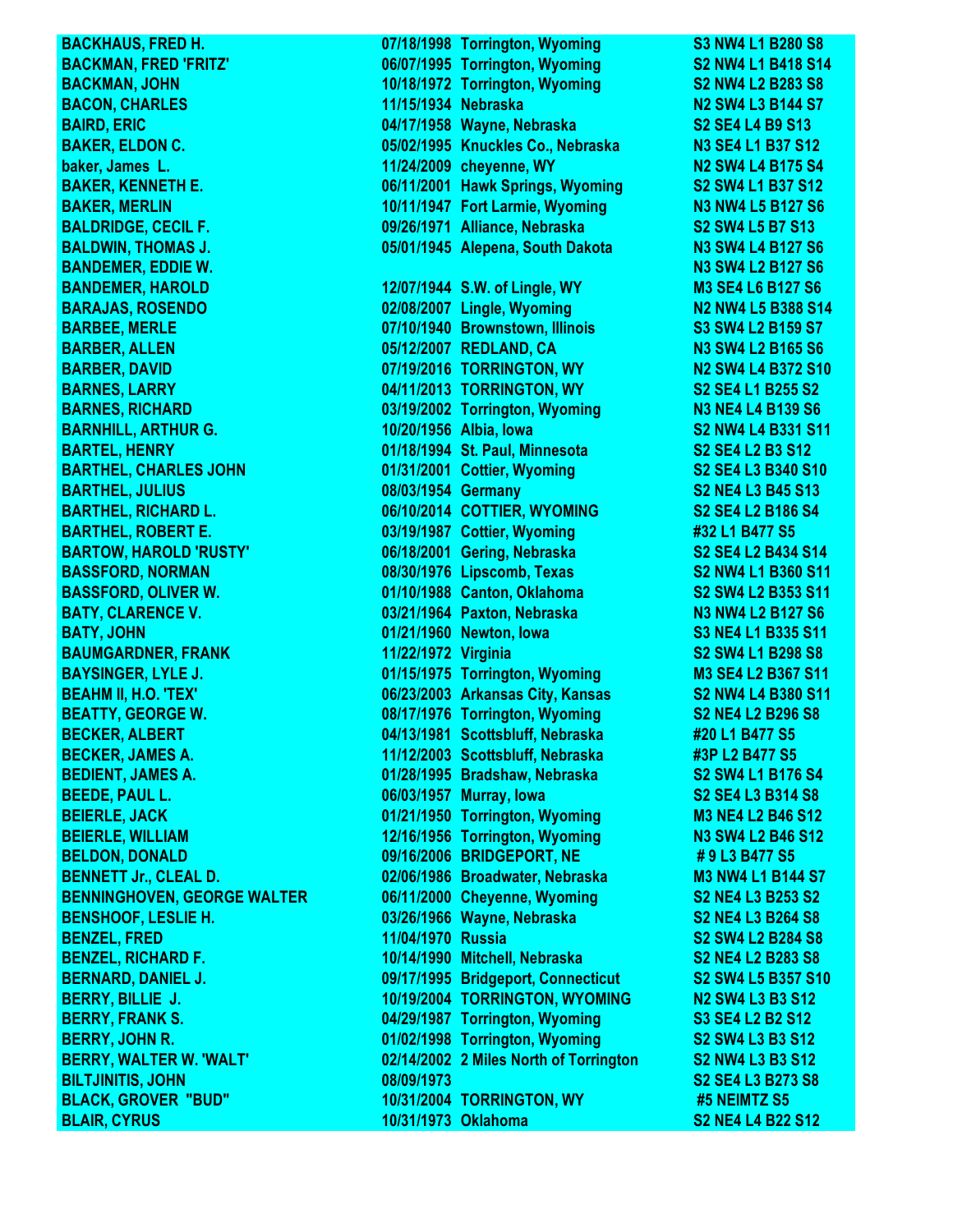| Name | Date | Place | Location |
|---|---|---|---|
| BACKHAUS, FRED H. | 07/18/1998 | Torrington, Wyoming | S3 NW4 L1 B280 S8 |
| BACKMAN, FRED 'FRITZ' | 06/07/1995 | Torrington, Wyoming | S2 NW4 L1 B418 S14 |
| BACKMAN, JOHN | 10/18/1972 | Torrington, Wyoming | S2 NW4 L2 B283 S8 |
| BACON, CHARLES | 11/15/1934 | Nebraska | N2 SW4 L3 B144 S7 |
| BAIRD, ERIC | 04/17/1958 | Wayne, Nebraska | S2 SE4 L4 B9 S13 |
| BAKER, ELDON C. | 05/02/1995 | Knuckles Co., Nebraska | N3 SE4 L1 B37 S12 |
| baker, James L. | 11/24/2009 | cheyenne, WY | N2 SW4 L4 B175 S4 |
| BAKER, KENNETH E. | 06/11/2001 | Hawk Springs, Wyoming | S2 SW4 L1 B37 S12 |
| BAKER, MERLIN | 10/11/1947 | Fort Larmie, Wyoming | N3 NW4 L5 B127 S6 |
| BALDRIDGE, CECIL F. | 09/26/1971 | Alliance, Nebraska | S2 SW4 L5 B7 S13 |
| BALDWIN, THOMAS J. | 05/01/1945 | Alepena, South Dakota | N3 SW4 L4 B127 S6 |
| BANDEMER, EDDIE W. | | | N3 SW4 L2 B127 S6 |
| BANDEMER, HAROLD | 12/07/1944 | S.W. of Lingle, WY | M3 SE4 L6 B127 S6 |
| BARAJAS, ROSENDO | 02/08/2007 | Lingle, Wyoming | N2 NW4 L5 B388 S14 |
| BARBEE, MERLE | 07/10/1940 | Brownstown, Illinois | S3 SW4 L2 B159 S7 |
| BARBER, ALLEN | 05/12/2007 | REDLAND, CA | N3 SW4 L2 B165 S6 |
| BARBER, DAVID | 07/19/2016 | TORRINGTON, WY | N2 SW4 L4 B372 S10 |
| BARNES, LARRY | 04/11/2013 | TORRINGTON, WY | S2 SE4 L1 B255 S2 |
| BARNES, RICHARD | 03/19/2002 | Torrington, Wyoming | N3 NE4 L4 B139 S6 |
| BARNHILL, ARTHUR G. | 10/20/1956 | Albia, Iowa | S2 NW4 L4 B331 S11 |
| BARTEL, HENRY | 01/18/1994 | St. Paul, Minnesota | S2 SE4 L2 B3 S12 |
| BARTHEL, CHARLES JOHN | 01/31/2001 | Cottier, Wyoming | S2 SE4 L3 B340 S10 |
| BARTHEL, JULIUS | 08/03/1954 | Germany | S2 NE4 L3 B45 S13 |
| BARTHEL, RICHARD L. | 06/10/2014 | COTTIER, WYOMING | S2 SE4 L2 B186 S4 |
| BARTHEL, ROBERT E. | 03/19/1987 | Cottier, Wyoming | #32 L1 B477 S5 |
| BARTOW, HAROLD 'RUSTY' | 06/18/2001 | Gering, Nebraska | S2 SE4 L2 B434 S14 |
| BASSFORD, NORMAN | 08/30/1976 | Lipscomb, Texas | S2 NW4 L1 B360 S11 |
| BASSFORD, OLIVER W. | 01/10/1988 | Canton, Oklahoma | S2 SW4 L2 B353 S11 |
| BATY, CLARENCE V. | 03/21/1964 | Paxton, Nebraska | N3 NW4 L2 B127 S6 |
| BATY, JOHN | 01/21/1960 | Newton, Iowa | S3 NE4 L1 B335 S11 |
| BAUMGARDNER, FRANK | 11/22/1972 | Virginia | S2 SW4 L1 B298 S8 |
| BAYSINGER, LYLE J. | 01/15/1975 | Torrington, Wyoming | M3 SE4 L2 B367 S11 |
| BEAHM II, H.O. 'TEX' | 06/23/2003 | Arkansas City, Kansas | S2 NW4 L4 B380 S11 |
| BEATTY, GEORGE W. | 08/17/1976 | Torrington, Wyoming | S2 NE4 L2 B296 S8 |
| BECKER, ALBERT | 04/13/1981 | Scottsbluff, Nebraska | #20 L1 B477 S5 |
| BECKER, JAMES A. | 11/12/2003 | Scottsbluff, Nebraska | #3P L2 B477 S5 |
| BEDIENT, JAMES A. | 01/28/1995 | Bradshaw, Nebraska | S2 SW4 L1 B176 S4 |
| BEEDE, PAUL L. | 06/03/1957 | Murray, Iowa | S2 SE4 L3 B314 S8 |
| BEIERLE, JACK | 01/21/1950 | Torrington, Wyoming | M3 NE4 L2 B46 S12 |
| BEIERLE, WILLIAM | 12/16/1956 | Torrington, Wyoming | N3 SW4 L2 B46 S12 |
| BELDON, DONALD | 09/16/2006 | BRIDGEPORT, NE | # 9 L3 B477 S5 |
| BENNETT Jr., CLEAL D. | 02/06/1986 | Broadwater, Nebraska | M3 NW4 L1 B144 S7 |
| BENNINGHOVEN, GEORGE WALTER | 06/11/2000 | Cheyenne, Wyoming | S2 NE4 L3 B253 S2 |
| BENSHOOF, LESLIE H. | 03/26/1966 | Wayne, Nebraska | S2 NE4 L3 B264 S8 |
| BENZEL, FRED | 11/04/1970 | Russia | S2 SW4 L2 B284 S8 |
| BENZEL, RICHARD F. | 10/14/1990 | Mitchell, Nebraska | S2 NE4 L2 B283 S8 |
| BERNARD, DANIEL J. | 09/17/1995 | Bridgeport, Connecticut | S2 SW4 L5 B357 S10 |
| BERRY, BILLIE J. | 10/19/2004 | TORRINGTON, WYOMING | N2 SW4 L3 B3 S12 |
| BERRY, FRANK S. | 04/29/1987 | Torrington, Wyoming | S3 SE4 L2 B2 S12 |
| BERRY, JOHN R. | 01/02/1998 | Torrington, Wyoming | S2 SW4 L3 B3 S12 |
| BERRY, WALTER W. 'WALT' | 02/14/2002 | 2 Miles North of Torrington | S2 NW4 L3 B3 S12 |
| BILTJINITIS, JOHN | 08/09/1973 | | S2 SE4 L3 B273 S8 |
| BLACK, GROVER "BUD" | 10/31/2004 | TORRINGTON, WY | #5 NEIMTZ S5 |
| BLAIR, CYRUS | 10/31/1973 | Oklahoma | S2 NE4 L4 B22 S12 |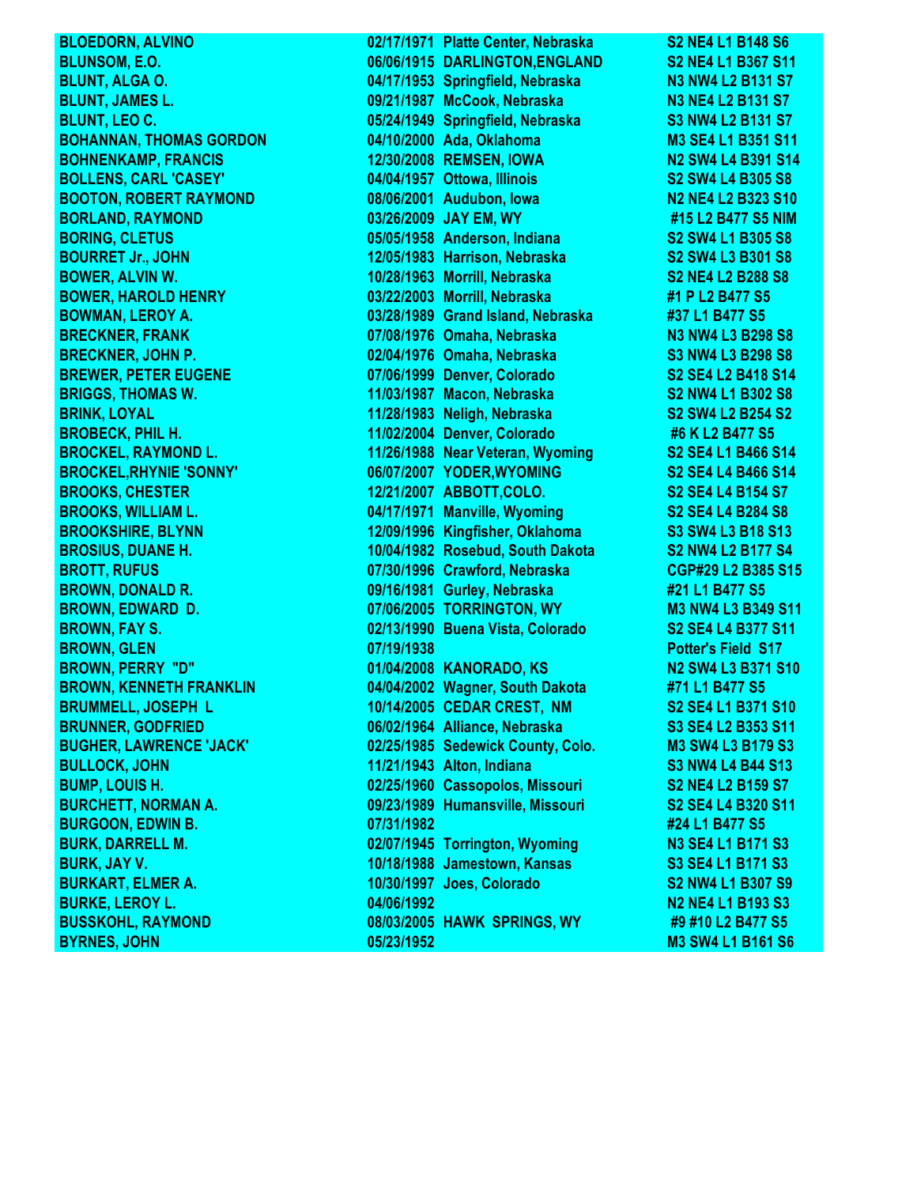| | | | |
|---|---|---|---|
| BLOEDORN, ALVINO | 02/17/1971 | Platte Center, Nebraska | S2 NE4 L1 B148 S6 |
| BLUNSOM, E.O. | 06/06/1915 | DARLINGTON,ENGLAND | S2 NE4 L1 B367 S11 |
| BLUNT, ALGA O. | 04/17/1953 | Springfield, Nebraska | N3 NW4 L2 B131 S7 |
| BLUNT, JAMES L. | 09/21/1987 | McCook, Nebraska | N3 NE4 L2 B131 S7 |
| BLUNT, LEO C. | 05/24/1949 | Springfield, Nebraska | S3 NW4 L2 B131 S7 |
| BOHANNAN, THOMAS GORDON | 04/10/2000 | Ada, Oklahoma | M3 SE4 L1 B351 S11 |
| BOHNENKAMP, FRANCIS | 12/30/2008 | REMSEN, IOWA | N2 SW4 L4 B391 S14 |
| BOLLENS, CARL 'CASEY' | 04/04/1957 | Ottowa, Illinois | S2 SW4 L4 B305 S8 |
| BOOTON, ROBERT RAYMOND | 08/06/2001 | Audubon, Iowa | N2 NE4 L2 B323 S10 |
| BORLAND, RAYMOND | 03/26/2009 | JAY EM, WY | #15 L2 B477 S5 NIM |
| BORING, CLETUS | 05/05/1958 | Anderson, Indiana | S2 SW4 L1 B305 S8 |
| BOURRET Jr., JOHN | 12/05/1983 | Harrison, Nebraska | S2 SW4 L3 B301 S8 |
| BOWER, ALVIN W. | 10/28/1963 | Morrill, Nebraska | S2 NE4 L2 B288 S8 |
| BOWER, HAROLD HENRY | 03/22/2003 | Morrill, Nebraska | #1 P L2 B477 S5 |
| BOWMAN, LEROY A. | 03/28/1989 | Grand Island, Nebraska | #37 L1 B477 S5 |
| BRECKNER, FRANK | 07/08/1976 | Omaha, Nebraska | N3 NW4 L3 B298 S8 |
| BRECKNER, JOHN P. | 02/04/1976 | Omaha, Nebraska | S3 NW4 L3 B298 S8 |
| BREWER, PETER EUGENE | 07/06/1999 | Denver, Colorado | S2 SE4 L2 B418 S14 |
| BRIGGS, THOMAS W. | 11/03/1987 | Macon, Nebraska | S2 NW4 L1 B302 S8 |
| BRINK, LOYAL | 11/28/1983 | Neligh, Nebraska | S2 SW4 L2 B254 S2 |
| BROBECK, PHIL H. | 11/02/2004 | Denver, Colorado | #6 K L2 B477 S5 |
| BROCKEL, RAYMOND L. | 11/26/1988 | Near Veteran, Wyoming | S2 SE4 L1 B466 S14 |
| BROCKEL,RHYNIE 'SONNY' | 06/07/2007 | YODER,WYOMING | S2 SE4 L4 B466 S14 |
| BROOKS, CHESTER | 12/21/2007 | ABBOTT,COLO. | S2 SE4 L4 B154 S7 |
| BROOKS, WILLIAM L. | 04/17/1971 | Manville, Wyoming | S2 SE4 L4 B284 S8 |
| BROOKSHIRE, BLYNN | 12/09/1996 | Kingfisher, Oklahoma | S3 SW4 L3 B18 S13 |
| BROSIUS, DUANE H. | 10/04/1982 | Rosebud, South Dakota | S2 NW4 L2 B177 S4 |
| BROTT, RUFUS | 07/30/1996 | Crawford, Nebraska | CGP#29 L2 B385 S15 |
| BROWN, DONALD R. | 09/16/1981 | Gurley, Nebraska | #21 L1 B477 S5 |
| BROWN, EDWARD D. | 07/06/2005 | TORRINGTON, WY | M3 NW4 L3 B349 S11 |
| BROWN, FAY S. | 02/13/1990 | Buena Vista, Colorado | S2 SE4 L4 B377 S11 |
| BROWN, GLEN | 07/19/1938 | | Potter's Field S17 |
| BROWN, PERRY "D" | 01/04/2008 | KANORADO, KS | N2 SW4 L3 B371 S10 |
| BROWN, KENNETH FRANKLIN | 04/04/2002 | Wagner, South Dakota | #71 L1 B477 S5 |
| BRUMMELL, JOSEPH L | 10/14/2005 | CEDAR CREST, NM | S2 SE4 L1 B371 S10 |
| BRUNNER, GODFRIED | 06/02/1964 | Alliance, Nebraska | S3 SE4 L2 B353 S11 |
| BUGHER, LAWRENCE 'JACK' | 02/25/1985 | Sedewick County, Colo. | M3 SW4 L3 B179 S3 |
| BULLOCK, JOHN | 11/21/1943 | Alton, Indiana | S3 NW4 L4 B44 S13 |
| BUMP, LOUIS H. | 02/25/1960 | Cassopolos, Missouri | S2 NE4 L2 B159 S7 |
| BURCHETT, NORMAN A. | 09/23/1989 | Humansville, Missouri | S2 SE4 L4 B320 S11 |
| BURGOON, EDWIN B. | 07/31/1982 | | #24 L1 B477 S5 |
| BURK, DARRELL M. | 02/07/1945 | Torrington, Wyoming | N3 SE4 L1 B171 S3 |
| BURK, JAY V. | 10/18/1988 | Jamestown, Kansas | S3 SE4 L1 B171 S3 |
| BURKART, ELMER A. | 10/30/1997 | Joes, Colorado | S2 NW4 L1 B307 S9 |
| BURKE, LEROY L. | 04/06/1992 | | N2 NE4 L1 B193 S3 |
| BUSSKOHL, RAYMOND | 08/03/2005 | HAWK SPRINGS, WY | #9 #10 L2 B477 S5 |
| BYRNES, JOHN | 05/23/1952 | | M3 SW4 L1 B161 S6 |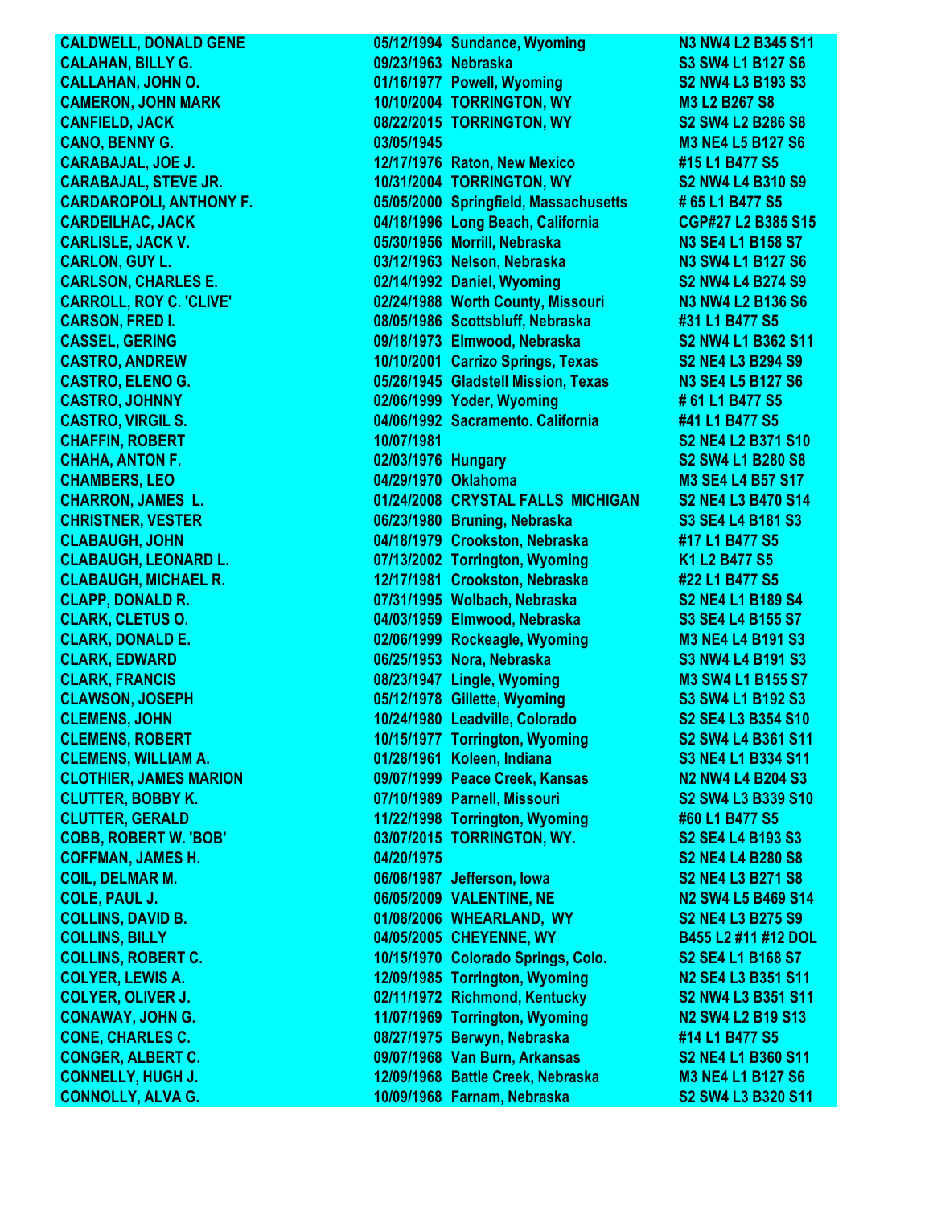| | | | |
|---|---|---|---|
| CALDWELL, DONALD GENE | 05/12/1994 | Sundance, Wyoming | N3 NW4 L2 B345 S11 |
| CALAHAN, BILLY G. | 09/23/1963 | Nebraska | S3 SW4 L1 B127 S6 |
| CALLAHAN, JOHN O. | 01/16/1977 | Powell, Wyoming | S2 NW4 L3 B193 S3 |
| CAMERON, JOHN MARK | 10/10/2004 | TORRINGTON, WY | M3 L2 B267 S8 |
| CANFIELD, JACK | 08/22/2015 | TORRINGTON, WY | S2 SW4 L2 B286 S8 |
| CANO, BENNY G. | 03/05/1945 | | M3 NE4 L5 B127 S6 |
| CARABAJAL, JOE J. | 12/17/1976 | Raton, New Mexico | #15 L1 B477 S5 |
| CARABAJAL, STEVE JR. | 10/31/2004 | TORRINGTON, WY | S2 NW4 L4 B310 S9 |
| CARDAROPOLI, ANTHONY F. | 05/05/2000 | Springfield, Massachusetts | # 65 L1 B477 S5 |
| CARDEILHAC, JACK | 04/18/1996 | Long Beach, California | CGP#27 L2 B385 S15 |
| CARLISLE, JACK V. | 05/30/1956 | Morrill, Nebraska | N3 SE4 L1 B158 S7 |
| CARLON, GUY L. | 03/12/1963 | Nelson, Nebraska | N3 SW4 L1 B127 S6 |
| CARLSON, CHARLES E. | 02/14/1992 | Daniel, Wyoming | S2 NW4 L4 B274 S9 |
| CARROLL, ROY C. 'CLIVE' | 02/24/1988 | Worth County, Missouri | N3 NW4 L2 B136 S6 |
| CARSON, FRED I. | 08/05/1986 | Scottsbluff, Nebraska | #31 L1 B477 S5 |
| CASSEL, GERING | 09/18/1973 | Elmwood, Nebraska | S2 NW4 L1 B362 S11 |
| CASTRO, ANDREW | 10/10/2001 | Carrizo Springs, Texas | S2 NE4 L3 B294 S9 |
| CASTRO, ELENO G. | 05/26/1945 | Gladstell Mission, Texas | N3 SE4 L5 B127 S6 |
| CASTRO, JOHNNY | 02/06/1999 | Yoder, Wyoming | # 61 L1 B477 S5 |
| CASTRO, VIRGIL S. | 04/06/1992 | Sacramento. California | #41 L1 B477 S5 |
| CHAFFIN, ROBERT | 10/07/1981 | | S2 NE4 L2 B371 S10 |
| CHAHA, ANTON F. | 02/03/1976 | Hungary | S2 SW4 L1 B280 S8 |
| CHAMBERS, LEO | 04/29/1970 | Oklahoma | M3 SE4 L4 B57 S17 |
| CHARRON, JAMES L. | 01/24/2008 | CRYSTAL FALLS MICHIGAN | S2 NE4 L3 B470 S14 |
| CHRISTNER, VESTER | 06/23/1980 | Bruning, Nebraska | S3 SE4 L4 B181 S3 |
| CLABAUGH, JOHN | 04/18/1979 | Crookston, Nebraska | #17 L1 B477 S5 |
| CLABAUGH, LEONARD L. | 07/13/2002 | Torrington, Wyoming | K1 L2 B477 S5 |
| CLABAUGH, MICHAEL R. | 12/17/1981 | Crookston, Nebraska | #22 L1 B477 S5 |
| CLAPP, DONALD R. | 07/31/1995 | Wolbach, Nebraska | S2 NE4 L1 B189 S4 |
| CLARK, CLETUS O. | 04/03/1959 | Elmwood, Nebraska | S3 SE4 L4 B155 S7 |
| CLARK, DONALD E. | 02/06/1999 | Rockeagle, Wyoming | M3 NE4 L4 B191 S3 |
| CLARK, EDWARD | 06/25/1953 | Nora, Nebraska | S3 NW4 L4 B191 S3 |
| CLARK, FRANCIS | 08/23/1947 | Lingle, Wyoming | M3 SW4 L1 B155 S7 |
| CLAWSON, JOSEPH | 05/12/1978 | Gillette, Wyoming | S3 SW4 L1 B192 S3 |
| CLEMENS, JOHN | 10/24/1980 | Leadville, Colorado | S2 SE4 L3 B354 S10 |
| CLEMENS, ROBERT | 10/15/1977 | Torrington, Wyoming | S2 SW4 L4 B361 S11 |
| CLEMENS, WILLIAM A. | 01/28/1961 | Koleen, Indiana | S3 NE4 L1 B334 S11 |
| CLOTHIER, JAMES MARION | 09/07/1999 | Peace Creek, Kansas | N2 NW4 L4 B204 S3 |
| CLUTTER, BOBBY K. | 07/10/1989 | Parnell, Missouri | S2 SW4 L3 B339 S10 |
| CLUTTER, GERALD | 11/22/1998 | Torrington, Wyoming | #60 L1 B477 S5 |
| COBB, ROBERT W. 'BOB' | 03/07/2015 | TORRINGTON, WY. | S2 SE4 L4 B193 S3 |
| COFFMAN, JAMES H. | 04/20/1975 | | S2 NE4 L4 B280 S8 |
| COIL, DELMAR M. | 06/06/1987 | Jefferson, Iowa | S2 NE4 L3 B271 S8 |
| COLE, PAUL J. | 06/05/2009 | VALENTINE, NE | N2 SW4 L5 B469 S14 |
| COLLINS, DAVID B. | 01/08/2006 | WHEARLAND, WY | S2 NE4 L3 B275 S9 |
| COLLINS, BILLY | 04/05/2005 | CHEYENNE, WY | B455 L2 #11 #12 DOL |
| COLLINS, ROBERT C. | 10/15/1970 | Colorado Springs, Colo. | S2 SE4 L1 B168 S7 |
| COLYER, LEWIS A. | 12/09/1985 | Torrington, Wyoming | N2 SE4 L3 B351 S11 |
| COLYER, OLIVER J. | 02/11/1972 | Richmond, Kentucky | S2 NW4 L3 B351 S11 |
| CONAWAY, JOHN G. | 11/07/1969 | Torrington, Wyoming | N2 SW4 L2 B19 S13 |
| CONE, CHARLES C. | 08/27/1975 | Berwyn, Nebraska | #14 L1 B477 S5 |
| CONGER, ALBERT C. | 09/07/1968 | Van Burn, Arkansas | S2 NE4 L1 B360 S11 |
| CONNELLY, HUGH J. | 12/09/1968 | Battle Creek, Nebraska | M3 NE4 L1 B127 S6 |
| CONNOLLY, ALVA G. | 10/09/1968 | Farnam, Nebraska | S2 SW4 L3 B320 S11 |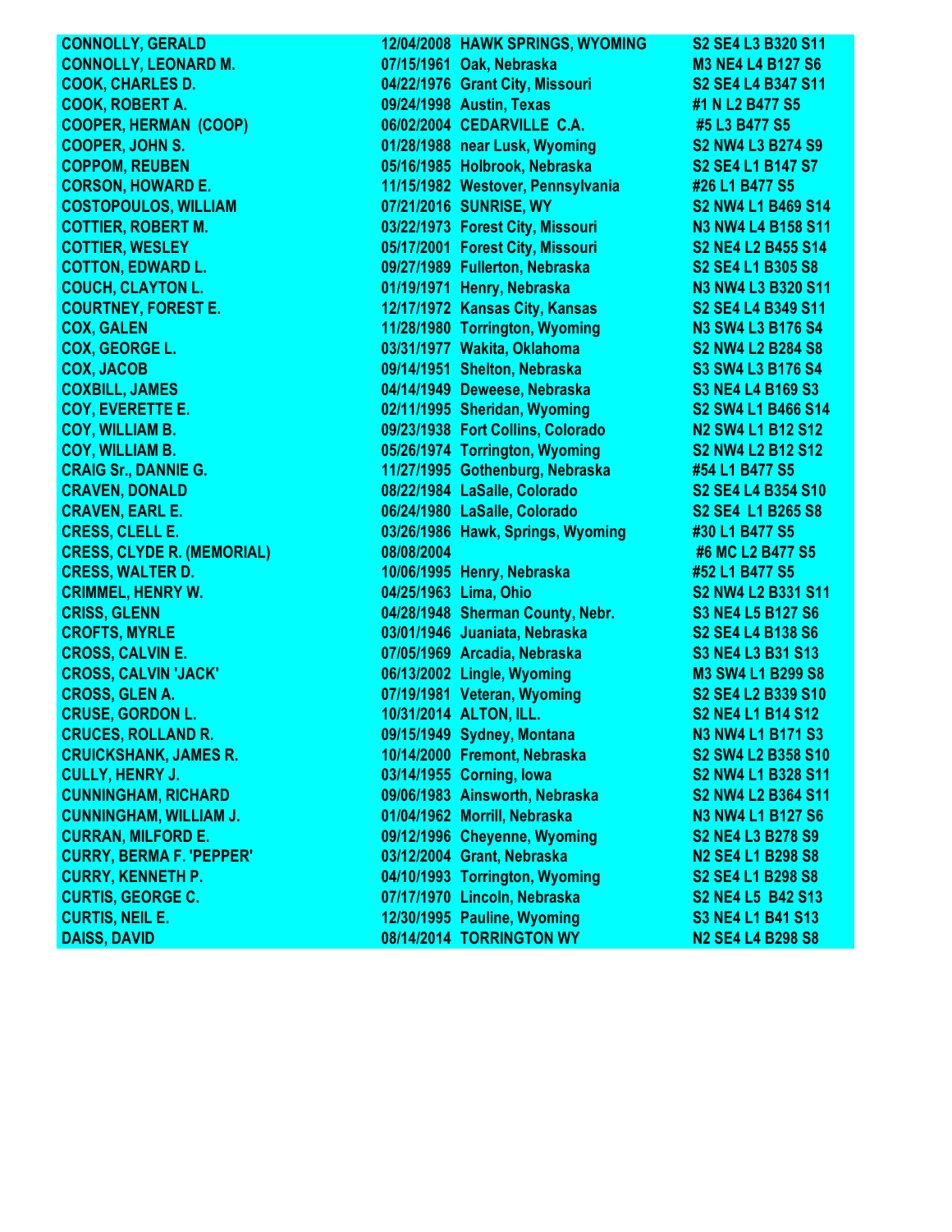| | | | |
|---|---|---|---|
| CONNOLLY, GERALD | 12/04/2008 | HAWK SPRINGS, WYOMING | S2 SE4 L3 B320 S11 |
| CONNOLLY, LEONARD M. | 07/15/1961 | Oak, Nebraska | M3 NE4 L4 B127 S6 |
| COOK, CHARLES D. | 04/22/1976 | Grant City, Missouri | S2 SE4 L4 B347 S11 |
| COOK, ROBERT A. | 09/24/1998 | Austin, Texas | #1 N L2 B477 S5 |
| COOPER, HERMAN (COOP) | 06/02/2004 | CEDARVILLE C.A. | #5 L3 B477 S5 |
| COOPER, JOHN S. | 01/28/1988 | near Lusk, Wyoming | S2 NW4 L3 B274 S9 |
| COPPOM, REUBEN | 05/16/1985 | Holbrook, Nebraska | S2 SE4 L1 B147 S7 |
| CORSON, HOWARD E. | 11/15/1982 | Westover, Pennsylvania | #26 L1 B477 S5 |
| COSTOPOULOS, WILLIAM | 07/21/2016 | SUNRISE, WY | S2 NW4 L1 B469 S14 |
| COTTIER, ROBERT M. | 03/22/1973 | Forest City, Missouri | N3 NW4 L4 B158 S11 |
| COTTIER, WESLEY | 05/17/2001 | Forest City, Missouri | S2 NE4 L2 B455 S14 |
| COTTON, EDWARD L. | 09/27/1989 | Fullerton, Nebraska | S2 SE4 L1 B305 S8 |
| COUCH, CLAYTON L. | 01/19/1971 | Henry, Nebraska | N3 NW4 L3 B320 S11 |
| COURTNEY, FOREST E. | 12/17/1972 | Kansas City, Kansas | S2 SE4 L4 B349 S11 |
| COX, GALEN | 11/28/1980 | Torrington, Wyoming | N3 SW4 L3 B176 S4 |
| COX, GEORGE L. | 03/31/1977 | Wakita, Oklahoma | S2 NW4 L2 B284 S8 |
| COX, JACOB | 09/14/1951 | Shelton, Nebraska | S3 SW4 L3 B176 S4 |
| COXBILL, JAMES | 04/14/1949 | Deweese, Nebraska | S3 NE4 L4 B169 S3 |
| COY, EVERETTE E. | 02/11/1995 | Sheridan, Wyoming | S2 SW4 L1 B466 S14 |
| COY, WILLIAM B. | 09/23/1938 | Fort Collins, Colorado | N2 SW4 L1 B12 S12 |
| COY, WILLIAM B. | 05/26/1974 | Torrington, Wyoming | S2 NW4 L2 B12 S12 |
| CRAIG Sr., DANNIE G. | 11/27/1995 | Gothenburg, Nebraska | #54 L1 B477 S5 |
| CRAVEN, DONALD | 08/22/1984 | LaSalle, Colorado | S2 SE4 L4 B354 S10 |
| CRAVEN, EARL E. | 06/24/1980 | LaSalle, Colorado | S2 SE4 L1 B265 S8 |
| CRESS, CLELL E. | 03/26/1986 | Hawk, Springs, Wyoming | #30 L1 B477 S5 |
| CRESS, CLYDE R. (MEMORIAL) | 08/08/2004 | | #6 MC L2 B477 S5 |
| CRESS, WALTER D. | 10/06/1995 | Henry, Nebraska | #52 L1 B477 S5 |
| CRIMMEL, HENRY W. | 04/25/1963 | Lima, Ohio | S2 NW4 L2 B331 S11 |
| CRISS, GLENN | 04/28/1948 | Sherman County, Nebr. | S3 NE4 L5 B127 S6 |
| CROFTS, MYRLE | 03/01/1946 | Juaniata, Nebraska | S2 SE4 L4 B138 S6 |
| CROSS, CALVIN E. | 07/05/1969 | Arcadia, Nebraska | S3 NE4 L3 B31 S13 |
| CROSS, CALVIN 'JACK' | 06/13/2002 | Lingle, Wyoming | M3 SW4 L1 B299 S8 |
| CROSS, GLEN A. | 07/19/1981 | Veteran, Wyoming | S2 SE4 L2 B339 S10 |
| CRUSE, GORDON L. | 10/31/2014 | ALTON, ILL. | S2 NE4 L1 B14 S12 |
| CRUCES, ROLLAND R. | 09/15/1949 | Sydney, Montana | N3 NW4 L1 B171 S3 |
| CRUICKSHANK, JAMES R. | 10/14/2000 | Fremont, Nebraska | S2 SW4 L2 B358 S10 |
| CULLY, HENRY J. | 03/14/1955 | Corning, Iowa | S2 NW4 L1 B328 S11 |
| CUNNINGHAM, RICHARD | 09/06/1983 | Ainsworth, Nebraska | S2 NW4 L2 B364 S11 |
| CUNNINGHAM, WILLIAM J. | 01/04/1962 | Morrill, Nebraska | N3 NW4 L1 B127 S6 |
| CURRAN, MILFORD E. | 09/12/1996 | Cheyenne, Wyoming | S2 NE4 L3 B278 S9 |
| CURRY, BERMA F. 'PEPPER' | 03/12/2004 | Grant, Nebraska | N2 SE4 L1 B298 S8 |
| CURRY, KENNETH P. | 04/10/1993 | Torrington, Wyoming | S2 SE4 L1 B298 S8 |
| CURTIS, GEORGE C. | 07/17/1970 | Lincoln, Nebraska | S2 NE4 L5 B42 S13 |
| CURTIS, NEIL E. | 12/30/1995 | Pauline, Wyoming | S3 NE4 L1 B41 S13 |
| DAISS, DAVID | 08/14/2014 | TORRINGTON WY | N2 SE4 L4 B298 S8 |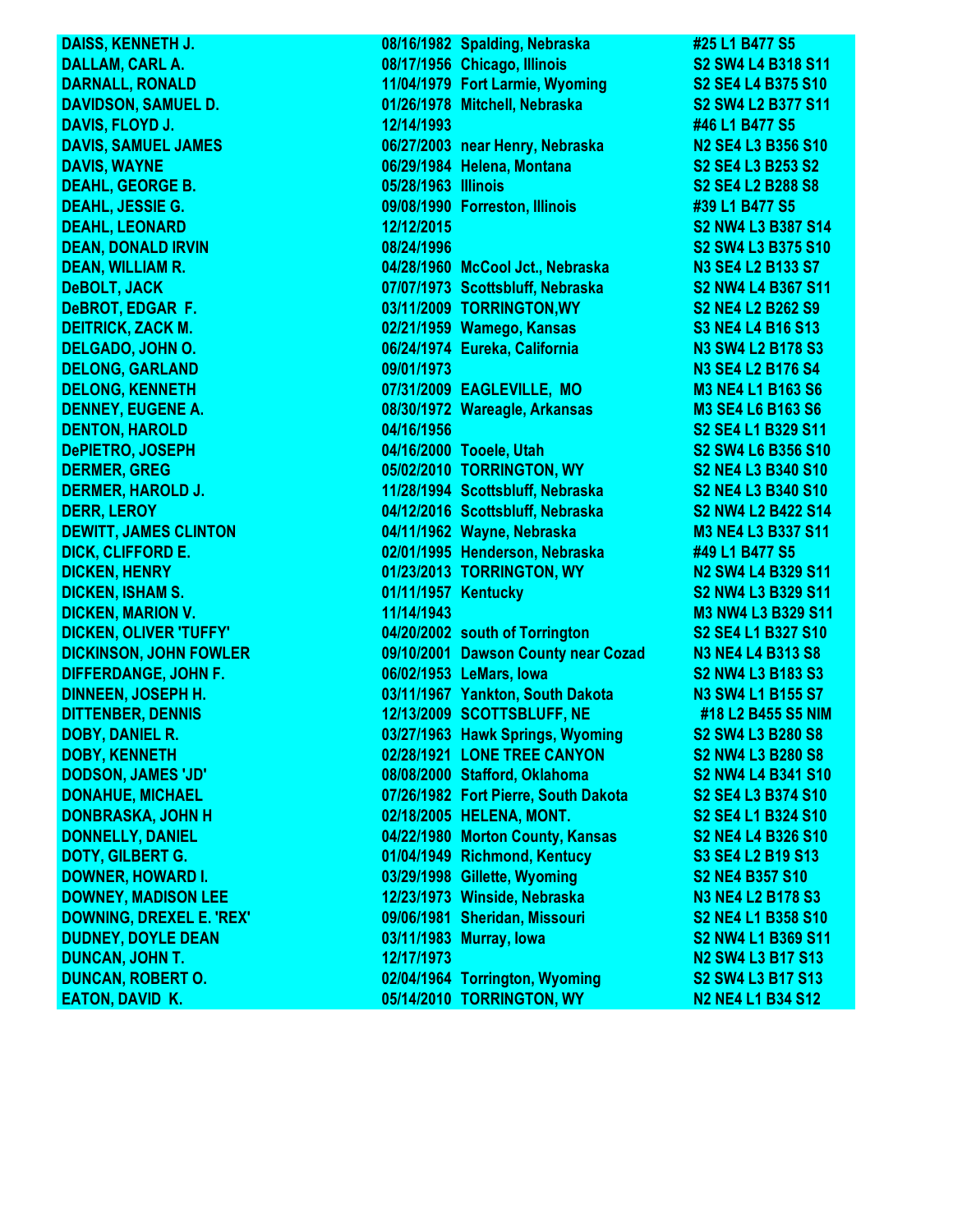| | | | |
|---|---|---|---|
| DAISS, KENNETH J. | 08/16/1982 | Spalding, Nebraska | #25 L1 B477 S5 |
| DALLAM, CARL A. | 08/17/1956 | Chicago, Illinois | S2 SW4 L4 B318 S11 |
| DARNALL, RONALD | 11/04/1979 | Fort Larmie, Wyoming | S2 SE4 L4 B375 S10 |
| DAVIDSON, SAMUEL D. | 01/26/1978 | Mitchell, Nebraska | S2 SW4 L2 B377 S11 |
| DAVIS, FLOYD J. | 12/14/1993 | | #46 L1 B477 S5 |
| DAVIS, SAMUEL JAMES | 06/27/2003 | near Henry, Nebraska | N2 SE4 L3 B356 S10 |
| DAVIS, WAYNE | 06/29/1984 | Helena, Montana | S2 SE4 L3 B253 S2 |
| DEAHL, GEORGE B. | 05/28/1963 | Illinois | S2 SE4 L2 B288 S8 |
| DEAHL, JESSIE G. | 09/08/1990 | Forreston, Illinois | #39 L1 B477 S5 |
| DEAHL, LEONARD | 12/12/2015 | | S2 NW4 L3 B387 S14 |
| DEAN, DONALD IRVIN | 08/24/1996 | | S2 SW4 L3 B375 S10 |
| DEAN, WILLIAM R. | 04/28/1960 | McCool Jct., Nebraska | N3 SE4 L2 B133 S7 |
| DeBOLT, JACK | 07/07/1973 | Scottsbluff, Nebraska | S2 NW4 L4 B367 S11 |
| DeBROT, EDGAR F. | 03/11/2009 | TORRINGTON,WY | S2 NE4 L2 B262 S9 |
| DEITRICK, ZACK M. | 02/21/1959 | Wamego, Kansas | S3 NE4 L4 B16 S13 |
| DELGADO, JOHN O. | 06/24/1974 | Eureka, California | N3 SW4 L2 B178 S3 |
| DELONG, GARLAND | 09/01/1973 | | N3 SE4 L2 B176 S4 |
| DELONG, KENNETH | 07/31/2009 | EAGLEVILLE, MO | M3 NE4 L1 B163 S6 |
| DENNEY, EUGENE A. | 08/30/1972 | Wareagle, Arkansas | M3 SE4 L6 B163 S6 |
| DENTON, HAROLD | 04/16/1956 | | S2 SE4 L1 B329 S11 |
| DePIETRO, JOSEPH | 04/16/2000 | Tooele, Utah | S2 SW4 L6 B356 S10 |
| DERMER, GREG | 05/02/2010 | TORRINGTON, WY | S2 NE4 L3 B340 S10 |
| DERMER, HAROLD J. | 11/28/1994 | Scottsbluff, Nebraska | S2 NE4 L3 B340 S10 |
| DERR, LEROY | 04/12/2016 | Scottsbluff, Nebraska | S2 NW4 L2 B422 S14 |
| DEWITT, JAMES CLINTON | 04/11/1962 | Wayne, Nebraska | M3 NE4 L3 B337 S11 |
| DICK, CLIFFORD E. | 02/01/1995 | Henderson, Nebraska | #49 L1 B477 S5 |
| DICKEN, HENRY | 01/23/2013 | TORRINGTON, WY | N2 SW4 L4 B329 S11 |
| DICKEN, ISHAM S. | 01/11/1957 | Kentucky | S2 NW4 L3 B329 S11 |
| DICKEN, MARION V. | 11/14/1943 | | M3 NW4 L3 B329 S11 |
| DICKEN, OLIVER 'TUFFY' | 04/20/2002 | south of Torrington | S2 SE4 L1 B327 S10 |
| DICKINSON, JOHN FOWLER | 09/10/2001 | Dawson County near Cozad | N3 NE4 L4 B313 S8 |
| DIFFERDANGE, JOHN F. | 06/02/1953 | LeMars, Iowa | S2 NW4 L3 B183 S3 |
| DINNEEN, JOSEPH H. | 03/11/1967 | Yankton, South Dakota | N3 SW4 L1 B155 S7 |
| DITTENBER, DENNIS | 12/13/2009 | SCOTTSBLUFF, NE | #18 L2 B455 S5 NIM |
| DOBY, DANIEL R. | 03/27/1963 | Hawk Springs, Wyoming | S2 SW4 L3 B280 S8 |
| DOBY, KENNETH | 02/28/1921 | LONE TREE CANYON | S2 NW4 L3 B280 S8 |
| DODSON, JAMES 'JD' | 08/08/2000 | Stafford, Oklahoma | S2 NW4 L4 B341 S10 |
| DONAHUE, MICHAEL | 07/26/1982 | Fort Pierre, South Dakota | S2 SE4 L3 B374 S10 |
| DONBRASKA, JOHN H | 02/18/2005 | HELENA, MONT. | S2 SE4 L1 B324 S10 |
| DONNELLY, DANIEL | 04/22/1980 | Morton County, Kansas | S2 NE4 L4 B326 S10 |
| DOTY, GILBERT G. | 01/04/1949 | Richmond, Kentucy | S3 SE4 L2 B19 S13 |
| DOWNER, HOWARD I. | 03/29/1998 | Gillette, Wyoming | S2 NE4 B357 S10 |
| DOWNEY, MADISON LEE | 12/23/1973 | Winside, Nebraska | N3 NE4 L2 B178 S3 |
| DOWNING, DREXEL E. 'REX' | 09/06/1981 | Sheridan, Missouri | S2 NE4 L1 B358 S10 |
| DUDNEY, DOYLE DEAN | 03/11/1983 | Murray, Iowa | S2 NW4 L1 B369 S11 |
| DUNCAN, JOHN T. | 12/17/1973 | | N2 SW4 L3 B17 S13 |
| DUNCAN, ROBERT O. | 02/04/1964 | Torrington, Wyoming | S2 SW4 L3 B17 S13 |
| EATON, DAVID K. | 05/14/2010 | TORRINGTON, WY | N2 NE4 L1 B34 S12 |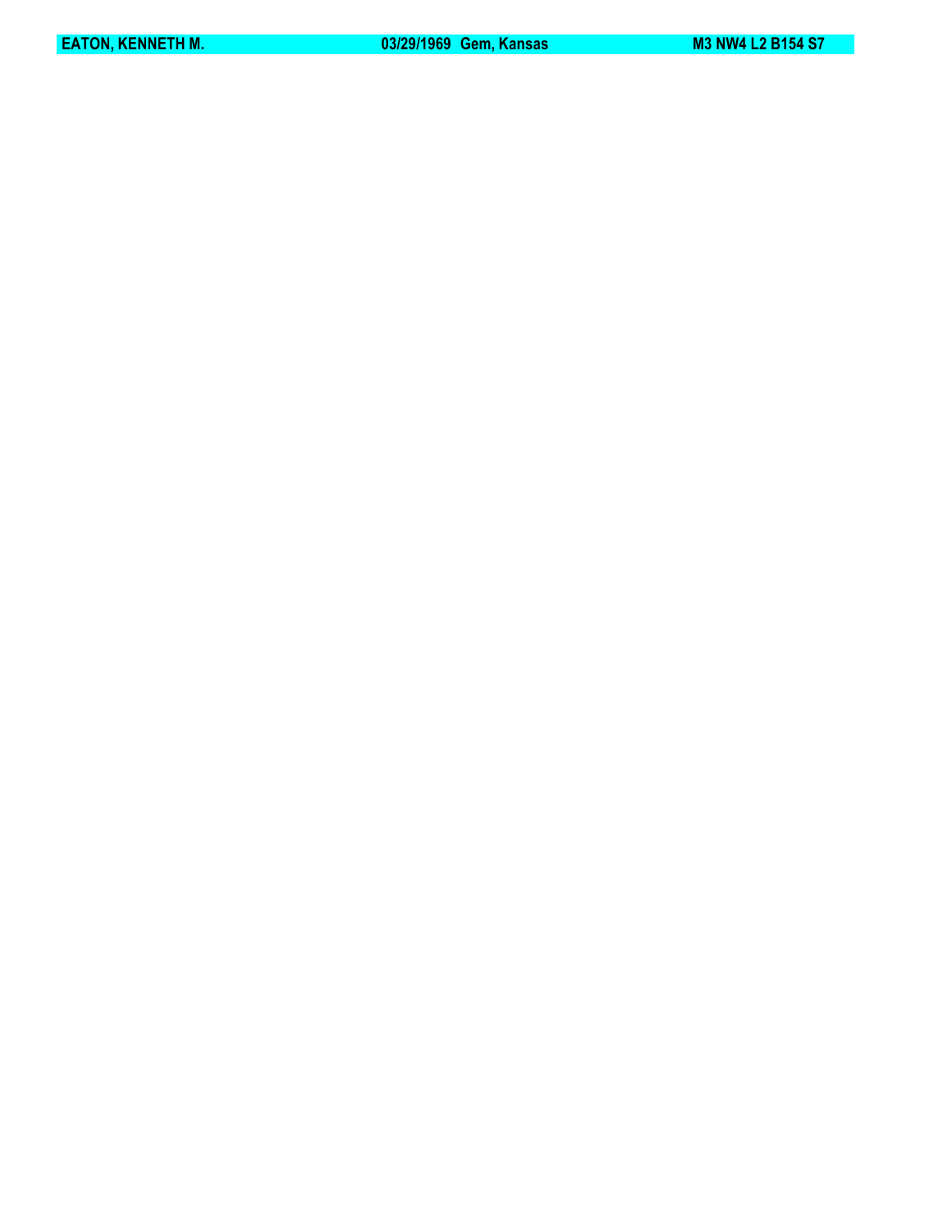| EATON, KENNETH M. | 03/29/1969 Gem, Kansas | M3 NW4 L2 B154 S7 |
| --- | --- | --- |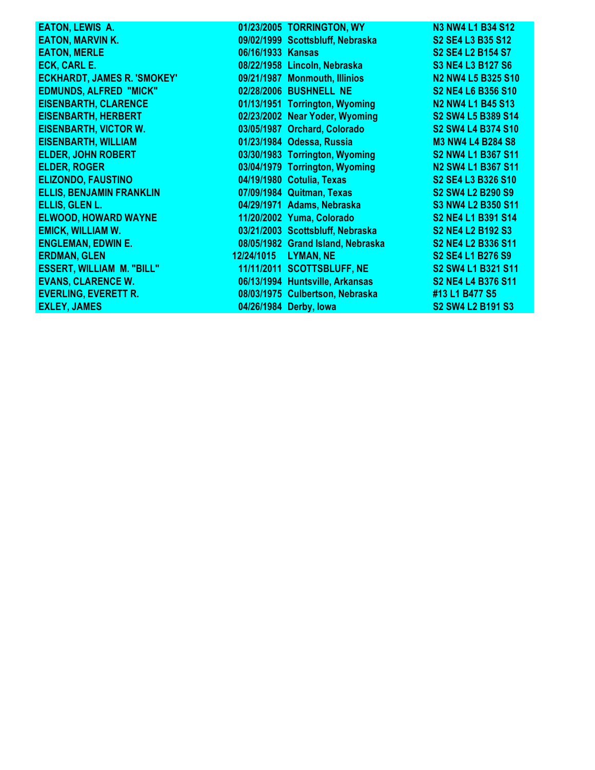| | | | |
|---|---|---|---|
| EATON, LEWIS A. | 01/23/2005 | TORRINGTON, WY | N3 NW4 L1 B34 S12 |
| EATON, MARVIN K. | 09/02/1999 | Scottsbluff, Nebraska | S2 SE4 L3 B35 S12 |
| EATON, MERLE | 06/16/1933 | Kansas | S2 SE4 L2 B154 S7 |
| ECK, CARL E. | 08/22/1958 | Lincoln, Nebraska | S3 NE4 L3 B127 S6 |
| ECKHARDT, JAMES R. 'SMOKEY' | 09/21/1987 | Monmouth, Illinios | N2 NW4 L5 B325 S10 |
| EDMUNDS, ALFRED "MICK" | 02/28/2006 | BUSHNELL NE | S2 NE4 L6 B356 S10 |
| EISENBARTH, CLARENCE | 01/13/1951 | Torrington, Wyoming | N2 NW4 L1 B45 S13 |
| EISENBARTH, HERBERT | 02/23/2002 | Near Yoder, Wyoming | S2 SW4 L5 B389 S14 |
| EISENBARTH, VICTOR W. | 03/05/1987 | Orchard, Colorado | S2 SW4 L4 B374 S10 |
| EISENBARTH, WILLIAM | 01/23/1984 | Odessa, Russia | M3 NW4 L4 B284 S8 |
| ELDER, JOHN ROBERT | 03/30/1983 | Torrington, Wyoming | S2 NW4 L1 B367 S11 |
| ELDER, ROGER | 03/04/1979 | Torrington, Wyoming | N2 SW4 L1 B367 S11 |
| ELIZONDO, FAUSTINO | 04/19/1980 | Cotulia, Texas | S2 SE4 L3 B326 S10 |
| ELLIS, BENJAMIN FRANKLIN | 07/09/1984 | Quitman, Texas | S2 SW4 L2 B290 S9 |
| ELLIS, GLEN L. | 04/29/1971 | Adams, Nebraska | S3 NW4 L2 B350 S11 |
| ELWOOD, HOWARD WAYNE | 11/20/2002 | Yuma, Colorado | S2 NE4 L1 B391 S14 |
| EMICK, WILLIAM W. | 03/21/2003 | Scottsbluff, Nebraska | S2 NE4 L2 B192 S3 |
| ENGLEMAN, EDWIN E. | 08/05/1982 | Grand Island, Nebraska | S2 NE4 L2 B336 S11 |
| ERDMAN, GLEN | 12/24/1015 | LYMAN, NE | S2 SE4 L1 B276 S9 |
| ESSERT, WILLIAM M. "BILL" | 11/11/2011 | SCOTTSBLUFF, NE | S2 SW4 L1 B321 S11 |
| EVANS, CLARENCE W. | 06/13/1994 | Huntsville, Arkansas | S2 NE4 L4 B376 S11 |
| EVERLING, EVERETT R. | 08/03/1975 | Culbertson, Nebraska | #13 L1 B477 S5 |
| EXLEY, JAMES | 04/26/1984 | Derby, Iowa | S2 SW4 L2 B191 S3 |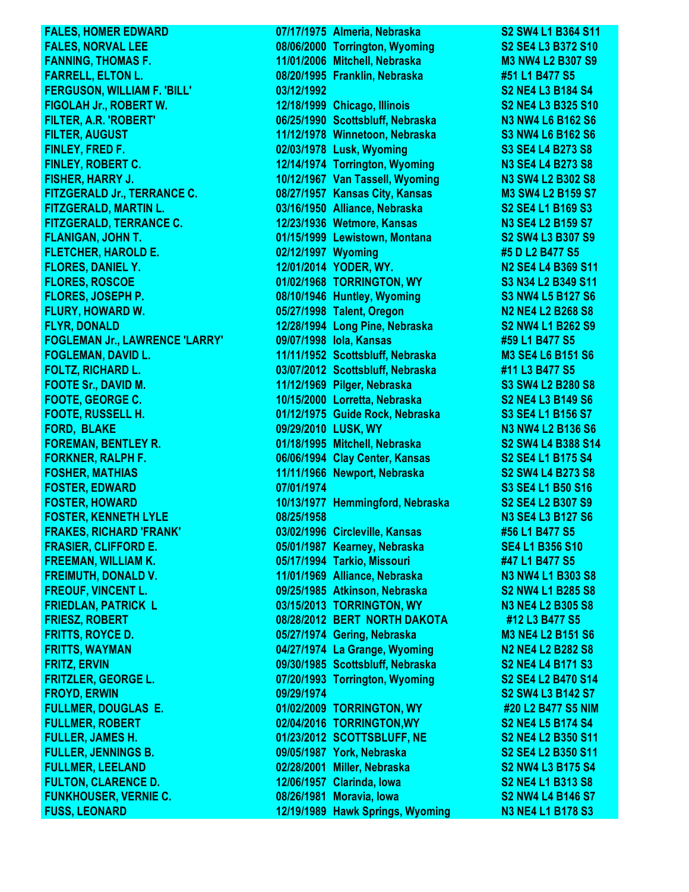| | | | |
|---|---|---|---|
| FALES, HOMER EDWARD | 07/17/1975 | Almeria, Nebraska | S2 SW4 L1 B364 S11 |
| FALES, NORVAL LEE | 08/06/2000 | Torrington, Wyoming | S2 SE4 L3 B372 S10 |
| FANNING, THOMAS F. | 11/01/2006 | Mitchell, Nebraska | M3 NW4 L2 B307 S9 |
| FARRELL, ELTON L. | 08/20/1995 | Franklin, Nebraska | #51 L1 B477 S5 |
| FERGUSON, WILLIAM F. 'BILL' | 03/12/1992 | | S2 NE4 L3 B184 S4 |
| FIGOLAH Jr., ROBERT W. | 12/18/1999 | Chicago, Illinois | S2 NE4 L3 B325 S10 |
| FILTER, A.R. 'ROBERT' | 06/25/1990 | Scottsbluff, Nebraska | N3 NW4 L6 B162 S6 |
| FILTER, AUGUST | 11/12/1978 | Winnetoon, Nebraska | S3 NW4 L6 B162 S6 |
| FINLEY, FRED F. | 02/03/1978 | Lusk, Wyoming | S3 SE4 L4 B273 S8 |
| FINLEY, ROBERT C. | 12/14/1974 | Torrington, Wyoming | N3 SE4 L4 B273 S8 |
| FISHER, HARRY J. | 10/12/1967 | Van Tassell, Wyoming | N3 SW4 L2 B302 S8 |
| FITZGERALD Jr., TERRANCE C. | 08/27/1957 | Kansas City, Kansas | M3 SW4 L2 B159 S7 |
| FITZGERALD, MARTIN L. | 03/16/1950 | Alliance, Nebraska | S2 SE4 L1 B169 S3 |
| FITZGERALD, TERRANCE C. | 12/23/1936 | Wetmore, Kansas | N3 SE4 L2 B159 S7 |
| FLANIGAN, JOHN T. | 01/15/1999 | Lewistown, Montana | S2 SW4 L3 B307 S9 |
| FLETCHER, HAROLD E. | 02/12/1997 | Wyoming | #5 D L2 B477 S5 |
| FLORES, DANIEL Y. | 12/01/2014 | YODER, WY. | N2 SE4 L4 B369 S11 |
| FLORES, ROSCOE | 01/02/1968 | TORRINGTON, WY | S3 N34 L2 B349 S11 |
| FLORES, JOSEPH P. | 08/10/1946 | Huntley, Wyoming | S3 NW4 L5 B127 S6 |
| FLURY, HOWARD W. | 05/27/1998 | Talent, Oregon | N2 NE4 L2 B268 S8 |
| FLYR, DONALD | 12/28/1994 | Long Pine, Nebraska | S2 NW4 L1 B262 S9 |
| FOGLEMAN Jr., LAWRENCE 'LARRY' | 09/07/1998 | Iola, Kansas | #59 L1 B477 S5 |
| FOGLEMAN, DAVID L. | 11/11/1952 | Scottsbluff, Nebraska | M3 SE4 L6 B151 S6 |
| FOLTZ, RICHARD L. | 03/07/2012 | Scottsbluff, Nebraska | #11 L3 B477 S5 |
| FOOTE Sr., DAVID M. | 11/12/1969 | Pilger, Nebraska | S3 SW4 L2 B280 S8 |
| FOOTE, GEORGE C. | 10/15/2000 | Lorretta, Nebraska | S2 NE4 L3 B149 S6 |
| FOOTE, RUSSELL H. | 01/12/1975 | Guide Rock, Nebraska | S3 SE4 L1 B156 S7 |
| FORD, BLAKE | 09/29/2010 | LUSK, WY | N3 NW4 L2 B136 S6 |
| FOREMAN, BENTLEY R. | 01/18/1995 | Mitchell, Nebraska | S2 SW4 L4 B388 S14 |
| FORKNER, RALPH F. | 06/06/1994 | Clay Center, Kansas | S2 SE4 L1 B175 S4 |
| FOSHER, MATHIAS | 11/11/1966 | Newport, Nebraska | S2 SW4 L4 B273 S8 |
| FOSTER, EDWARD | 07/01/1974 | | S3 SE4 L1 B50 S16 |
| FOSTER, HOWARD | 10/13/1977 | Hemmingford, Nebraska | S2 SE4 L2 B307 S9 |
| FOSTER, KENNETH LYLE | 08/25/1958 | | N3 SE4 L3 B127 S6 |
| FRAKES, RICHARD 'FRANK' | 03/02/1996 | Circleville, Kansas | #56 L1 B477 S5 |
| FRASIER, CLIFFORD E. | 05/01/1987 | Kearney, Nebraska | SE4 L1 B356 S10 |
| FREEMAN, WILLIAM K. | 05/17/1994 | Tarkio, Missouri | #47 L1 B477 S5 |
| FREIMUTH, DONALD V. | 11/01/1969 | Alliance, Nebraska | N3 NW4 L1 B303 S8 |
| FREOUF, VINCENT L. | 09/25/1985 | Atkinson, Nebraska | S2 NW4 L1 B285 S8 |
| FRIEDLAN, PATRICK L | 03/15/2013 | TORRINGTON, WY | N3 NE4 L2 B305 S8 |
| FRIESZ, ROBERT | 08/28/2012 | BERT NORTH DAKOTA | #12 L3 B477 S5 |
| FRITTS, ROYCE D. | 05/27/1974 | Gering, Nebraska | M3 NE4 L2 B151 S6 |
| FRITTS, WAYMAN | 04/27/1974 | La Grange, Wyoming | N2 NE4 L2 B282 S8 |
| FRITZ, ERVIN | 09/30/1985 | Scottsbluff, Nebraska | S2 NE4 L4 B171 S3 |
| FRITZLER, GEORGE L. | 07/20/1993 | Torrington, Wyoming | S2 SE4 L2 B470 S14 |
| FROYD, ERWIN | 09/29/1974 | | S2 SW4 L3 B142 S7 |
| FULLMER, DOUGLAS E. | 01/02/2009 | TORRINGTON, WY | #20 L2 B477 S5 NIM |
| FULLMER, ROBERT | 02/04/2016 | TORRINGTON,WY | S2 NE4 L5 B174 S4 |
| FULLER, JAMES H. | 01/23/2012 | SCOTTSBLUFF, NE | S2 NE4 L2 B350 S11 |
| FULLER, JENNINGS B. | 09/05/1987 | York, Nebraska | S2 SE4 L2 B350 S11 |
| FULLMER, LEELAND | 02/28/2001 | Miller, Nebraska | S2 NW4 L3 B175 S4 |
| FULTON, CLARENCE D. | 12/06/1957 | Clarinda, Iowa | S2 NE4 L1 B313 S8 |
| FUNKHOUSER, VERNIE C. | 08/26/1981 | Moravia, Iowa | S2 NW4 L4 B146 S7 |
| FUSS, LEONARD | 12/19/1989 | Hawk Springs, Wyoming | N3 NE4 L1 B178 S3 |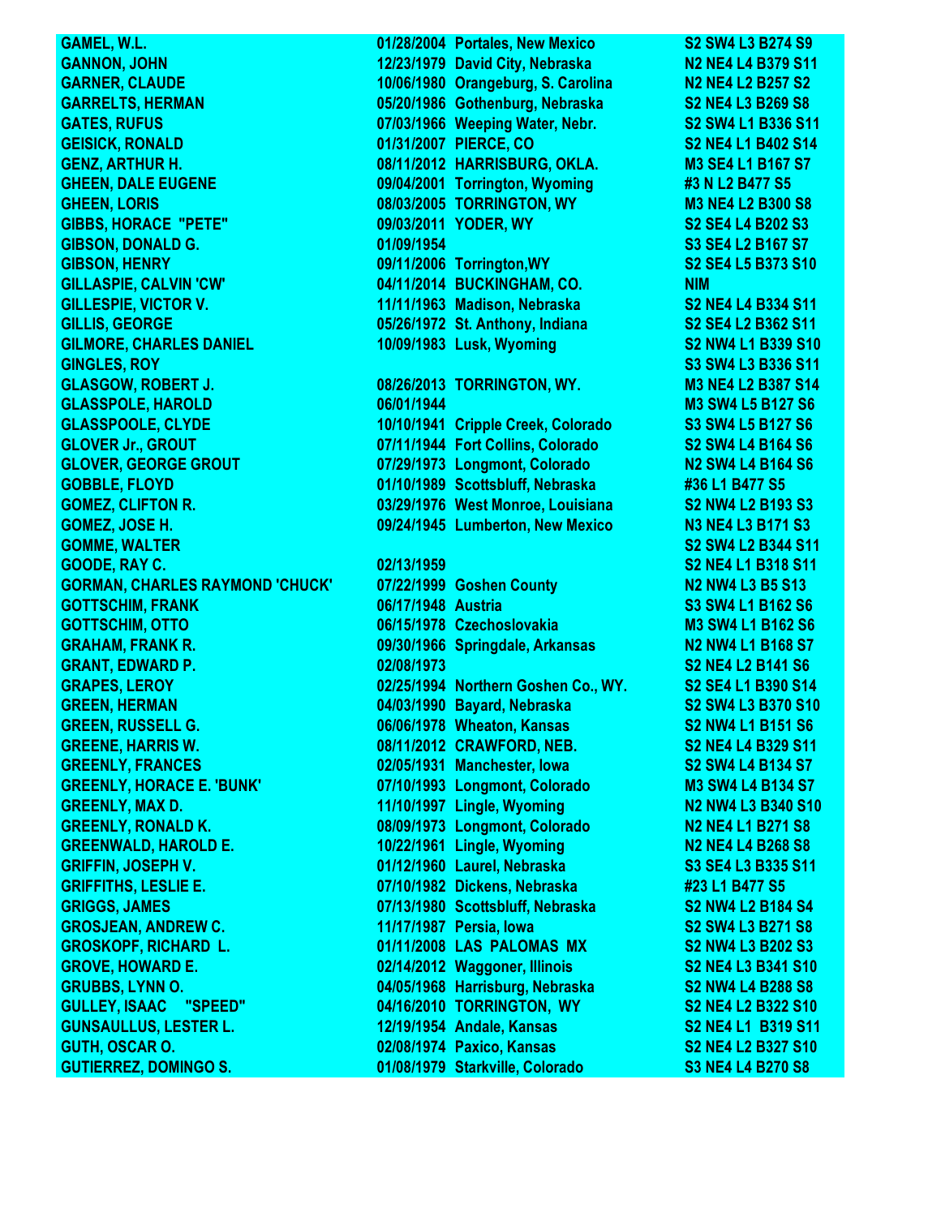| | | | |
|---|---|---|---|
| GAMEL, W.L. | 01/28/2004 | Portales, New Mexico | S2 SW4 L3 B274 S9 |
| GANNON, JOHN | 12/23/1979 | David City, Nebraska | N2 NE4 L4 B379 S11 |
| GARNER, CLAUDE | 10/06/1980 | Orangeburg, S. Carolina | N2 NE4 L2 B257 S2 |
| GARRELTS, HERMAN | 05/20/1986 | Gothenburg, Nebraska | S2 NE4 L3 B269 S8 |
| GATES, RUFUS | 07/03/1966 | Weeping Water, Nebr. | S2 SW4 L1 B336 S11 |
| GEISICK, RONALD | 01/31/2007 | PIERCE, CO | S2 NE4 L1 B402 S14 |
| GENZ, ARTHUR H. | 08/11/2012 | HARRISBURG, OKLA. | M3 SE4 L1 B167 S7 |
| GHEEN, DALE EUGENE | 09/04/2001 | Torrington, Wyoming | #3 N L2 B477 S5 |
| GHEEN, LORIS | 08/03/2005 | TORRINGTON, WY | M3 NE4 L2 B300 S8 |
| GIBBS, HORACE "PETE" | 09/03/2011 | YODER, WY | S2 SE4 L4 B202 S3 |
| GIBSON, DONALD G. | 01/09/1954 | | S3 SE4 L2 B167 S7 |
| GIBSON, HENRY | 09/11/2006 | Torrington,WY | S2 SE4 L5 B373 S10 |
| GILLASPIE, CALVIN 'CW' | 04/11/2014 | BUCKINGHAM, CO. | NIM |
| GILLESPIE, VICTOR V. | 11/11/1963 | Madison, Nebraska | S2 NE4 L4 B334 S11 |
| GILLIS, GEORGE | 05/26/1972 | St. Anthony, Indiana | S2 SE4 L2 B362 S11 |
| GILMORE, CHARLES DANIEL | 10/09/1983 | Lusk, Wyoming | S2 NW4 L1 B339 S10 |
| GINGLES, ROY | | | S3 SW4 L3 B336 S11 |
| GLASGOW, ROBERT J. | 08/26/2013 | TORRINGTON, WY. | M3 NE4 L2 B387 S14 |
| GLASSPOLE, HAROLD | 06/01/1944 | | M3 SW4 L5 B127 S6 |
| GLASSPOOLE, CLYDE | 10/10/1941 | Cripple Creek, Colorado | S3 SW4 L5 B127 S6 |
| GLOVER Jr., GROUT | 07/11/1944 | Fort Collins, Colorado | S2 SW4 L4 B164 S6 |
| GLOVER, GEORGE GROUT | 07/29/1973 | Longmont, Colorado | N2 SW4 L4 B164 S6 |
| GOBBLE, FLOYD | 01/10/1989 | Scottsbluff, Nebraska | #36 L1 B477 S5 |
| GOMEZ, CLIFTON R. | 03/29/1976 | West Monroe, Louisiana | S2 NW4 L2 B193 S3 |
| GOMEZ, JOSE H. | 09/24/1945 | Lumberton, New Mexico | N3 NE4 L3 B171 S3 |
| GOMME, WALTER | | | S2 SW4 L2 B344 S11 |
| GOODE, RAY C. | 02/13/1959 | | S2 NE4 L1 B318 S11 |
| GORMAN, CHARLES RAYMOND 'CHUCK' | 07/22/1999 | Goshen County | N2 NW4 L3 B5 S13 |
| GOTTSCHIM, FRANK | 06/17/1948 | Austria | S3 SW4 L1 B162 S6 |
| GOTTSCHIM, OTTO | 06/15/1978 | Czechoslovakia | M3 SW4 L1 B162 S6 |
| GRAHAM, FRANK R. | 09/30/1966 | Springdale, Arkansas | N2 NW4 L1 B168 S7 |
| GRANT, EDWARD P. | 02/08/1973 | | S2 NE4 L2 B141 S6 |
| GRAPES, LEROY | 02/25/1994 | Northern Goshen Co., WY. | S2 SE4 L1 B390 S14 |
| GREEN, HERMAN | 04/03/1990 | Bayard, Nebraska | S2 SW4 L3 B370 S10 |
| GREEN, RUSSELL G. | 06/06/1978 | Wheaton, Kansas | S2 NW4 L1 B151 S6 |
| GREENE, HARRIS W. | 08/11/2012 | CRAWFORD, NEB. | S2 NE4 L4 B329 S11 |
| GREENLY, FRANCES | 02/05/1931 | Manchester, Iowa | S2 SW4 L4 B134 S7 |
| GREENLY, HORACE E. 'BUNK' | 07/10/1993 | Longmont, Colorado | M3 SW4 L4 B134 S7 |
| GREENLY, MAX D. | 11/10/1997 | Lingle, Wyoming | N2 NW4 L3 B340 S10 |
| GREENLY, RONALD K. | 08/09/1973 | Longmont, Colorado | N2 NE4 L1 B271 S8 |
| GREENWALD, HAROLD E. | 10/22/1961 | Lingle, Wyoming | N2 NE4 L4 B268 S8 |
| GRIFFIN, JOSEPH V. | 01/12/1960 | Laurel, Nebraska | S3 SE4 L3 B335 S11 |
| GRIFFITHS, LESLIE E. | 07/10/1982 | Dickens, Nebraska | #23 L1 B477 S5 |
| GRIGGS, JAMES | 07/13/1980 | Scottsbluff, Nebraska | S2 NW4 L2 B184 S4 |
| GROSJEAN, ANDREW C. | 11/17/1987 | Persia, Iowa | S2 SW4 L3 B271 S8 |
| GROSKOPF, RICHARD L. | 01/11/2008 | LAS PALOMAS MX | S2 NW4 L3 B202 S3 |
| GROVE, HOWARD E. | 02/14/2012 | Waggoner, Illinois | S2 NE4 L3 B341 S10 |
| GRUBBS, LYNN O. | 04/05/1968 | Harrisburg, Nebraska | S2 NW4 L4 B288 S8 |
| GULLEY, ISAAC "SPEED" | 04/16/2010 | TORRINGTON, WY | S2 NE4 L2 B322 S10 |
| GUNSAULLUS, LESTER L. | 12/19/1954 | Andale, Kansas | S2 NE4 L1 B319 S11 |
| GUTH, OSCAR O. | 02/08/1974 | Paxico, Kansas | S2 NE4 L2 B327 S10 |
| GUTIERREZ, DOMINGO S. | 01/08/1979 | Starkville, Colorado | S3 NE4 L4 B270 S8 |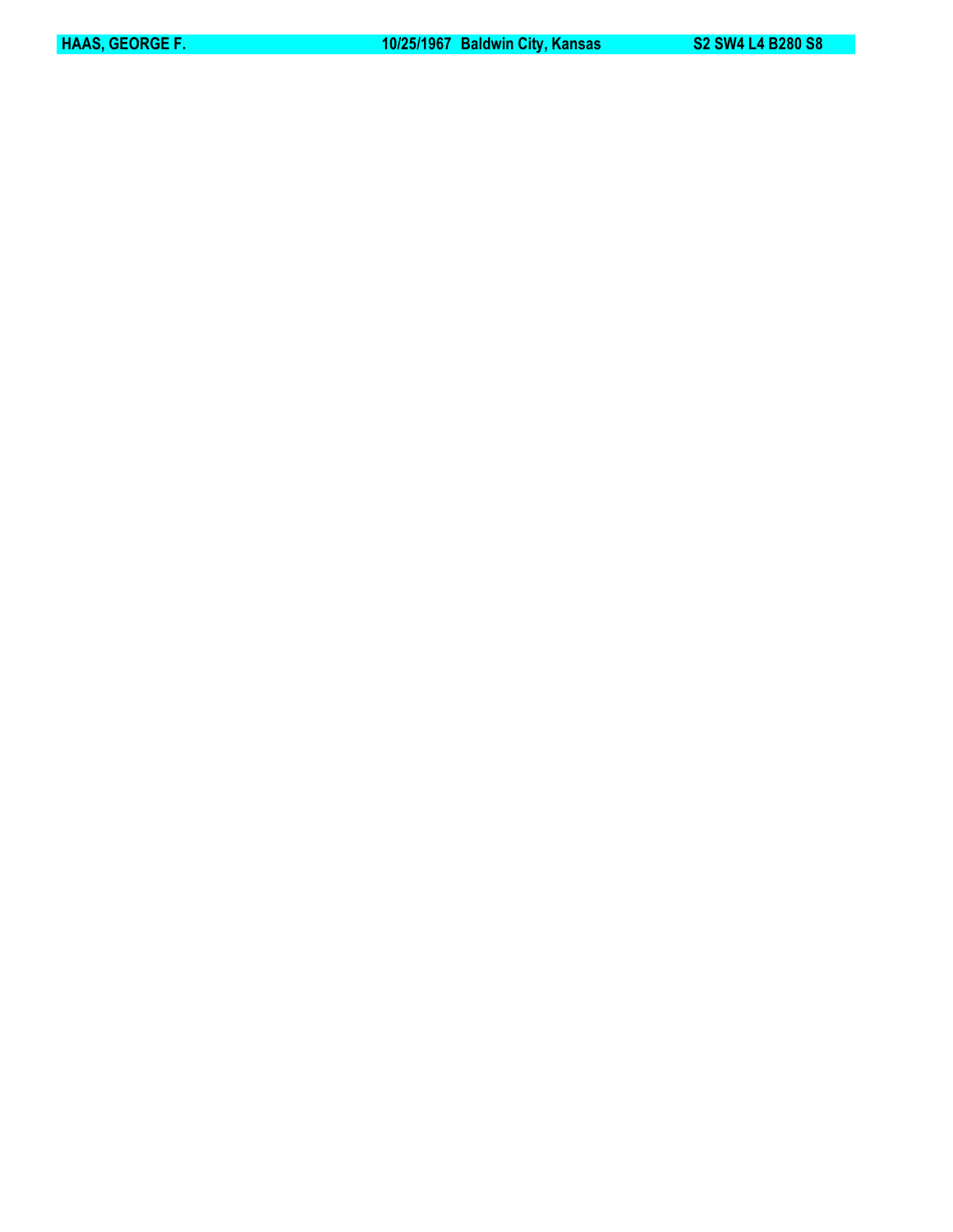| | | | |
|---|---|---|---|
| **HAAS, GEORGE F.** | **10/25/1967** | **Baldwin City, Kansas** | **S2 SW4 L4 B280 S8** |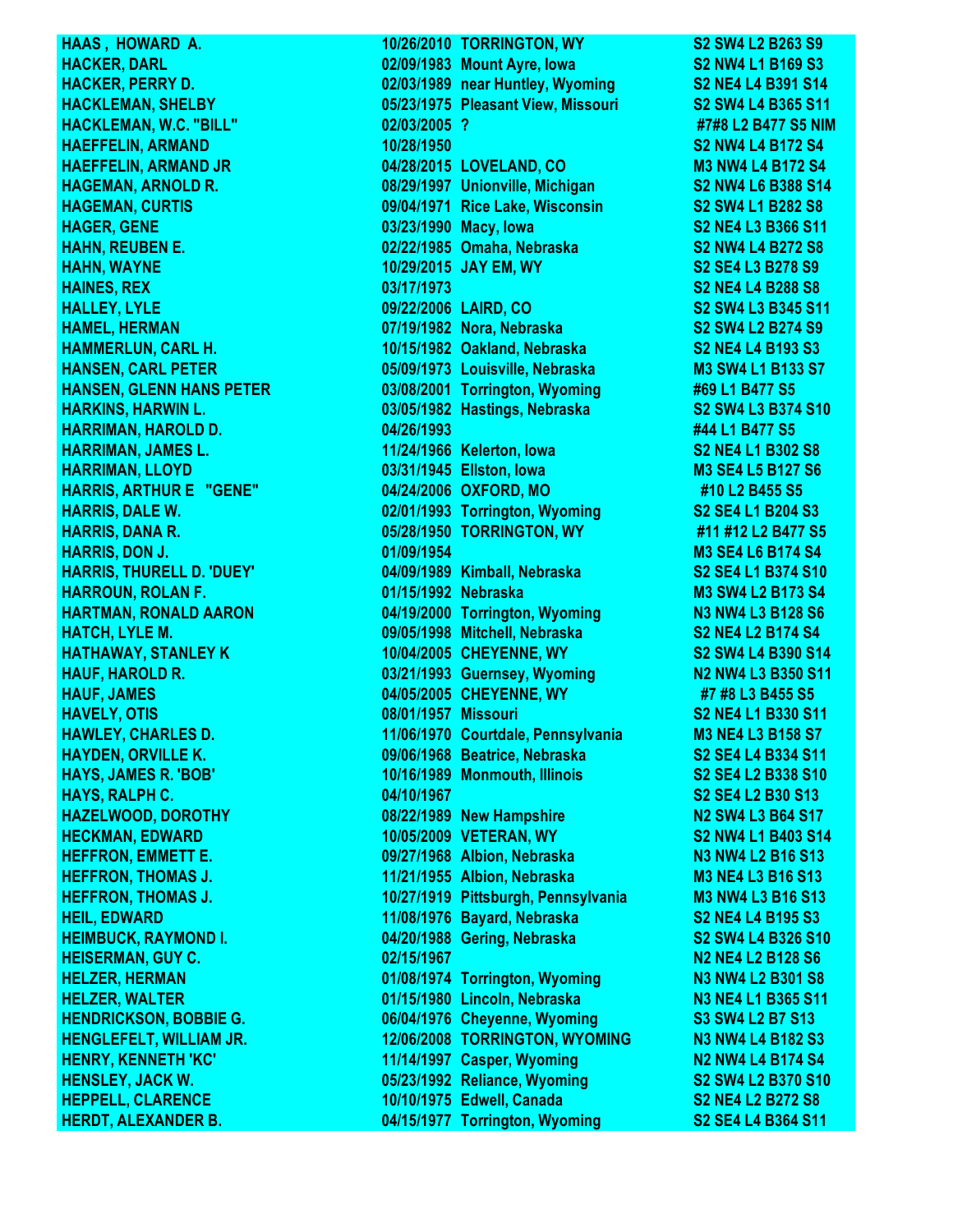| | | | |
|---|---|---|---|
| HAAS , HOWARD A. | 10/26/2010 | TORRINGTON, WY | S2 SW4 L2 B263 S9 |
| HACKER, DARL | 02/09/1983 | Mount Ayre, Iowa | S2 NW4 L1 B169 S3 |
| HACKER, PERRY D. | 02/03/1989 | near Huntley, Wyoming | S2 NE4 L4 B391 S14 |
| HACKLEMAN, SHELBY | 05/23/1975 | Pleasant View, Missouri | S2 SW4 L4 B365 S11 |
| HACKLEMAN, W.C. "BILL" | 02/03/2005 | ? | #7#8 L2 B477 S5 NIM |
| HAEFFELIN, ARMAND | 10/28/1950 | | S2 NW4 L4 B172 S4 |
| HAEFFELIN, ARMAND JR | 04/28/2015 | LOVELAND, CO | M3 NW4 L4 B172 S4 |
| HAGEMAN, ARNOLD R. | 08/29/1997 | Unionville, Michigan | S2 NW4 L6 B388 S14 |
| HAGEMAN, CURTIS | 09/04/1971 | Rice Lake, Wisconsin | S2 SW4 L1 B282 S8 |
| HAGER, GENE | 03/23/1990 | Macy, Iowa | S2 NE4 L3 B366 S11 |
| HAHN, REUBEN E. | 02/22/1985 | Omaha, Nebraska | S2 NW4 L4 B272 S8 |
| HAHN, WAYNE | 10/29/2015 | JAY EM, WY | S2 SE4 L3 B278 S9 |
| HAINES, REX | 03/17/1973 | | S2 NE4 L4 B288 S8 |
| HALLEY, LYLE | 09/22/2006 | LAIRD, CO | S2 SW4 L3 B345 S11 |
| HAMEL, HERMAN | 07/19/1982 | Nora, Nebraska | S2 SW4 L2 B274 S9 |
| HAMMERLUN, CARL H. | 10/15/1982 | Oakland, Nebraska | S2 NE4 L4 B193 S3 |
| HANSEN, CARL PETER | 05/09/1973 | Louisville, Nebraska | M3 SW4 L1 B133 S7 |
| HANSEN, GLENN HANS PETER | 03/08/2001 | Torrington, Wyoming | #69 L1 B477 S5 |
| HARKINS, HARWIN L. | 03/05/1982 | Hastings, Nebraska | S2 SW4 L3 B374 S10 |
| HARRIMAN, HAROLD D. | 04/26/1993 | | #44 L1 B477 S5 |
| HARRIMAN, JAMES L. | 11/24/1966 | Kelerton, Iowa | S2 NE4 L1 B302 S8 |
| HARRIMAN, LLOYD | 03/31/1945 | Ellston, Iowa | M3 SE4 L5 B127 S6 |
| HARRIS, ARTHUR E "GENE" | 04/24/2006 | OXFORD, MO | #10 L2 B455 S5 |
| HARRIS, DALE W. | 02/01/1993 | Torrington, Wyoming | S2 SE4 L1 B204 S3 |
| HARRIS, DANA R. | 05/28/1950 | TORRINGTON, WY | #11 #12 L2 B477 S5 |
| HARRIS, DON J. | 01/09/1954 | | M3 SE4 L6 B174 S4 |
| HARRIS, THURELL D. 'DUEY' | 04/09/1989 | Kimball, Nebraska | S2 SE4 L1 B374 S10 |
| HARROUN, ROLAN F. | 01/15/1992 | Nebraska | M3 SW4 L2 B173 S4 |
| HARTMAN, RONALD AARON | 04/19/2000 | Torrington, Wyoming | N3 NW4 L3 B128 S6 |
| HATCH, LYLE M. | 09/05/1998 | Mitchell, Nebraska | S2 NE4 L2 B174 S4 |
| HATHAWAY, STANLEY K | 10/04/2005 | CHEYENNE, WY | S2 SW4 L4 B390 S14 |
| HAUF, HAROLD R. | 03/21/1993 | Guernsey, Wyoming | N2 NW4 L3 B350 S11 |
| HAUF, JAMES | 04/05/2005 | CHEYENNE, WY | #7 #8 L3 B455 S5 |
| HAVELY, OTIS | 08/01/1957 | Missouri | S2 NE4 L1 B330 S11 |
| HAWLEY, CHARLES D. | 11/06/1970 | Courtdale, Pennsylvania | M3 NE4 L3 B158 S7 |
| HAYDEN, ORVILLE K. | 09/06/1968 | Beatrice, Nebraska | S2 SE4 L4 B334 S11 |
| HAYS, JAMES R. 'BOB' | 10/16/1989 | Monmouth, Illinois | S2 SE4 L2 B338 S10 |
| HAYS, RALPH C. | 04/10/1967 | | S2 SE4 L2 B30 S13 |
| HAZELWOOD, DOROTHY | 08/22/1989 | New Hampshire | N2 SW4 L3 B64 S17 |
| HECKMAN, EDWARD | 10/05/2009 | VETERAN, WY | S2 NW4 L1 B403 S14 |
| HEFFRON, EMMETT E. | 09/27/1968 | Albion, Nebraska | N3 NW4 L2 B16 S13 |
| HEFFRON, THOMAS J. | 11/21/1955 | Albion, Nebraska | M3 NE4 L3 B16 S13 |
| HEFFRON, THOMAS J. | 10/27/1919 | Pittsburgh, Pennsylvania | M3 NW4 L3 B16 S13 |
| HEIL, EDWARD | 11/08/1976 | Bayard, Nebraska | S2 NE4 L4 B195 S3 |
| HEIMBUCK, RAYMOND I. | 04/20/1988 | Gering, Nebraska | S2 SW4 L4 B326 S10 |
| HEISERMAN, GUY C. | 02/15/1967 | | N2 NE4 L2 B128 S6 |
| HELZER, HERMAN | 01/08/1974 | Torrington, Wyoming | N3 NW4 L2 B301 S8 |
| HELZER, WALTER | 01/15/1980 | Lincoln, Nebraska | N3 NE4 L1 B365 S11 |
| HENDRICKSON, BOBBIE G. | 06/04/1976 | Cheyenne, Wyoming | S3 SW4 L2 B7 S13 |
| HENGLEFELT, WILLIAM JR. | 12/06/2008 | TORRINGTON, WYOMING | N3 NW4 L4 B182 S3 |
| HENRY, KENNETH 'KC' | 11/14/1997 | Casper, Wyoming | N2 NW4 L4 B174 S4 |
| HENSLEY, JACK W. | 05/23/1992 | Reliance, Wyoming | S2 SW4 L2 B370 S10 |
| HEPPELL, CLARENCE | 10/10/1975 | Edwell, Canada | S2 NE4 L2 B272 S8 |
| HERDT, ALEXANDER B. | 04/15/1977 | Torrington, Wyoming | S2 SE4 L4 B364 S11 |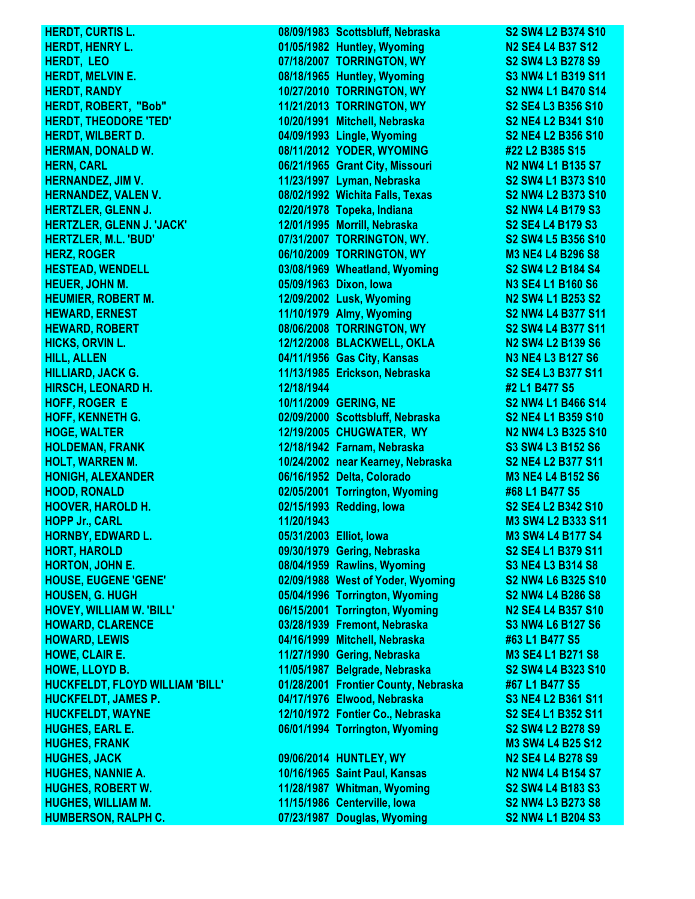| | | | |
|---|---|---|---|
| HERDT, CURTIS L. | 08/09/1983 | Scottsbluff, Nebraska | S2 SW4 L2 B374 S10 |
| HERDT, HENRY L. | 01/05/1982 | Huntley, Wyoming | N2 SE4 L4 B37 S12 |
| HERDT, LEO | 07/18/2007 | TORRINGTON, WY | S2 SW4 L3 B278 S9 |
| HERDT, MELVIN E. | 08/18/1965 | Huntley, Wyoming | S3 NW4 L1 B319 S11 |
| HERDT, RANDY | 10/27/2010 | TORRINGTON, WY | S2 NW4 L1 B470 S14 |
| HERDT, ROBERT, "Bob" | 11/21/2013 | TORRINGTON, WY | S2 SE4 L3 B356 S10 |
| HERDT, THEODORE 'TED' | 10/20/1991 | Mitchell, Nebraska | S2 NE4 L2 B341 S10 |
| HERDT, WILBERT D. | 04/09/1993 | Lingle, Wyoming | S2 NE4 L2 B356 S10 |
| HERMAN, DONALD W. | 08/11/2012 | YODER, WYOMING | #22 L2 B385 S15 |
| HERN, CARL | 06/21/1965 | Grant City, Missouri | N2 NW4 L1 B135 S7 |
| HERNANDEZ, JIM V. | 11/23/1997 | Lyman, Nebraska | S2 SW4 L1 B373 S10 |
| HERNANDEZ, VALEN V. | 08/02/1992 | Wichita Falls, Texas | S2 NW4 L2 B373 S10 |
| HERTZLER, GLENN J. | 02/20/1978 | Topeka, Indiana | S2 NW4 L4 B179 S3 |
| HERTZLER, GLENN J. 'JACK' | 12/01/1995 | Morrill, Nebraska | S2 SE4 L4 B179 S3 |
| HERTZLER, M.L. 'BUD' | 07/31/2007 | TORRINGTON, WY. | S2 SW4 L5 B356 S10 |
| HERZ, ROGER | 06/10/2009 | TORRINGTON, WY | M3 NE4 L4 B296 S8 |
| HESTEAD, WENDELL | 03/08/1969 | Wheatland, Wyoming | S2 SW4 L2 B184 S4 |
| HEUER, JOHN M. | 05/09/1963 | Dixon, Iowa | N3 SE4 L1 B160 S6 |
| HEUMIER, ROBERT M. | 12/09/2002 | Lusk, Wyoming | N2 SW4 L1 B253 S2 |
| HEWARD, ERNEST | 11/10/1979 | Almy, Wyoming | S2 NW4 L4 B377 S11 |
| HEWARD, ROBERT | 08/06/2008 | TORRINGTON, WY | S2 SW4 L4 B377 S11 |
| HICKS, ORVIN L. | 12/12/2008 | BLACKWELL, OKLA | N2 SW4 L2 B139 S6 |
| HILL, ALLEN | 04/11/1956 | Gas City, Kansas | N3 NE4 L3 B127 S6 |
| HILLIARD, JACK G. | 11/13/1985 | Erickson, Nebraska | S2 SE4 L3 B377 S11 |
| HIRSCH, LEONARD H. | 12/18/1944 | | #2 L1 B477 S5 |
| HOFF, ROGER E | 10/11/2009 | GERING, NE | S2 NW4 L1 B466 S14 |
| HOFF, KENNETH G. | 02/09/2000 | Scottsbluff, Nebraska | S2 NE4 L1 B359 S10 |
| HOGE, WALTER | 12/19/2005 | CHUGWATER, WY | N2 NW4 L3 B325 S10 |
| HOLDEMAN, FRANK | 12/18/1942 | Farnam, Nebraska | S3 SW4 L3 B152 S6 |
| HOLT, WARREN M. | 10/24/2002 | near Kearney, Nebraska | S2 NE4 L2 B377 S11 |
| HONIGH, ALEXANDER | 06/16/1952 | Delta, Colorado | M3 NE4 L4 B152 S6 |
| HOOD, RONALD | 02/05/2001 | Torrington, Wyoming | #68 L1 B477 S5 |
| HOOVER, HAROLD H. | 02/15/1993 | Redding, Iowa | S2 SE4 L2 B342 S10 |
| HOPP Jr., CARL | 11/20/1943 | | M3 SW4 L2 B333 S11 |
| HORNBY, EDWARD L. | 05/31/2003 | Elliot, Iowa | M3 SW4 L4 B177 S4 |
| HORT, HAROLD | 09/30/1979 | Gering, Nebraska | S2 SE4 L1 B379 S11 |
| HORTON, JOHN E. | 08/04/1959 | Rawlins, Wyoming | S3 NE4 L3 B314 S8 |
| HOUSE, EUGENE 'GENE' | 02/09/1988 | West of Yoder, Wyoming | S2 NW4 L6 B325 S10 |
| HOUSEN, G. HUGH | 05/04/1996 | Torrington, Wyoming | S2 NW4 L4 B286 S8 |
| HOVEY, WILLIAM W. 'BILL' | 06/15/2001 | Torrington, Wyoming | N2 SE4 L4 B357 S10 |
| HOWARD, CLARENCE | 03/28/1939 | Fremont, Nebraska | S3 NW4 L6 B127 S6 |
| HOWARD, LEWIS | 04/16/1999 | Mitchell, Nebraska | #63 L1 B477 S5 |
| HOWE, CLAIR E. | 11/27/1990 | Gering, Nebraska | M3 SE4 L1 B271 S8 |
| HOWE, LLOYD B. | 11/05/1987 | Belgrade, Nebraska | S2 SW4 L4 B323 S10 |
| HUCKFELDT, FLOYD WILLIAM 'BILL' | 01/28/2001 | Frontier County, Nebraska | #67 L1 B477 S5 |
| HUCKFELDT, JAMES P. | 04/17/1976 | Elwood, Nebraska | S3 NE4 L2 B361 S11 |
| HUCKFELDT, WAYNE | 12/10/1972 | Fontier Co., Nebraska | S2 SE4 L1 B352 S11 |
| HUGHES, EARL E. | 06/01/1994 | Torrington, Wyoming | S2 SW4 L2 B278 S9 |
| HUGHES, FRANK | | | M3 SW4 L4 B25 S12 |
| HUGHES, JACK | 09/06/2014 | HUNTLEY, WY | N2 SE4 L4 B278 S9 |
| HUGHES, NANNIE A. | 10/16/1965 | Saint Paul, Kansas | N2 NW4 L4 B154 S7 |
| HUGHES, ROBERT W. | 11/28/1987 | Whitman, Wyoming | S2 SW4 L4 B183 S3 |
| HUGHES, WILLIAM M. | 11/15/1986 | Centerville, Iowa | S2 NW4 L3 B273 S8 |
| HUMBERSON, RALPH C. | 07/23/1987 | Douglas, Wyoming | S2 NW4 L1 B204 S3 |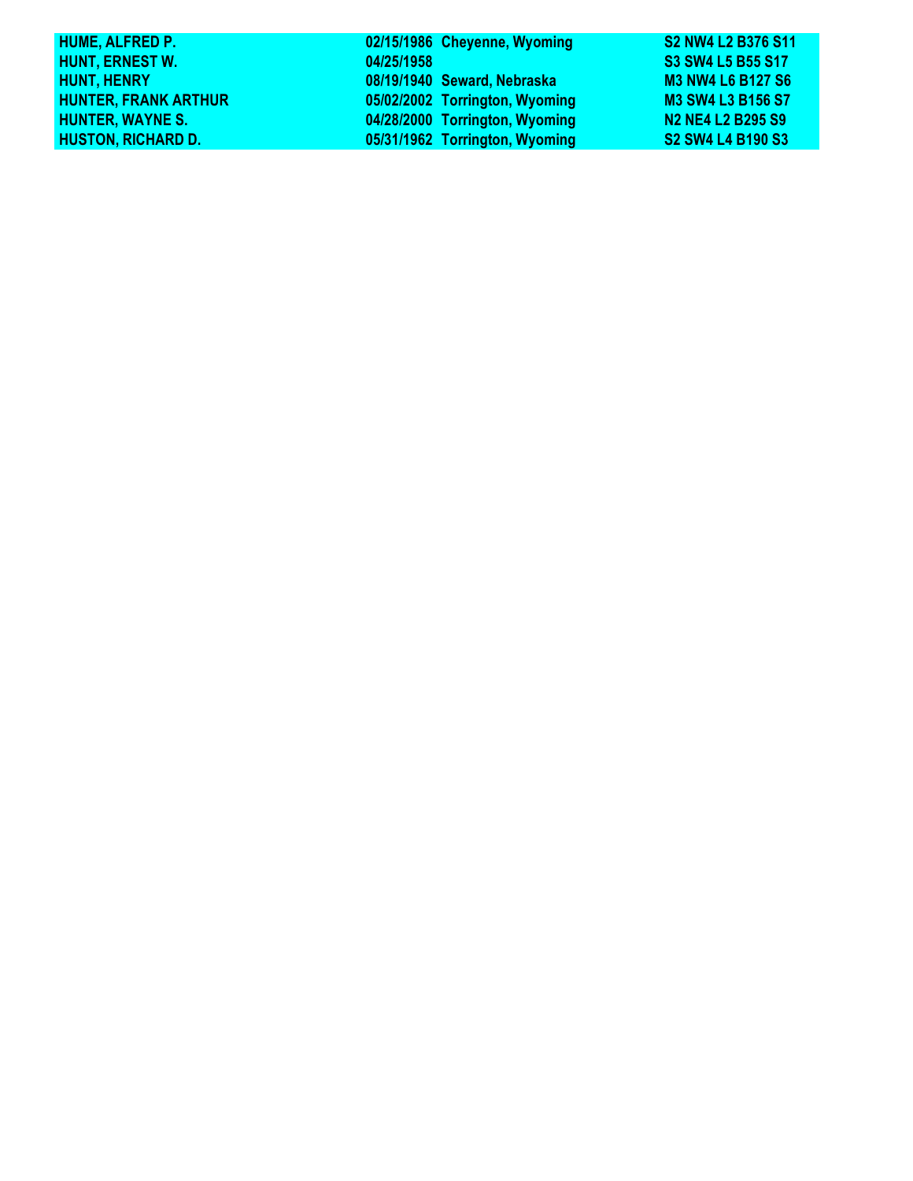| | | | |
|---|---|---|---|
| **HUME, ALFRED P.** | **02/15/1986** | **Cheyenne, Wyoming** | **S2 NW4 L2 B376 S11** |
| **HUNT, ERNEST W.** | **04/25/1958** | | **S3 SW4 L5 B55 S17** |
| **HUNT, HENRY** | **08/19/1940** | **Seward, Nebraska** | **M3 NW4 L6 B127 S6** |
| **HUNTER, FRANK ARTHUR** | **05/02/2002** | **Torrington, Wyoming** | **M3 SW4 L3 B156 S7** |
| **HUNTER, WAYNE S.** | **04/28/2000** | **Torrington, Wyoming** | **N2 NE4 L2 B295 S9** |
| **HUSTON, RICHARD D.** | **05/31/1962** | **Torrington, Wyoming** | **S2 SW4 L4 B190 S3** |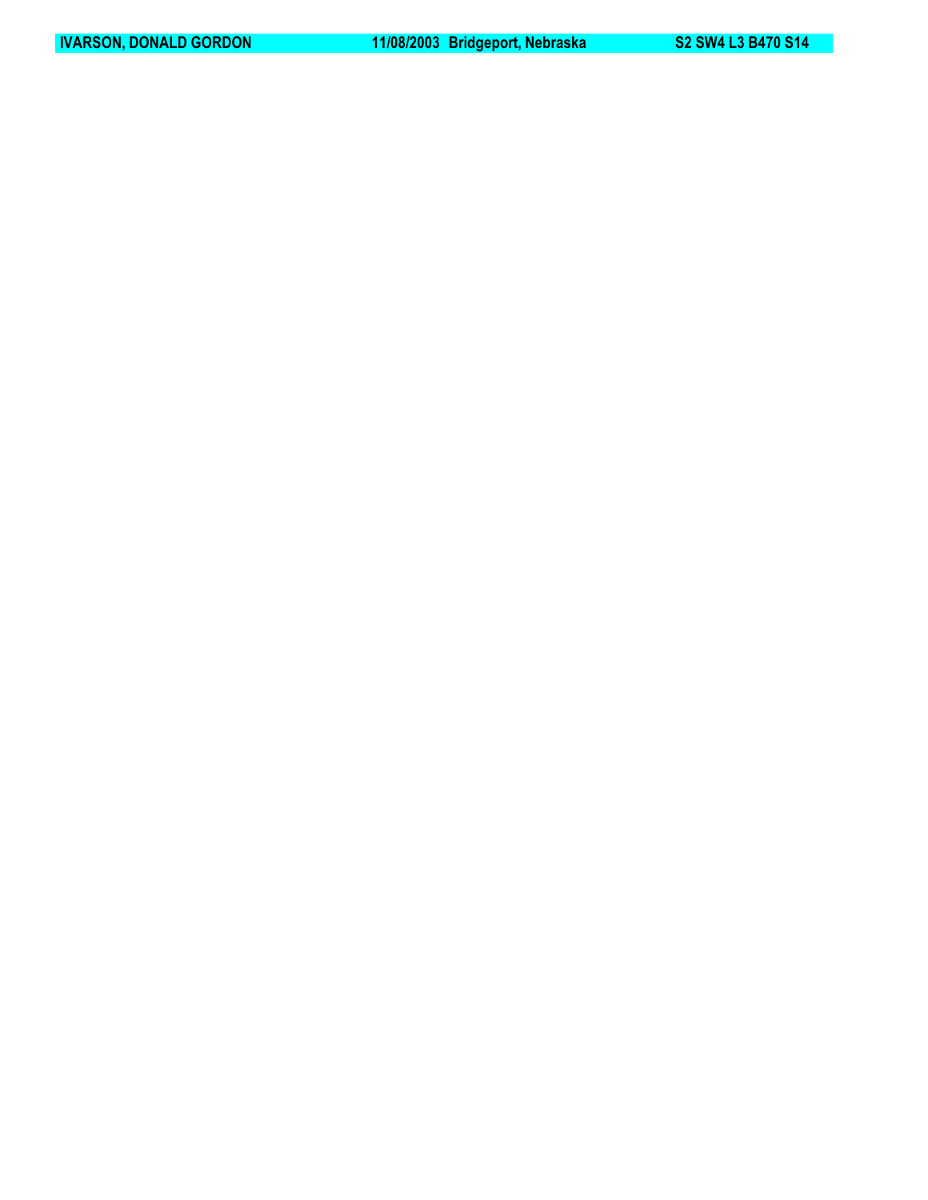**IVARSON, DONALD GORDON** **11/08/2003** **Bridgeport, Nebraska** **S2 SW4 L3 B470 S14**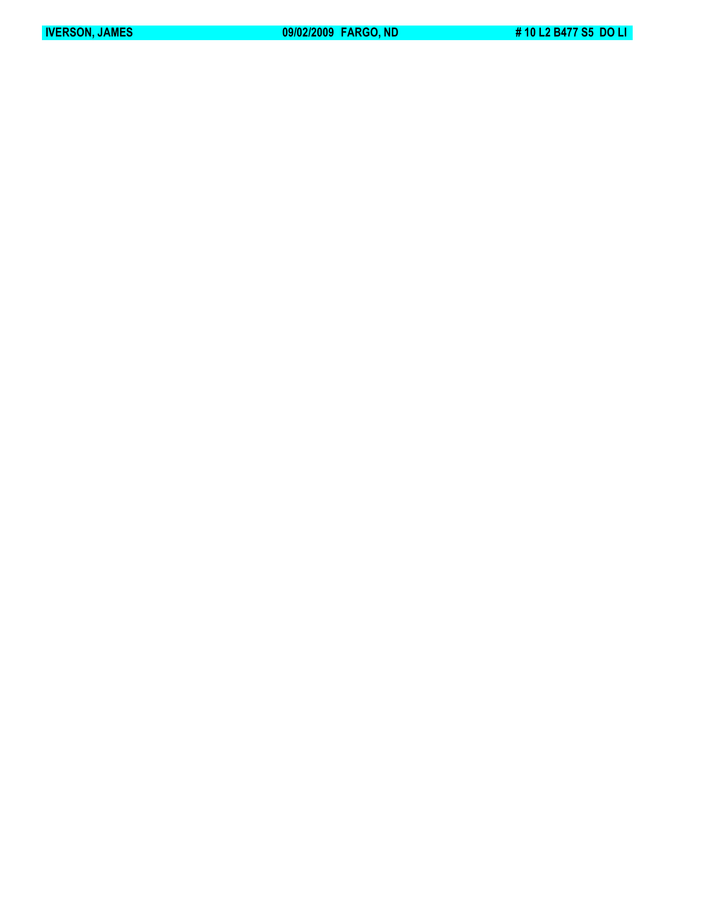**IVERSON, JAMES** **09/02/2009 FARGO, ND** **# 10 L2 B477 S5 DO LI**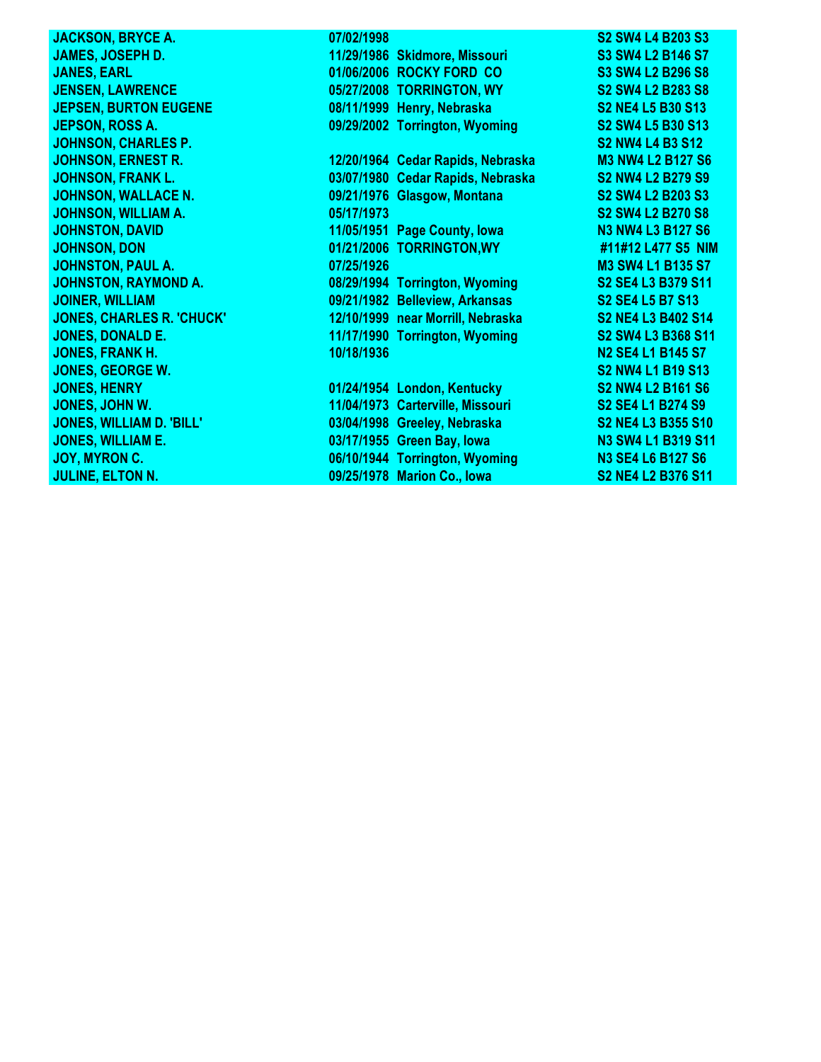| | | | |
|---|---|---|---|
| JACKSON, BRYCE A. | 07/02/1998 | | S2 SW4 L4 B203 S3 |
| JAMES, JOSEPH D. | 11/29/1986 | Skidmore, Missouri | S3 SW4 L2 B146 S7 |
| JANES, EARL | 01/06/2006 | ROCKY FORD CO | S3 SW4 L2 B296 S8 |
| JENSEN, LAWRENCE | 05/27/2008 | TORRINGTON, WY | S2 SW4 L2 B283 S8 |
| JEPSEN, BURTON EUGENE | 08/11/1999 | Henry, Nebraska | S2 NE4 L5 B30 S13 |
| JEPSON, ROSS A. | 09/29/2002 | Torrington, Wyoming | S2 SW4 L5 B30 S13 |
| JOHNSON, CHARLES P. | | | S2 NW4 L4 B3 S12 |
| JOHNSON, ERNEST R. | 12/20/1964 | Cedar Rapids, Nebraska | M3 NW4 L2 B127 S6 |
| JOHNSON, FRANK L. | 03/07/1980 | Cedar Rapids, Nebraska | S2 NW4 L2 B279 S9 |
| JOHNSON, WALLACE N. | 09/21/1976 | Glasgow, Montana | S2 SW4 L2 B203 S3 |
| JOHNSON, WILLIAM A. | 05/17/1973 | | S2 SW4 L2 B270 S8 |
| JOHNSTON, DAVID | 11/05/1951 | Page County, Iowa | N3 NW4 L3 B127 S6 |
| JOHNSON, DON | 01/21/2006 | TORRINGTON,WY | #11#12 L477 S5 NIM |
| JOHNSTON, PAUL A. | 07/25/1926 | | M3 SW4 L1 B135 S7 |
| JOHNSTON, RAYMOND A. | 08/29/1994 | Torrington, Wyoming | S2 SE4 L3 B379 S11 |
| JOINER, WILLIAM | 09/21/1982 | Belleview, Arkansas | S2 SE4 L5 B7 S13 |
| JONES, CHARLES R. 'CHUCK' | 12/10/1999 | near Morrill, Nebraska | S2 NE4 L3 B402 S14 |
| JONES, DONALD E. | 11/17/1990 | Torrington, Wyoming | S2 SW4 L3 B368 S11 |
| JONES, FRANK H. | 10/18/1936 | | N2 SE4 L1 B145 S7 |
| JONES, GEORGE W. | | | S2 NW4 L1 B19 S13 |
| JONES, HENRY | 01/24/1954 | London, Kentucky | S2 NW4 L2 B161 S6 |
| JONES, JOHN W. | 11/04/1973 | Carterville, Missouri | S2 SE4 L1 B274 S9 |
| JONES, WILLIAM D. 'BILL' | 03/04/1998 | Greeley, Nebraska | S2 NE4 L3 B355 S10 |
| JONES, WILLIAM E. | 03/17/1955 | Green Bay, Iowa | N3 SW4 L1 B319 S11 |
| JOY, MYRON C. | 06/10/1944 | Torrington, Wyoming | N3 SE4 L6 B127 S6 |
| JULINE, ELTON N. | 09/25/1978 | Marion Co., Iowa | S2 NE4 L2 B376 S11 |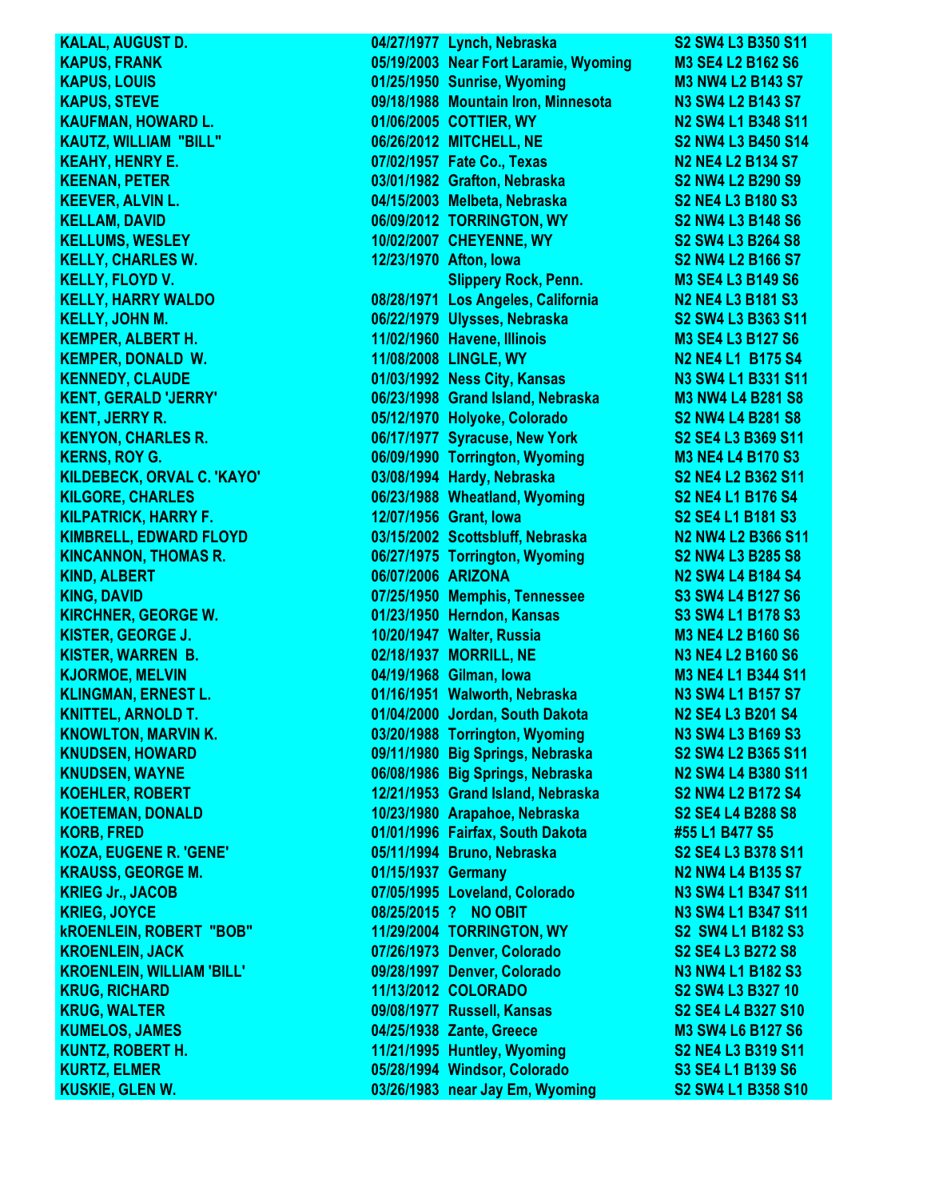| | | | |
|---|---|---|---|
| KALAL, AUGUST D. | 04/27/1977 | Lynch, Nebraska | S2 SW4 L3 B350 S11 |
| KAPUS, FRANK | 05/19/2003 | Near Fort Laramie, Wyoming | M3 SE4 L2 B162 S6 |
| KAPUS, LOUIS | 01/25/1950 | Sunrise, Wyoming | M3 NW4 L2 B143 S7 |
| KAPUS, STEVE | 09/18/1988 | Mountain Iron, Minnesota | N3 SW4 L2 B143 S7 |
| KAUFMAN, HOWARD L. | 01/06/2005 | COTTIER, WY | N2 SW4 L1 B348 S11 |
| KAUTZ, WILLIAM "BILL" | 06/26/2012 | MITCHELL, NE | S2 NW4 L3 B450 S14 |
| KEAHY, HENRY E. | 07/02/1957 | Fate Co., Texas | N2 NE4 L2 B134 S7 |
| KEENAN, PETER | 03/01/1982 | Grafton, Nebraska | S2 NW4 L2 B290 S9 |
| KEEVER, ALVIN L. | 04/15/2003 | Melbeta, Nebraska | S2 NE4 L3 B180 S3 |
| KELLAM, DAVID | 06/09/2012 | TORRINGTON, WY | S2 NW4 L3 B148 S6 |
| KELLUMS, WESLEY | 10/02/2007 | CHEYENNE, WY | S2 SW4 L3 B264 S8 |
| KELLY, CHARLES W. | 12/23/1970 | Afton, Iowa | S2 NW4 L2 B166 S7 |
| KELLY, FLOYD V. | | Slippery Rock, Penn. | M3 SE4 L3 B149 S6 |
| KELLY, HARRY WALDO | 08/28/1971 | Los Angeles, California | N2 NE4 L3 B181 S3 |
| KELLY, JOHN M. | 06/22/1979 | Ulysses, Nebraska | S2 SW4 L3 B363 S11 |
| KEMPER, ALBERT H. | 11/02/1960 | Havene, Illinois | M3 SE4 L3 B127 S6 |
| KEMPER, DONALD W. | 11/08/2008 | LINGLE, WY | N2 NE4 L1 B175 S4 |
| KENNEDY, CLAUDE | 01/03/1992 | Ness City, Kansas | N3 SW4 L1 B331 S11 |
| KENT, GERALD 'JERRY' | 06/23/1998 | Grand Island, Nebraska | M3 NW4 L4 B281 S8 |
| KENT, JERRY R. | 05/12/1970 | Holyoke, Colorado | S2 NW4 L4 B281 S8 |
| KENYON, CHARLES R. | 06/17/1977 | Syracuse, New York | S2 SE4 L3 B369 S11 |
| KERNS, ROY G. | 06/09/1990 | Torrington, Wyoming | M3 NE4 L4 B170 S3 |
| KILDEBECK, ORVAL C. 'KAYO' | 03/08/1994 | Hardy, Nebraska | S2 NE4 L2 B362 S11 |
| KILGORE, CHARLES | 06/23/1988 | Wheatland, Wyoming | S2 NE4 L1 B176 S4 |
| KILPATRICK, HARRY F. | 12/07/1956 | Grant, Iowa | S2 SE4 L1 B181 S3 |
| KIMBRELL, EDWARD FLOYD | 03/15/2002 | Scottsbluff, Nebraska | N2 NW4 L2 B366 S11 |
| KINCANNON, THOMAS R. | 06/27/1975 | Torrington, Wyoming | S2 NW4 L3 B285 S8 |
| KIND, ALBERT | 06/07/2006 | ARIZONA | N2 SW4 L4 B184 S4 |
| KING, DAVID | 07/25/1950 | Memphis, Tennessee | S3 SW4 L4 B127 S6 |
| KIRCHNER, GEORGE W. | 01/23/1950 | Herndon, Kansas | S3 SW4 L1 B178 S3 |
| KISTER, GEORGE J. | 10/20/1947 | Walter, Russia | M3 NE4 L2 B160 S6 |
| KISTER, WARREN B. | 02/18/1937 | MORRILL, NE | N3 NE4 L2 B160 S6 |
| KJORMOE, MELVIN | 04/19/1968 | Gilman, Iowa | M3 NE4 L1 B344 S11 |
| KLINGMAN, ERNEST L. | 01/16/1951 | Walworth, Nebraska | N3 SW4 L1 B157 S7 |
| KNITTEL, ARNOLD T. | 01/04/2000 | Jordan, South Dakota | N2 SE4 L3 B201 S4 |
| KNOWLTON, MARVIN K. | 03/20/1988 | Torrington, Wyoming | N3 SW4 L3 B169 S3 |
| KNUDSEN, HOWARD | 09/11/1980 | Big Springs, Nebraska | S2 SW4 L2 B365 S11 |
| KNUDSEN, WAYNE | 06/08/1986 | Big Springs, Nebraska | N2 SW4 L4 B380 S11 |
| KOEHLER, ROBERT | 12/21/1953 | Grand Island, Nebraska | S2 NW4 L2 B172 S4 |
| KOETEMAN, DONALD | 10/23/1980 | Arapahoe, Nebraska | S2 SE4 L4 B288 S8 |
| KORB, FRED | 01/01/1996 | Fairfax, South Dakota | #55 L1 B477 S5 |
| KOZA, EUGENE R. 'GENE' | 05/11/1994 | Bruno, Nebraska | S2 SE4 L3 B378 S11 |
| KRAUSS, GEORGE M. | 01/15/1937 | Germany | N2 NW4 L4 B135 S7 |
| KRIEG Jr., JACOB | 07/05/1995 | Loveland, Colorado | N3 SW4 L1 B347 S11 |
| KRIEG, JOYCE | 08/25/2015 | ? NO OBIT | N3 SW4 L1 B347 S11 |
| kROENLEIN, ROBERT "BOB" | 11/29/2004 | TORRINGTON, WY | S2 SW4 L1 B182 S3 |
| KROENLEIN, JACK | 07/26/1973 | Denver, Colorado | S2 SE4 L3 B272 S8 |
| KROENLEIN, WILLIAM 'BILL' | 09/28/1997 | Denver, Colorado | N3 NW4 L1 B182 S3 |
| KRUG, RICHARD | 11/13/2012 | COLORADO | S2 SW4 L3 B327 10 |
| KRUG, WALTER | 09/08/1977 | Russell, Kansas | S2 SE4 L4 B327 S10 |
| KUMELOS, JAMES | 04/25/1938 | Zante, Greece | M3 SW4 L6 B127 S6 |
| KUNTZ, ROBERT H. | 11/21/1995 | Huntley, Wyoming | S2 NE4 L3 B319 S11 |
| KURTZ, ELMER | 05/28/1994 | Windsor, Colorado | S3 SE4 L1 B139 S6 |
| KUSKIE, GLEN W. | 03/26/1983 | near Jay Em, Wyoming | S2 SW4 L1 B358 S10 |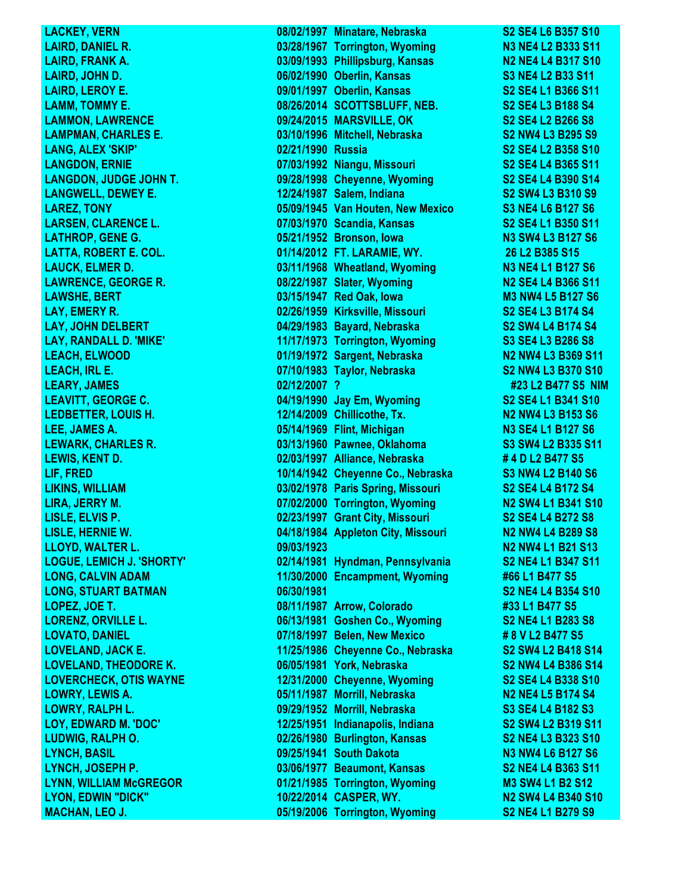| | | | |
|---|---|---|---|
| LACKEY, VERN | 08/02/1997 | Minatare, Nebraska | S2 SE4 L6 B357 S10 |
| LAIRD, DANIEL R. | 03/28/1967 | Torrington, Wyoming | N3 NE4 L2 B333 S11 |
| LAIRD, FRANK A. | 03/09/1993 | Phillipsburg, Kansas | N2 NE4 L4 B317 S10 |
| LAIRD, JOHN D. | 06/02/1990 | Oberlin, Kansas | S3 NE4 L2 B33 S11 |
| LAIRD, LEROY E. | 09/01/1997 | Oberlin, Kansas | S2 SE4 L1 B366 S11 |
| LAMM, TOMMY E. | 08/26/2014 | SCOTTSBLUFF, NEB. | S2 SE4 L3 B188 S4 |
| LAMMON, LAWRENCE | 09/24/2015 | MARSVILLE, OK | S2 SE4 L2 B266 S8 |
| LAMPMAN, CHARLES E. | 03/10/1996 | Mitchell, Nebraska | S2 NW4 L3 B295 S9 |
| LANG, ALEX 'SKIP' | 02/21/1990 | Russia | S2 SE4 L2 B358 S10 |
| LANGDON, ERNIE | 07/03/1992 | Niangu, Missouri | S2 SE4 L4 B365 S11 |
| LANGDON, JUDGE JOHN T. | 09/28/1998 | Cheyenne, Wyoming | S2 SE4 L4 B390 S14 |
| LANGWELL, DEWEY E. | 12/24/1987 | Salem, Indiana | S2 SW4 L3 B310 S9 |
| LAREZ, TONY | 05/09/1945 | Van Houten, New Mexico | S3 NE4 L6 B127 S6 |
| LARSEN, CLARENCE L. | 07/03/1970 | Scandia, Kansas | S2 SE4 L1 B350 S11 |
| LATHROP, GENE G. | 05/21/1952 | Bronson, Iowa | N3 SW4 L3 B127 S6 |
| LATTA, ROBERT E. COL. | 01/14/2012 | FT. LARAMIE, WY. | 26 L2 B385 S15 |
| LAUCK, ELMER D. | 03/11/1968 | Wheatland, Wyoming | N3 NE4 L1 B127 S6 |
| LAWRENCE, GEORGE R. | 08/22/1987 | Slater, Wyoming | N2 SE4 L4 B366 S11 |
| LAWSHE, BERT | 03/15/1947 | Red Oak, Iowa | M3 NW4 L5 B127 S6 |
| LAY, EMERY R. | 02/26/1959 | Kirksville, Missouri | S2 SE4 L3 B174 S4 |
| LAY, JOHN DELBERT | 04/29/1983 | Bayard, Nebraska | S2 SW4 L4 B174 S4 |
| LAY, RANDALL D. 'MIKE' | 11/17/1973 | Torrington, Wyoming | S3 SE4 L3 B286 S8 |
| LEACH, ELWOOD | 01/19/1972 | Sargent, Nebraska | N2 NW4 L3 B369 S11 |
| LEACH, IRL E. | 07/10/1983 | Taylor, Nebraska | S2 NW4 L3 B370 S10 |
| LEARY, JAMES | 02/12/2007 | ? | #23 L2 B477 S5 NIM |
| LEAVITT, GEORGE C. | 04/19/1990 | Jay Em, Wyoming | S2 SE4 L1 B341 S10 |
| LEDBETTER, LOUIS H. | 12/14/2009 | Chillicothe, Tx. | N2 NW4 L3 B153 S6 |
| LEE, JAMES A. | 05/14/1969 | Flint, Michigan | N3 SE4 L1 B127 S6 |
| LEWARK, CHARLES R. | 03/13/1960 | Pawnee, Oklahoma | S3 SW4 L2 B335 S11 |
| LEWIS, KENT D. | 02/03/1997 | Alliance, Nebraska | # 4 D L2 B477 S5 |
| LIF, FRED | 10/14/1942 | Cheyenne Co., Nebraska | S3 NW4 L2 B140 S6 |
| LIKINS, WILLIAM | 03/02/1978 | Paris Spring, Missouri | S2 SE4 L4 B172 S4 |
| LIRA, JERRY M. | 07/02/2000 | Torrington, Wyoming | N2 SW4 L1 B341 S10 |
| LISLE, ELVIS P. | 02/23/1997 | Grant City, Missouri | S2 SE4 L4 B272 S8 |
| LISLE, HERNIE W. | 04/18/1984 | Appleton City, Missouri | N2 NW4 L4 B289 S8 |
| LLOYD, WALTER L. | 09/03/1923 | | N2 NW4 L1 B21 S13 |
| LOGUE, LEMICH J. 'SHORTY' | 02/14/1981 | Hyndman, Pennsylvania | S2 NE4 L1 B347 S11 |
| LONG, CALVIN ADAM | 11/30/2000 | Encampment, Wyoming | #66 L1 B477 S5 |
| LONG, STUART BATMAN | 06/30/1981 | | S2 NE4 L4 B354 S10 |
| LOPEZ, JOE T. | 08/11/1987 | Arrow, Colorado | #33 L1 B477 S5 |
| LORENZ, ORVILLE L. | 06/13/1981 | Goshen Co., Wyoming | S2 NE4 L1 B283 S8 |
| LOVATO, DANIEL | 07/18/1997 | Belen, New Mexico | # 8 V L2 B477 S5 |
| LOVELAND, JACK E. | 11/25/1986 | Cheyenne Co., Nebraska | S2 SW4 L2 B418 S14 |
| LOVELAND, THEODORE K. | 06/05/1981 | York, Nebraska | S2 NW4 L4 B386 S14 |
| LOVERCHECK, OTIS WAYNE | 12/31/2000 | Cheyenne, Wyoming | S2 SE4 L4 B338 S10 |
| LOWRY, LEWIS A. | 05/11/1987 | Morrill, Nebraska | N2 NE4 L5 B174 S4 |
| LOWRY, RALPH L. | 09/29/1952 | Morrill, Nebraska | S3 SE4 L4 B182 S3 |
| LOY, EDWARD M. 'DOC' | 12/25/1951 | Indianapolis, Indiana | S2 SW4 L2 B319 S11 |
| LUDWIG, RALPH O. | 02/26/1980 | Burlington, Kansas | S2 NE4 L3 B323 S10 |
| LYNCH, BASIL | 09/25/1941 | South Dakota | N3 NW4 L6 B127 S6 |
| LYNCH, JOSEPH P. | 03/06/1977 | Beaumont, Kansas | S2 NE4 L4 B363 S11 |
| LYNN, WILLIAM McGREGOR | 01/21/1985 | Torrington, Wyoming | M3 SW4 L1 B2 S12 |
| LYON, EDWIN "DICK" | 10/22/2014 | CASPER, WY. | N2 SW4 L4 B340 S10 |
| MACHAN, LEO J. | 05/19/2006 | Torrington, Wyoming | S2 NE4 L1 B279 S9 |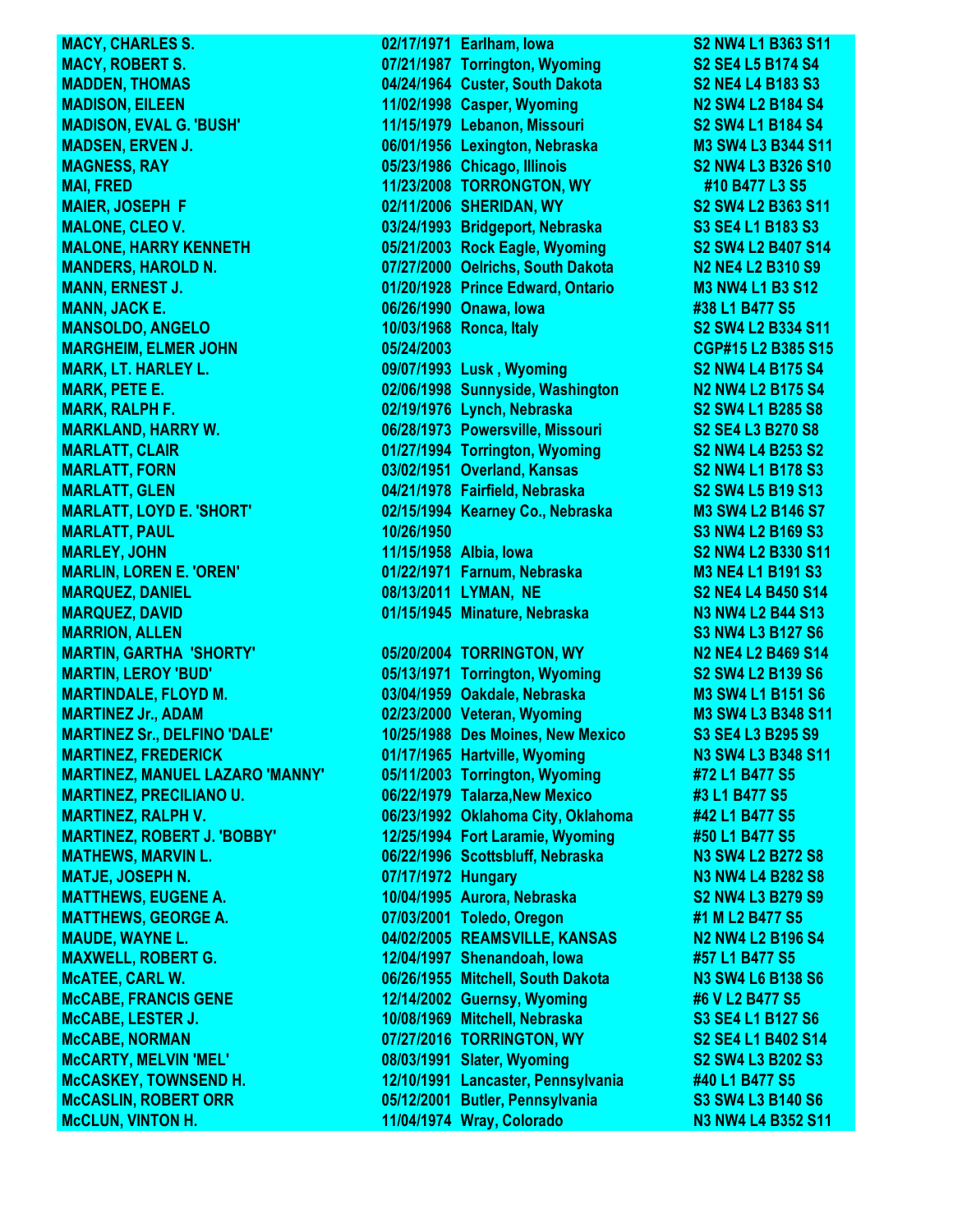| | | | |
|---|---|---|---|
| MACY, CHARLES S. | 02/17/1971 | Earlham, Iowa | S2 NW4 L1 B363 S11 |
| MACY, ROBERT S. | 07/21/1987 | Torrington, Wyoming | S2 SE4 L5 B174 S4 |
| MADDEN, THOMAS | 04/24/1964 | Custer, South Dakota | S2 NE4 L4 B183 S3 |
| MADISON, EILEEN | 11/02/1998 | Casper, Wyoming | N2 SW4 L2 B184 S4 |
| MADISON, EVAL G. 'BUSH' | 11/15/1979 | Lebanon, Missouri | S2 SW4 L1 B184 S4 |
| MADSEN, ERVEN J. | 06/01/1956 | Lexington, Nebraska | M3 SW4 L3 B344 S11 |
| MAGNESS, RAY | 05/23/1986 | Chicago, Illinois | S2 NW4 L3 B326 S10 |
| MAI, FRED | 11/23/2008 | TORRONGTON, WY | #10 B477 L3 S5 |
| MAIER, JOSEPH F | 02/11/2006 | SHERIDAN, WY | S2 SW4 L2 B363 S11 |
| MALONE, CLEO V. | 03/24/1993 | Bridgeport, Nebraska | S3 SE4 L1 B183 S3 |
| MALONE, HARRY KENNETH | 05/21/2003 | Rock Eagle, Wyoming | S2 SW4 L2 B407 S14 |
| MANDERS, HAROLD N. | 07/27/2000 | Oelrichs, South Dakota | N2 NE4 L2 B310 S9 |
| MANN, ERNEST J. | 01/20/1928 | Prince Edward, Ontario | M3 NW4 L1 B3 S12 |
| MANN, JACK E. | 06/26/1990 | Onawa, Iowa | #38 L1 B477 S5 |
| MANSOLDO, ANGELO | 10/03/1968 | Ronca, Italy | S2 SW4 L2 B334 S11 |
| MARGHEIM, ELMER JOHN | 05/24/2003 | | CGP#15 L2 B385 S15 |
| MARK, LT. HARLEY L. | 09/07/1993 | Lusk , Wyoming | S2 NW4 L4 B175 S4 |
| MARK, PETE E. | 02/06/1998 | Sunnyside, Washington | N2 NW4 L2 B175 S4 |
| MARK, RALPH F. | 02/19/1976 | Lynch, Nebraska | S2 SW4 L1 B285 S8 |
| MARKLAND, HARRY W. | 06/28/1973 | Powersville, Missouri | S2 SE4 L3 B270 S8 |
| MARLATT, CLAIR | 01/27/1994 | Torrington, Wyoming | S2 NW4 L4 B253 S2 |
| MARLATT, FORN | 03/02/1951 | Overland, Kansas | S2 NW4 L1 B178 S3 |
| MARLATT, GLEN | 04/21/1978 | Fairfield, Nebraska | S2 SW4 L5 B19 S13 |
| MARLATT, LOYD E. 'SHORT' | 02/15/1994 | Kearney Co., Nebraska | M3 SW4 L2 B146 S7 |
| MARLATT, PAUL | 10/26/1950 | | S3 NW4 L2 B169 S3 |
| MARLEY, JOHN | 11/15/1958 | Albia, Iowa | S2 NW4 L2 B330 S11 |
| MARLIN, LOREN E. 'OREN' | 01/22/1971 | Farnum, Nebraska | M3 NE4 L1 B191 S3 |
| MARQUEZ, DANIEL | 08/13/2011 | LYMAN, NE | S2 NE4 L4 B450 S14 |
| MARQUEZ, DAVID | 01/15/1945 | Minature, Nebraska | N3 NW4 L2 B44 S13 |
| MARRION, ALLEN | | | S3 NW4 L3 B127 S6 |
| MARTIN, GARTHA 'SHORTY' | 05/20/2004 | TORRINGTON, WY | N2 NE4 L2 B469 S14 |
| MARTIN, LEROY 'BUD' | 05/13/1971 | Torrington, Wyoming | S2 SW4 L2 B139 S6 |
| MARTINDALE, FLOYD M. | 03/04/1959 | Oakdale, Nebraska | M3 SW4 L1 B151 S6 |
| MARTINEZ Jr., ADAM | 02/23/2000 | Veteran, Wyoming | M3 SW4 L3 B348 S11 |
| MARTINEZ Sr., DELFINO 'DALE' | 10/25/1988 | Des Moines, New Mexico | S3 SE4 L3 B295 S9 |
| MARTINEZ, FREDERICK | 01/17/1965 | Hartville, Wyoming | N3 SW4 L3 B348 S11 |
| MARTINEZ, MANUEL LAZARO 'MANNY' | 05/11/2003 | Torrington, Wyoming | #72 L1 B477 S5 |
| MARTINEZ, PRECILIANO U. | 06/22/1979 | Talarza,New Mexico | #3 L1 B477 S5 |
| MARTINEZ, RALPH V. | 06/23/1992 | Oklahoma City, Oklahoma | #42 L1 B477 S5 |
| MARTINEZ, ROBERT J. 'BOBBY' | 12/25/1994 | Fort Laramie, Wyoming | #50 L1 B477 S5 |
| MATHEWS, MARVIN L. | 06/22/1996 | Scottsbluff, Nebraska | N3 SW4 L2 B272 S8 |
| MATJE, JOSEPH N. | 07/17/1972 | Hungary | N3 NW4 L4 B282 S8 |
| MATTHEWS, EUGENE A. | 10/04/1995 | Aurora, Nebraska | S2 NW4 L3 B279 S9 |
| MATTHEWS, GEORGE A. | 07/03/2001 | Toledo, Oregon | #1 M L2 B477 S5 |
| MAUDE, WAYNE L. | 04/02/2005 | REAMSVILLE, KANSAS | N2 NW4 L2 B196 S4 |
| MAXWELL, ROBERT G. | 12/04/1997 | Shenandoah, Iowa | #57 L1 B477 S5 |
| McATEE, CARL W. | 06/26/1955 | Mitchell, South Dakota | N3 SW4 L6 B138 S6 |
| McCABE, FRANCIS GENE | 12/14/2002 | Guernsy, Wyoming | #6 V L2 B477 S5 |
| McCABE, LESTER J. | 10/08/1969 | Mitchell, Nebraska | S3 SE4 L1 B127 S6 |
| McCABE, NORMAN | 07/27/2016 | TORRINGTON, WY | S2 SE4 L1 B402 S14 |
| McCARTY, MELVIN 'MEL' | 08/03/1991 | Slater, Wyoming | S2 SW4 L3 B202 S3 |
| McCASKEY, TOWNSEND H. | 12/10/1991 | Lancaster, Pennsylvania | #40 L1 B477 S5 |
| McCASLIN, ROBERT ORR | 05/12/2001 | Butler, Pennsylvania | S3 SW4 L3 B140 S6 |
| McCLUN, VINTON H. | 11/04/1974 | Wray, Colorado | N3 NW4 L4 B352 S11 |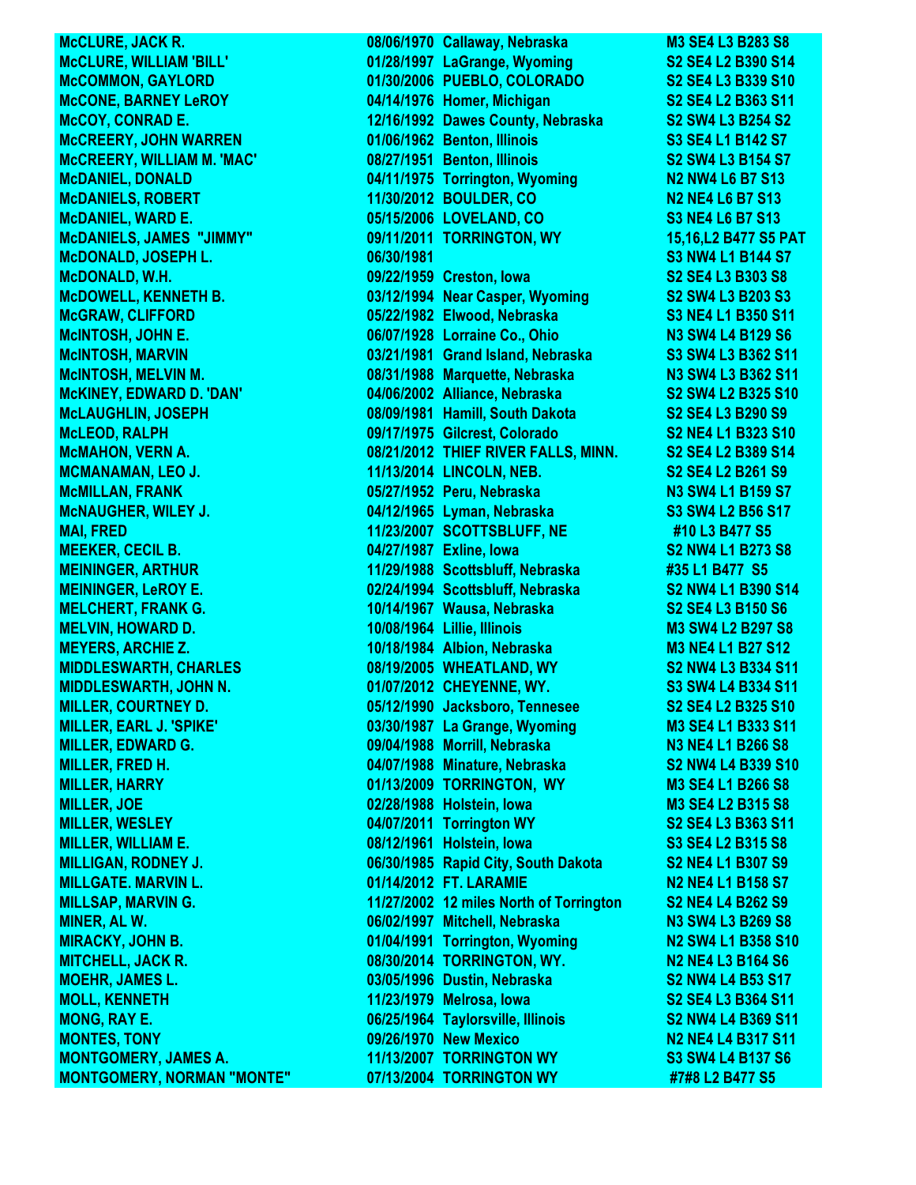| | | | |
|---|---|---|---|
| **McCLURE, JACK R.** | **08/06/1970** | **Callaway, Nebraska** | **M3 SE4 L3 B283 S8** |
| **McCLURE, WILLIAM 'BILL'** | **01/28/1997** | **LaGrange, Wyoming** | **S2 SE4 L2 B390 S14** |
| **McCOMMON, GAYLORD** | **01/30/2006** | **PUEBLO, COLORADO** | **S2 SE4 L3 B339 S10** |
| **McCONE, BARNEY LeROY** | **04/14/1976** | **Homer, Michigan** | **S2 SE4 L2 B363 S11** |
| **McCOY, CONRAD E.** | **12/16/1992** | **Dawes County, Nebraska** | **S2 SW4 L3 B254 S2** |
| **McCREERY, JOHN WARREN** | **01/06/1962** | **Benton, Illinois** | **S3 SE4 L1 B142 S7** |
| **McCREERY, WILLIAM M. 'MAC'** | **08/27/1951** | **Benton, Illinois** | **S2 SW4 L3 B154 S7** |
| **McDANIEL, DONALD** | **04/11/1975** | **Torrington, Wyoming** | **N2 NW4 L6 B7 S13** |
| **McDANIELS, ROBERT** | **11/30/2012** | **BOULDER, CO** | **N2 NE4 L6 B7 S13** |
| **McDANIEL, WARD E.** | **05/15/2006** | **LOVELAND, CO** | **S3 NE4 L6 B7 S13** |
| **McDANIELS, JAMES "JIMMY"** | **09/11/2011** | **TORRINGTON, WY** | **15,16,L2 B477 S5 PAT** |
| **McDONALD, JOSEPH L.** | **06/30/1981** | | **S3 NW4 L1 B144 S7** |
| **McDONALD, W.H.** | **09/22/1959** | **Creston, Iowa** | **S2 SE4 L3 B303 S8** |
| **McDOWELL, KENNETH B.** | **03/12/1994** | **Near Casper, Wyoming** | **S2 SW4 L3 B203 S3** |
| **McGRAW, CLIFFORD** | **05/22/1982** | **Elwood, Nebraska** | **S3 NE4 L1 B350 S11** |
| **McINTOSH, JOHN E.** | **06/07/1928** | **Lorraine Co., Ohio** | **N3 SW4 L4 B129 S6** |
| **McINTOSH, MARVIN** | **03/21/1981** | **Grand Island, Nebraska** | **S3 SW4 L3 B362 S11** |
| **McINTOSH, MELVIN M.** | **08/31/1988** | **Marquette, Nebraska** | **N3 SW4 L3 B362 S11** |
| **McKINEY, EDWARD D. 'DAN'** | **04/06/2002** | **Alliance, Nebraska** | **S2 SW4 L2 B325 S10** |
| **McLAUGHLIN, JOSEPH** | **08/09/1981** | **Hamill, South Dakota** | **S2 SE4 L3 B290 S9** |
| **McLEOD, RALPH** | **09/17/1975** | **Gilcrest, Colorado** | **S2 NE4 L1 B323 S10** |
| **McMAHON, VERN A.** | **08/21/2012** | **THIEF RIVER FALLS, MINN.** | **S2 SE4 L2 B389 S14** |
| **MCMANAMAN, LEO J.** | **11/13/2014** | **LINCOLN, NEB.** | **S2 SE4 L2 B261 S9** |
| **McMILLAN, FRANK** | **05/27/1952** | **Peru, Nebraska** | **N3 SW4 L1 B159 S7** |
| **McNAUGHER, WILEY J.** | **04/12/1965** | **Lyman, Nebraska** | **S3 SW4 L2 B56 S17** |
| **MAI, FRED** | **11/23/2007** | **SCOTTSBLUFF, NE** | **#10 L3 B477 S5** |
| **MEEKER, CECIL B.** | **04/27/1987** | **Exline, Iowa** | **S2 NW4 L1 B273 S8** |
| **MEININGER, ARTHUR** | **11/29/1988** | **Scottsbluff, Nebraska** | **#35 L1 B477 S5** |
| **MEININGER, LeROY E.** | **02/24/1994** | **Scottsbluff, Nebraska** | **S2 NW4 L1 B390 S14** |
| **MELCHERT, FRANK G.** | **10/14/1967** | **Wausa, Nebraska** | **S2 SE4 L3 B150 S6** |
| **MELVIN, HOWARD D.** | **10/08/1964** | **Lillie, Illinois** | **M3 SW4 L2 B297 S8** |
| **MEYERS, ARCHIE Z.** | **10/18/1984** | **Albion, Nebraska** | **M3 NE4 L1 B27 S12** |
| **MIDDLESWARTH, CHARLES** | **08/19/2005** | **WHEATLAND, WY** | **S2 NW4 L3 B334 S11** |
| **MIDDLESWARTH, JOHN N.** | **01/07/2012** | **CHEYENNE, WY.** | **S3 SW4 L4 B334 S11** |
| **MILLER, COURTNEY D.** | **05/12/1990** | **Jacksboro, Tennesee** | **S2 SE4 L2 B325 S10** |
| **MILLER, EARL J. 'SPIKE'** | **03/30/1987** | **La Grange, Wyoming** | **M3 SE4 L1 B333 S11** |
| **MILLER, EDWARD G.** | **09/04/1988** | **Morrill, Nebraska** | **N3 NE4 L1 B266 S8** |
| **MILLER, FRED H.** | **04/07/1988** | **Minature, Nebraska** | **S2 NW4 L4 B339 S10** |
| **MILLER, HARRY** | **01/13/2009** | **TORRINGTON, WY** | **M3 SE4 L1 B266 S8** |
| **MILLER, JOE** | **02/28/1988** | **Holstein, Iowa** | **M3 SE4 L2 B315 S8** |
| **MILLER, WESLEY** | **04/07/2011** | **Torrington WY** | **S2 SE4 L3 B363 S11** |
| **MILLER, WILLIAM E.** | **08/12/1961** | **Holstein, Iowa** | **S3 SE4 L2 B315 S8** |
| **MILLIGAN, RODNEY J.** | **06/30/1985** | **Rapid City, South Dakota** | **S2 NE4 L1 B307 S9** |
| **MILLGATE. MARVIN L.** | **01/14/2012** | **FT. LARAMIE** | **N2 NE4 L1 B158 S7** |
| **MILLSAP, MARVIN G.** | **11/27/2002** | **12 miles North of Torrington** | **S2 NE4 L4 B262 S9** |
| **MINER, AL W.** | **06/02/1997** | **Mitchell, Nebraska** | **N3 SW4 L3 B269 S8** |
| **MIRACKY, JOHN B.** | **01/04/1991** | **Torrington, Wyoming** | **N2 SW4 L1 B358 S10** |
| **MITCHELL, JACK R.** | **08/30/2014** | **TORRINGTON, WY.** | **N2 NE4 L3 B164 S6** |
| **MOEHR, JAMES L.** | **03/05/1996** | **Dustin, Nebraska** | **S2 NW4 L4 B53 S17** |
| **MOLL, KENNETH** | **11/23/1979** | **Melrosa, Iowa** | **S2 SE4 L3 B364 S11** |
| **MONG, RAY E.** | **06/25/1964** | **Taylorsville, Illinois** | **S2 NW4 L4 B369 S11** |
| **MONTES, TONY** | **09/26/1970** | **New Mexico** | **N2 NE4 L4 B317 S11** |
| **MONTGOMERY, JAMES A.** | **11/13/2007** | **TORRINGTON WY** | **S3 SW4 L4 B137 S6** |
| **MONTGOMERY, NORMAN "MONTE"** | **07/13/2004** | **TORRINGTON WY** | **#7#8 L2 B477 S5** |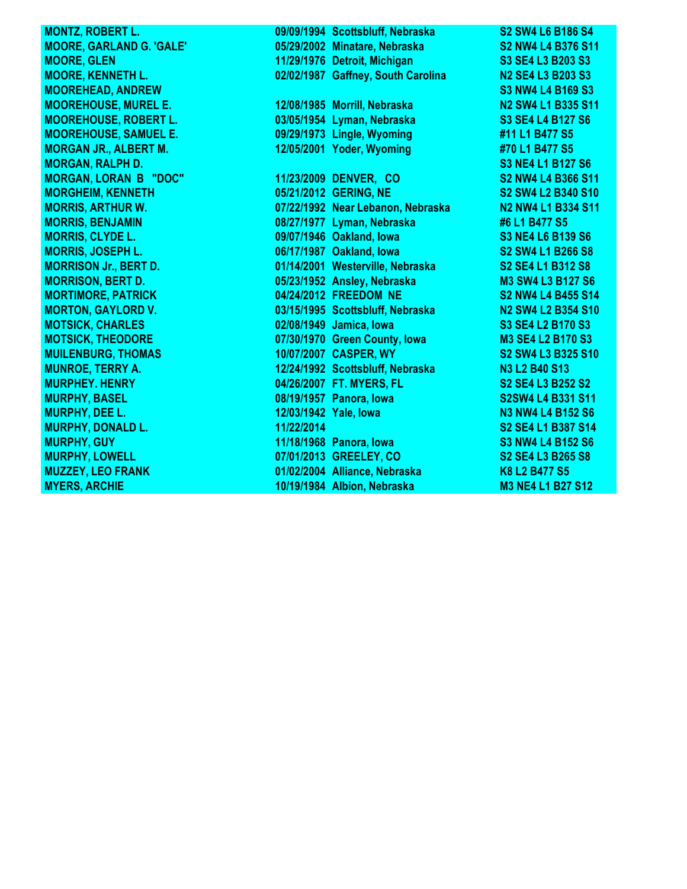| | | | |
|---|---|---|---|
| MONTZ, ROBERT L. | 09/09/1994 | Scottsbluff, Nebraska | S2 SW4 L6 B186 S4 |
| MOORE, GARLAND G. 'GALE' | 05/29/2002 | Minatare, Nebraska | S2 NW4 L4 B376 S11 |
| MOORE, GLEN | 11/29/1976 | Detroit, Michigan | S3 SE4 L3 B203 S3 |
| MOORE, KENNETH L. | 02/02/1987 | Gaffney, South Carolina | N2 SE4 L3 B203 S3 |
| MOOREHEAD, ANDREW | | | S3 NW4 L4 B169 S3 |
| MOOREHOUSE, MUREL E. | 12/08/1985 | Morrill, Nebraska | N2 SW4 L1 B335 S11 |
| MOOREHOUSE, ROBERT L. | 03/05/1954 | Lyman, Nebraska | S3 SE4 L4 B127 S6 |
| MOOREHOUSE, SAMUEL E. | 09/29/1973 | Lingle, Wyoming | #11 L1 B477 S5 |
| MORGAN JR., ALBERT M. | 12/05/2001 | Yoder, Wyoming | #70 L1 B477 S5 |
| MORGAN, RALPH D. | | | S3 NE4 L1 B127 S6 |
| MORGAN, LORAN B "DOC" | 11/23/2009 | DENVER, CO | S2 NW4 L4 B366 S11 |
| MORGHEIM, KENNETH | 05/21/2012 | GERING, NE | S2 SW4 L2 B340 S10 |
| MORRIS, ARTHUR W. | 07/22/1992 | Near Lebanon, Nebraska | N2 NW4 L1 B334 S11 |
| MORRIS, BENJAMIN | 08/27/1977 | Lyman, Nebraska | #6 L1 B477 S5 |
| MORRIS, CLYDE L. | 09/07/1946 | Oakland, Iowa | S3 NE4 L6 B139 S6 |
| MORRIS, JOSEPH L. | 06/17/1987 | Oakland, Iowa | S2 SW4 L1 B266 S8 |
| MORRISON Jr., BERT D. | 01/14/2001 | Westerville, Nebraska | S2 SE4 L1 B312 S8 |
| MORRISON, BERT D. | 05/23/1952 | Ansley, Nebraska | M3 SW4 L3 B127 S6 |
| MORTIMORE, PATRICK | 04/24/2012 | FREEDOM NE | S2 NW4 L4 B455 S14 |
| MORTON, GAYLORD V. | 03/15/1995 | Scottsbluff, Nebraska | N2 SW4 L2 B354 S10 |
| MOTSICK, CHARLES | 02/08/1949 | Jamica, Iowa | S3 SE4 L2 B170 S3 |
| MOTSICK, THEODORE | 07/30/1970 | Green County, Iowa | M3 SE4 L2 B170 S3 |
| MUILENBURG, THOMAS | 10/07/2007 | CASPER, WY | S2 SW4 L3 B325 S10 |
| MUNROE, TERRY A. | 12/24/1992 | Scottsbluff, Nebraska | N3 L2 B40 S13 |
| MURPHEY. HENRY | 04/26/2007 | FT. MYERS, FL | S2 SE4 L3 B252 S2 |
| MURPHY, BASEL | 08/19/1957 | Panora, Iowa | S2SW4 L4 B331 S11 |
| MURPHY, DEE L. | 12/03/1942 | Yale, Iowa | N3 NW4 L4 B152 S6 |
| MURPHY, DONALD L. | 11/22/2014 | | S2 SE4 L1 B387 S14 |
| MURPHY, GUY | 11/18/1968 | Panora, Iowa | S3 NW4 L4 B152 S6 |
| MURPHY, LOWELL | 07/01/2013 | GREELEY, CO | S2 SE4 L3 B265 S8 |
| MUZZEY, LEO FRANK | 01/02/2004 | Alliance, Nebraska | K8 L2 B477 S5 |
| MYERS, ARCHIE | 10/19/1984 | Albion, Nebraska | M3 NE4 L1 B27 S12 |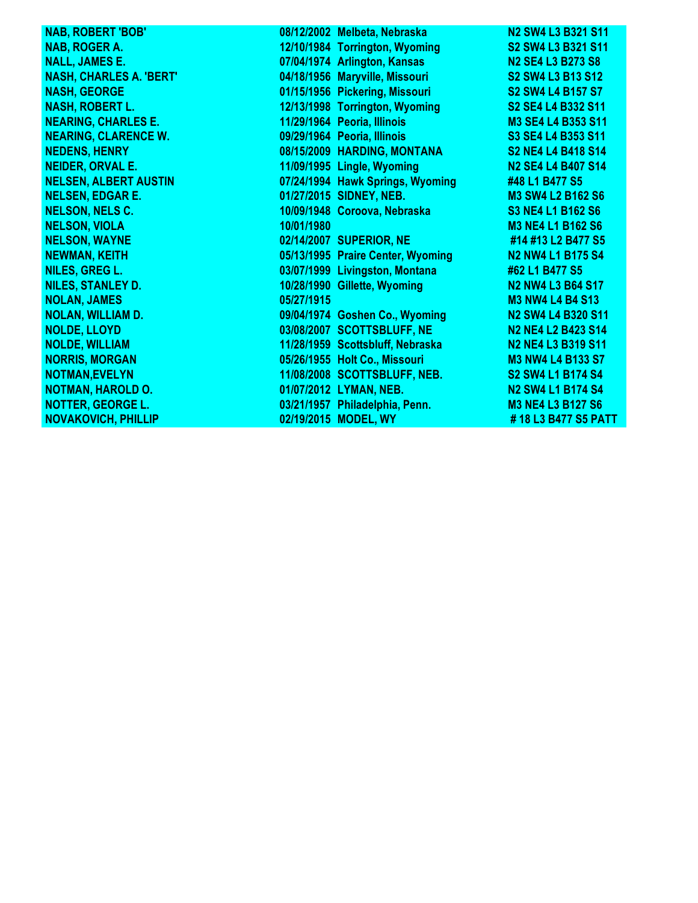| | | | |
|---|---|---|---|
| **NAB, ROBERT 'BOB'** | **08/12/2002** | **Melbeta, Nebraska** | **N2 SW4 L3 B321 S11** |
| **NAB, ROGER A.** | **12/10/1984** | **Torrington, Wyoming** | **S2 SW4 L3 B321 S11** |
| **NALL, JAMES E.** | **07/04/1974** | **Arlington, Kansas** | **N2 SE4 L3 B273 S8** |
| **NASH, CHARLES A. 'BERT'** | **04/18/1956** | **Maryville, Missouri** | **S2 SW4 L3 B13 S12** |
| **NASH, GEORGE** | **01/15/1956** | **Pickering, Missouri** | **S2 SW4 L4 B157 S7** |
| **NASH, ROBERT L.** | **12/13/1998** | **Torrington, Wyoming** | **S2 SE4 L4 B332 S11** |
| **NEARING, CHARLES E.** | **11/29/1964** | **Peoria, Illinois** | **M3 SE4 L4 B353 S11** |
| **NEARING, CLARENCE W.** | **09/29/1964** | **Peoria, Illinois** | **S3 SE4 L4 B353 S11** |
| **NEDENS, HENRY** | **08/15/2009** | **HARDING, MONTANA** | **S2 NE4 L4 B418 S14** |
| **NEIDER, ORVAL E.** | **11/09/1995** | **Lingle, Wyoming** | **N2 SE4 L4 B407 S14** |
| **NELSEN, ALBERT AUSTIN** | **07/24/1994** | **Hawk Springs, Wyoming** | **#48 L1 B477 S5** |
| **NELSEN, EDGAR E.** | **01/27/2015** | **SIDNEY, NEB.** | **M3 SW4 L2 B162 S6** |
| **NELSON, NELS C.** | **10/09/1948** | **Coroova, Nebraska** | **S3 NE4 L1 B162 S6** |
| **NELSON, VIOLA** | **10/01/1980** | | **M3 NE4 L1 B162 S6** |
| **NELSON, WAYNE** | **02/14/2007** | **SUPERIOR, NE** | **#14 #13 L2 B477 S5** |
| **NEWMAN, KEITH** | **05/13/1995** | **Praire Center, Wyoming** | **N2 NW4 L1 B175 S4** |
| **NILES, GREG L.** | **03/07/1999** | **Livingston, Montana** | **#62 L1 B477 S5** |
| **NILES, STANLEY D.** | **10/28/1990** | **Gillette, Wyoming** | **N2 NW4 L3 B64 S17** |
| **NOLAN, JAMES** | **05/27/1915** | | **M3 NW4 L4 B4 S13** |
| **NOLAN, WILLIAM D.** | **09/04/1974** | **Goshen Co., Wyoming** | **N2 SW4 L4 B320 S11** |
| **NOLDE, LLOYD** | **03/08/2007** | **SCOTTSBLUFF, NE** | **N2 NE4 L2 B423 S14** |
| **NOLDE, WILLIAM** | **11/28/1959** | **Scottsbluff, Nebraska** | **N2 NE4 L3 B319 S11** |
| **NORRIS, MORGAN** | **05/26/1955** | **Holt Co., Missouri** | **M3 NW4 L4 B133 S7** |
| **NOTMAN,EVELYN** | **11/08/2008** | **SCOTTSBLUFF, NEB.** | **S2 SW4 L1 B174 S4** |
| **NOTMAN, HAROLD O.** | **01/07/2012** | **LYMAN, NEB.** | **N2 SW4 L1 B174 S4** |
| **NOTTER, GEORGE L.** | **03/21/1957** | **Philadelphia, Penn.** | **M3 NE4 L3 B127 S6** |
| **NOVAKOVICH, PHILLIP** | **02/19/2015** | **MODEL, WY** | **# 18 L3 B477 S5 PATT** |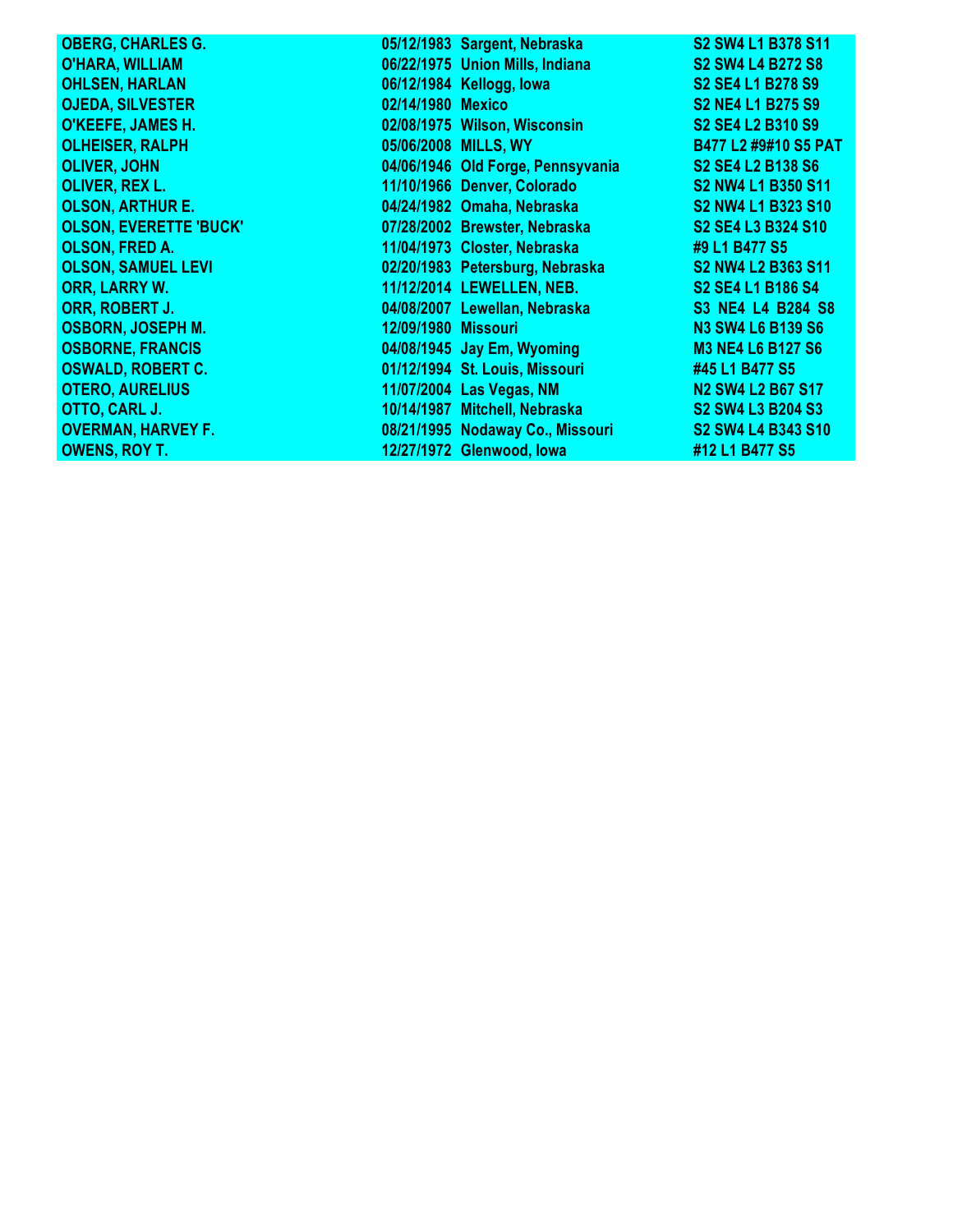| | | | |
|---|---|---|---|
| OBERG, CHARLES G. | 05/12/1983 | Sargent, Nebraska | S2 SW4 L1 B378 S11 |
| O'HARA, WILLIAM | 06/22/1975 | Union Mills, Indiana | S2 SW4 L4 B272 S8 |
| OHLSEN, HARLAN | 06/12/1984 | Kellogg, Iowa | S2 SE4 L1 B278 S9 |
| OJEDA, SILVESTER | 02/14/1980 | Mexico | S2 NE4 L1 B275 S9 |
| O'KEEFE, JAMES H. | 02/08/1975 | Wilson, Wisconsin | S2 SE4 L2 B310 S9 |
| OLHEISER, RALPH | 05/06/2008 | MILLS, WY | B477 L2 #9#10 S5 PAT |
| OLIVER, JOHN | 04/06/1946 | Old Forge, Pennsyvania | S2 SE4 L2 B138 S6 |
| OLIVER, REX L. | 11/10/1966 | Denver, Colorado | S2 NW4 L1 B350 S11 |
| OLSON, ARTHUR E. | 04/24/1982 | Omaha, Nebraska | S2 NW4 L1 B323 S10 |
| OLSON, EVERETTE 'BUCK' | 07/28/2002 | Brewster, Nebraska | S2 SE4 L3 B324 S10 |
| OLSON, FRED A. | 11/04/1973 | Closter, Nebraska | #9 L1 B477 S5 |
| OLSON, SAMUEL LEVI | 02/20/1983 | Petersburg, Nebraska | S2 NW4 L2 B363 S11 |
| ORR, LARRY W. | 11/12/2014 | LEWELLEN, NEB. | S2 SE4 L1 B186 S4 |
| ORR, ROBERT J. | 04/08/2007 | Lewellan, Nebraska | S3 NE4 L4 B284 S8 |
| OSBORN, JOSEPH M. | 12/09/1980 | Missouri | N3 SW4 L6 B139 S6 |
| OSBORNE, FRANCIS | 04/08/1945 | Jay Em, Wyoming | M3 NE4 L6 B127 S6 |
| OSWALD, ROBERT C. | 01/12/1994 | St. Louis, Missouri | #45 L1 B477 S5 |
| OTERO, AURELIUS | 11/07/2004 | Las Vegas, NM | N2 SW4 L2 B67 S17 |
| OTTO, CARL J. | 10/14/1987 | Mitchell, Nebraska | S2 SW4 L3 B204 S3 |
| OVERMAN, HARVEY F. | 08/21/1995 | Nodaway Co., Missouri | S2 SW4 L4 B343 S10 |
| OWENS, ROY T. | 12/27/1972 | Glenwood, Iowa | #12 L1 B477 S5 |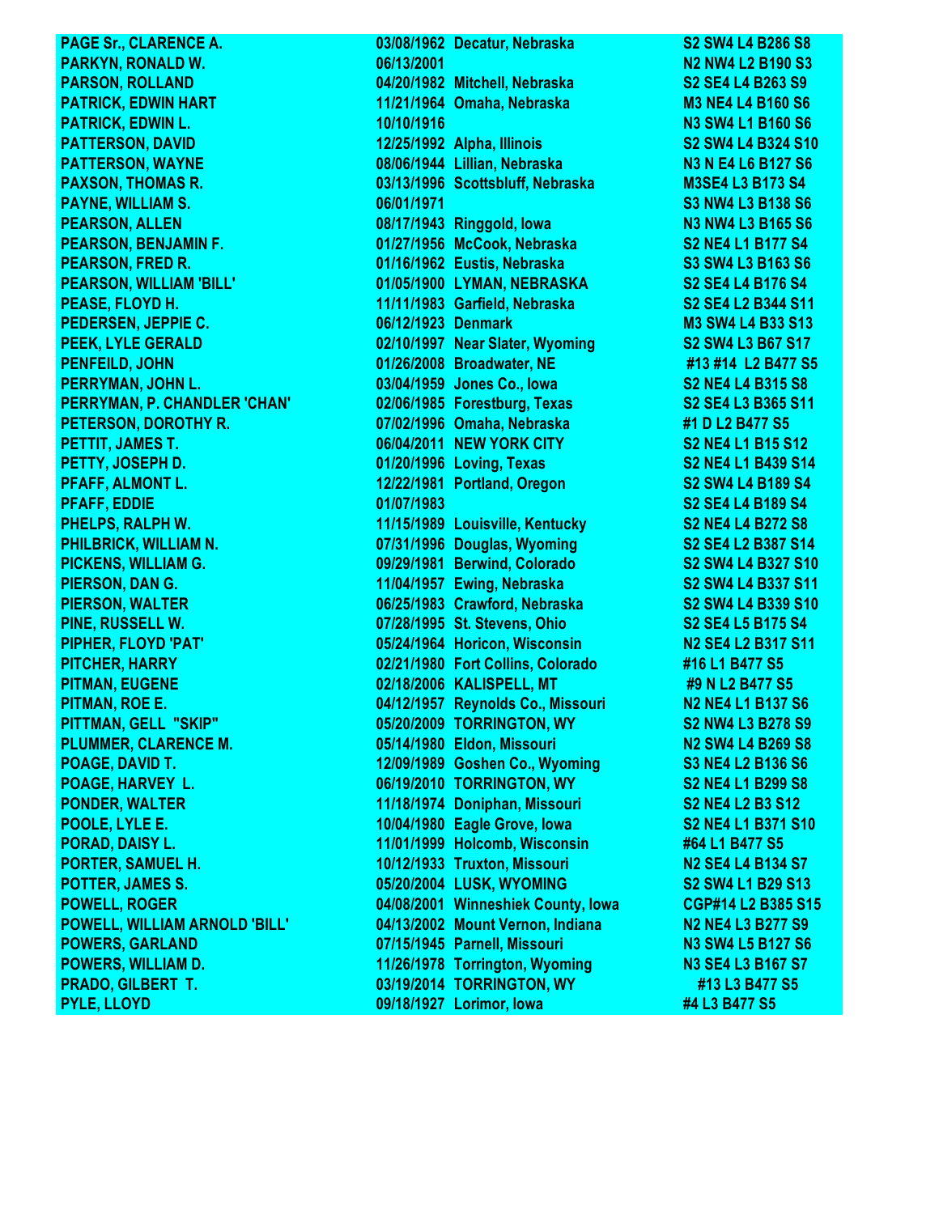| | | | |
|---|---|---|---|
| PAGE Sr., CLARENCE A. | 03/08/1962 | Decatur, Nebraska | S2 SW4 L4 B286 S8 |
| PARKYN, RONALD W. | 06/13/2001 | | N2 NW4 L2 B190 S3 |
| PARSON, ROLLAND | 04/20/1982 | Mitchell, Nebraska | S2 SE4 L4 B263 S9 |
| PATRICK, EDWIN HART | 11/21/1964 | Omaha, Nebraska | M3 NE4 L4 B160 S6 |
| PATRICK, EDWIN L. | 10/10/1916 | | N3 SW4 L1 B160 S6 |
| PATTERSON, DAVID | 12/25/1992 | Alpha, Illinois | S2 SW4 L4 B324 S10 |
| PATTERSON, WAYNE | 08/06/1944 | Lillian, Nebraska | N3 N E4 L6 B127 S6 |
| PAXSON, THOMAS R. | 03/13/1996 | Scottsbluff, Nebraska | M3SE4 L3 B173 S4 |
| PAYNE, WILLIAM S. | 06/01/1971 | | S3 NW4 L3 B138 S6 |
| PEARSON, ALLEN | 08/17/1943 | Ringgold, Iowa | N3 NW4 L3 B165 S6 |
| PEARSON, BENJAMIN F. | 01/27/1956 | McCook, Nebraska | S2 NE4 L1 B177 S4 |
| PEARSON, FRED R. | 01/16/1962 | Eustis, Nebraska | S3 SW4 L3 B163 S6 |
| PEARSON, WILLIAM 'BILL' | 01/05/1900 | LYMAN, NEBRASKA | S2 SE4 L4 B176 S4 |
| PEASE, FLOYD H. | 11/11/1983 | Garfield, Nebraska | S2 SE4 L2 B344 S11 |
| PEDERSEN, JEPPIE C. | 06/12/1923 | Denmark | M3 SW4 L4 B33 S13 |
| PEEK, LYLE GERALD | 02/10/1997 | Near Slater, Wyoming | S2 SW4 L3 B67 S17 |
| PENFEILD, JOHN | 01/26/2008 | Broadwater, NE | #13 #14 L2 B477 S5 |
| PERRYMAN, JOHN L. | 03/04/1959 | Jones Co., Iowa | S2 NE4 L4 B315 S8 |
| PERRYMAN, P. CHANDLER 'CHAN' | 02/06/1985 | Forestburg, Texas | S2 SE4 L3 B365 S11 |
| PETERSON, DOROTHY R. | 07/02/1996 | Omaha, Nebraska | #1 D L2 B477 S5 |
| PETTIT, JAMES T. | 06/04/2011 | NEW YORK CITY | S2 NE4 L1 B15 S12 |
| PETTY, JOSEPH D. | 01/20/1996 | Loving, Texas | S2 NE4 L1 B439 S14 |
| PFAFF, ALMONT L. | 12/22/1981 | Portland, Oregon | S2 SW4 L4 B189 S4 |
| PFAFF, EDDIE | 01/07/1983 | | S2 SE4 L4 B189 S4 |
| PHELPS, RALPH W. | 11/15/1989 | Louisville, Kentucky | S2 NE4 L4 B272 S8 |
| PHILBRICK, WILLIAM N. | 07/31/1996 | Douglas, Wyoming | S2 SE4 L2 B387 S14 |
| PICKENS, WILLIAM G. | 09/29/1981 | Berwind, Colorado | S2 SW4 L4 B327 S10 |
| PIERSON, DAN G. | 11/04/1957 | Ewing, Nebraska | S2 SW4 L4 B337 S11 |
| PIERSON, WALTER | 06/25/1983 | Crawford, Nebraska | S2 SW4 L4 B339 S10 |
| PINE, RUSSELL W. | 07/28/1995 | St. Stevens, Ohio | S2 SE4 L5 B175 S4 |
| PIPHER, FLOYD 'PAT' | 05/24/1964 | Horicon, Wisconsin | N2 SE4 L2 B317 S11 |
| PITCHER, HARRY | 02/21/1980 | Fort Collins, Colorado | #16 L1 B477 S5 |
| PITMAN, EUGENE | 02/18/2006 | KALISPELL, MT | #9 N L2 B477 S5 |
| PITMAN, ROE E. | 04/12/1957 | Reynolds Co., Missouri | N2 NE4 L1 B137 S6 |
| PITTMAN, GELL "SKIP" | 05/20/2009 | TORRINGTON, WY | S2 NW4 L3 B278 S9 |
| PLUMMER, CLARENCE M. | 05/14/1980 | Eldon, Missouri | N2 SW4 L4 B269 S8 |
| POAGE, DAVID T. | 12/09/1989 | Goshen Co., Wyoming | S3 NE4 L2 B136 S6 |
| POAGE, HARVEY L. | 06/19/2010 | TORRINGTON, WY | S2 NE4 L1 B299 S8 |
| PONDER, WALTER | 11/18/1974 | Doniphan, Missouri | S2 NE4 L2 B3 S12 |
| POOLE, LYLE E. | 10/04/1980 | Eagle Grove, Iowa | S2 NE4 L1 B371 S10 |
| PORAD, DAISY L. | 11/01/1999 | Holcomb, Wisconsin | #64 L1 B477 S5 |
| PORTER, SAMUEL H. | 10/12/1933 | Truxton, Missouri | N2 SE4 L4 B134 S7 |
| POTTER, JAMES S. | 05/20/2004 | LUSK, WYOMING | S2 SW4 L1 B29 S13 |
| POWELL, ROGER | 04/08/2001 | Winneshiek County, Iowa | CGP#14 L2 B385 S15 |
| POWELL, WILLIAM ARNOLD 'BILL' | 04/13/2002 | Mount Vernon, Indiana | N2 NE4 L3 B277 S9 |
| POWERS, GARLAND | 07/15/1945 | Parnell, Missouri | N3 SW4 L5 B127 S6 |
| POWERS, WILLIAM D. | 11/26/1978 | Torrington, Wyoming | N3 SE4 L3 B167 S7 |
| PRADO, GILBERT T. | 03/19/2014 | TORRINGTON, WY | #13 L3 B477 S5 |
| PYLE, LLOYD | 09/18/1927 | Lorimor, Iowa | #4 L3 B477 S5 |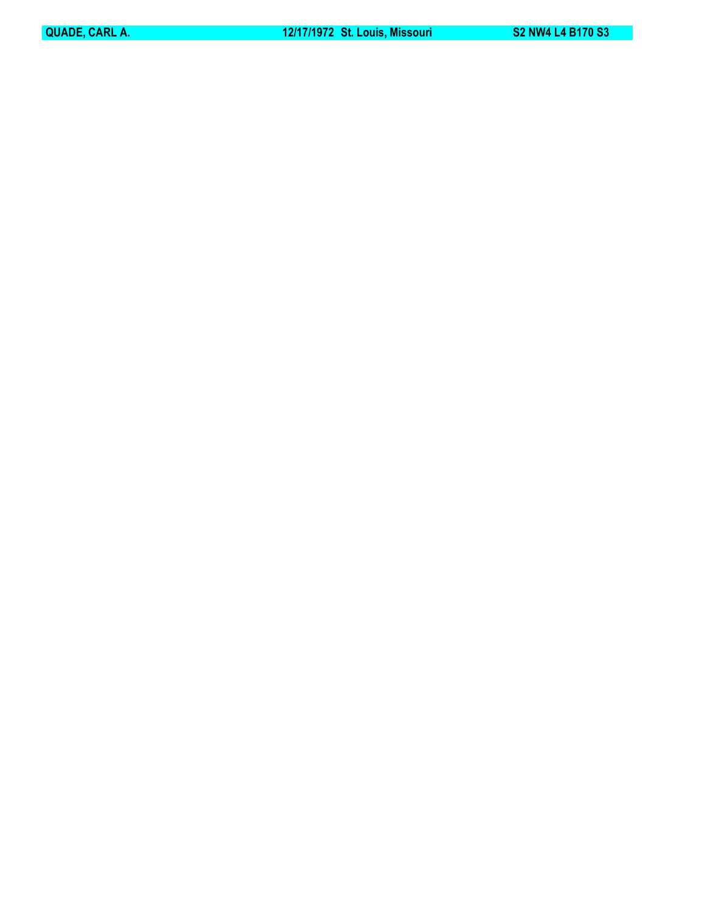| | | | |
|---|---|---|---|
| **QUADE, CARL A.** | **12/17/1972** | **St. Louis, Missouri** | **S2 NW4 L4 B170 S3** |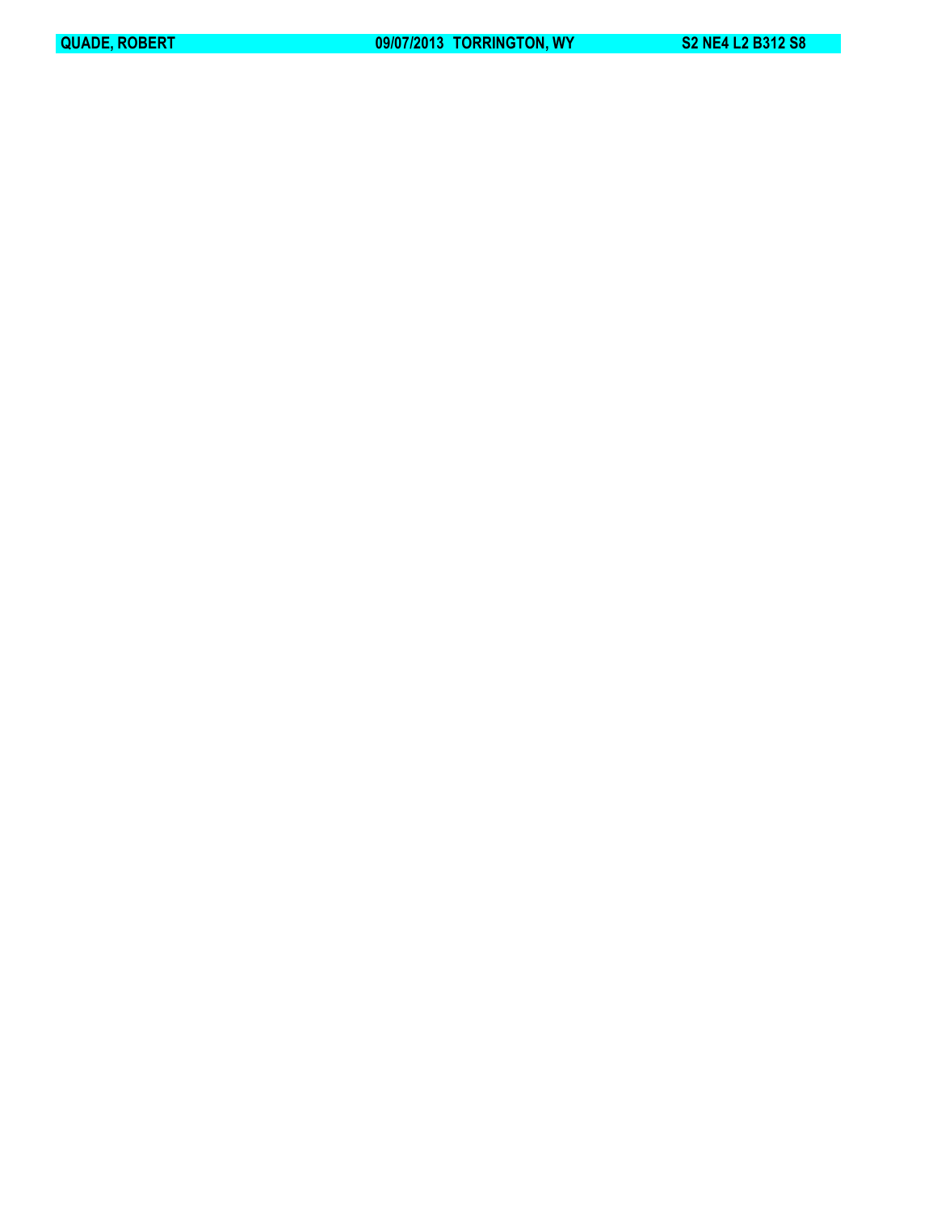**QUADE, ROBERT** **09/07/2013 TORRINGTON, WY** **S2 NE4 L2 B312 S8**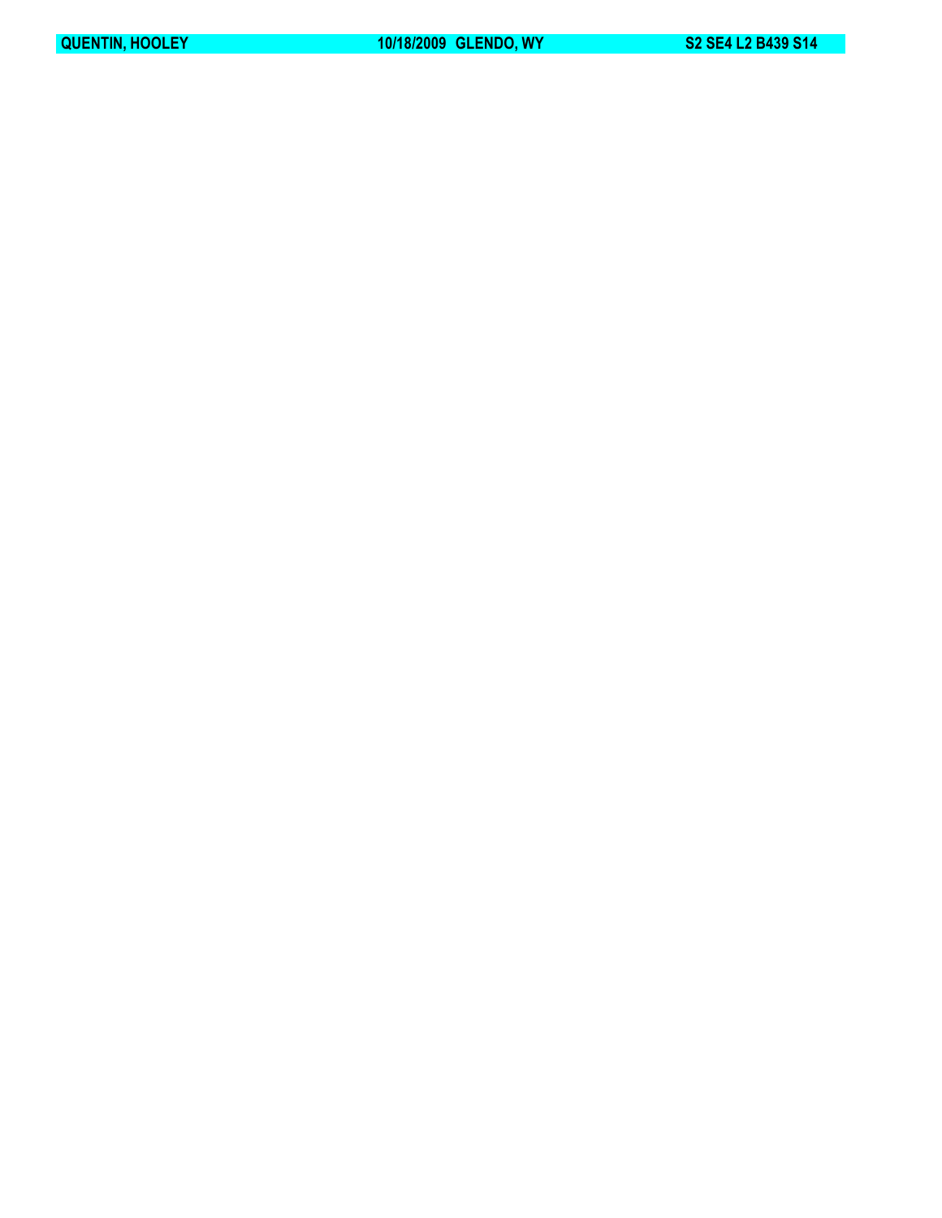**QUENTIN, HOOLEY** **10/18/2009 GLENDO, WY** **S2 SE4 L2 B439 S14**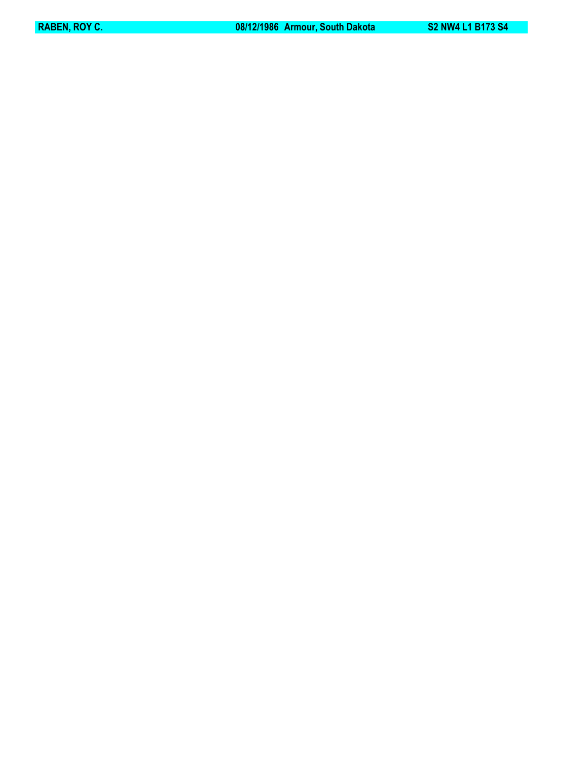| | | | |
|---|---|---|---|
| **RABEN, ROY C.** | **08/12/1986** | **Armour, South Dakota** | **S2 NW4 L1 B173 S4** |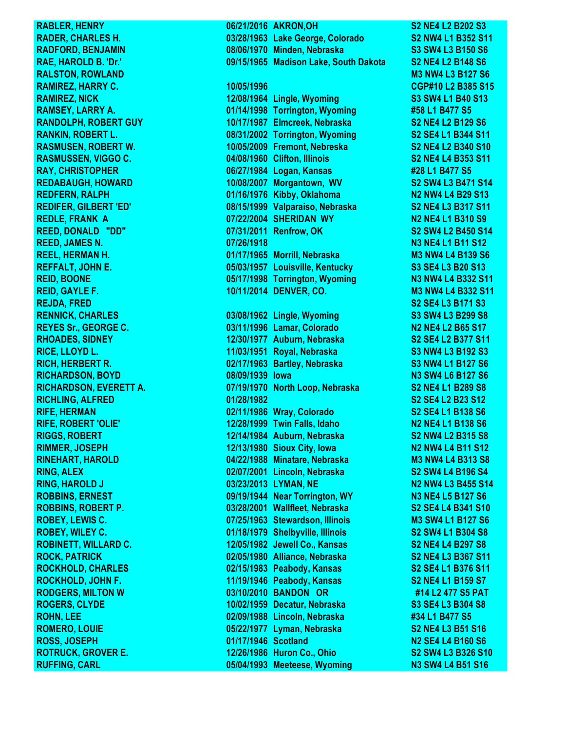| | | | |
|---|---|---|---|
| RABLER, HENRY | 06/21/2016 | AKRON,OH | S2 NE4 L2 B202 S3 |
| RADER, CHARLES H. | 03/28/1963 | Lake George, Colorado | S2 NW4 L1 B352 S11 |
| RADFORD, BENJAMIN | 08/06/1970 | Minden, Nebraska | S3 SW4 L3 B150 S6 |
| RAE, HAROLD B. 'Dr.' | 09/15/1965 | Madison Lake, South Dakota | S2 NE4 L2 B148 S6 |
| RALSTON, ROWLAND | | | M3 NW4 L3 B127 S6 |
| RAMIREZ, HARRY C. | 10/05/1996 | | CGP#10 L2 B385 S15 |
| RAMIREZ, NICK | 12/08/1964 | Lingle, Wyoming | S3 SW4 L1 B40 S13 |
| RAMSEY, LARRY A. | 01/14/1998 | Torrington, Wyoming | #58 L1 B477 S5 |
| RANDOLPH, ROBERT GUY | 10/17/1987 | Elmcreek, Nebraska | S2 NE4 L2 B129 S6 |
| RANKIN, ROBERT L. | 08/31/2002 | Torrington, Wyoming | S2 SE4 L1 B344 S11 |
| RASMUSEN, ROBERT W. | 10/05/2009 | Fremont, Nebreska | S2 NE4 L2 B340 S10 |
| RASMUSSEN, VIGGO C. | 04/08/1960 | Clifton, Illinois | S2 NE4 L4 B353 S11 |
| RAY, CHRISTOPHER | 06/27/1984 | Logan, Kansas | #28 L1 B477 S5 |
| REDABAUGH, HOWARD | 10/08/2007 | Morgantown, WV | S2 SW4 L3 B471 S14 |
| REDFERN, RALPH | 01/16/1976 | Kibby, Oklahoma | N2 NW4 L4 B29 S13 |
| REDIFER, GILBERT 'ED' | 08/15/1999 | Valparaiso, Nebraska | S2 NE4 L3 B317 S11 |
| REDLE, FRANK A | 07/22/2004 | SHERIDAN WY | N2 NE4 L1 B310 S9 |
| REED, DONALD "DD" | 07/31/2011 | Renfrow, OK | S2 SW4 L2 B450 S14 |
| REED, JAMES N. | 07/26/1918 | | N3 NE4 L1 B11 S12 |
| REEL, HERMAN H. | 01/17/1965 | Morrill, Nebraska | M3 NW4 L4 B139 S6 |
| REFFALT, JOHN E. | 05/03/1957 | Louisville, Kentucky | S3 SE4 L3 B20 S13 |
| REID, BOONE | 05/17/1998 | Torrington, Wyoming | N3 NW4 L4 B332 S11 |
| REID, GAYLE F. | 10/11/2014 | DENVER, CO. | M3 NW4 L4 B332 S11 |
| REJDA, FRED | | | S2 SE4 L3 B171 S3 |
| RENNICK, CHARLES | 03/08/1962 | Lingle, Wyoming | S3 SW4 L3 B299 S8 |
| REYES Sr., GEORGE C. | 03/11/1996 | Lamar, Colorado | N2 NE4 L2 B65 S17 |
| RHOADES, SIDNEY | 12/30/1977 | Auburn, Nebraska | S2 SE4 L2 B377 S11 |
| RICE, LLOYD L. | 11/03/1951 | Royal, Nebraska | S3 NW4 L3 B192 S3 |
| RICH, HERBERT R. | 02/17/1963 | Bartley, Nebraska | S3 NW4 L1 B127 S6 |
| RICHARDSON, BOYD | 08/09/1939 | Iowa | N3 SW4 L6 B127 S6 |
| RICHARDSON, EVERETT A. | 07/19/1970 | North Loop, Nebraska | S2 NE4 L1 B289 S8 |
| RICHLING, ALFRED | 01/28/1982 | | S2 SE4 L2 B23 S12 |
| RIFE, HERMAN | 02/11/1986 | Wray, Colorado | S2 SE4 L1 B138 S6 |
| RIFE, ROBERT 'OLIE' | 12/28/1999 | Twin Falls, Idaho | N2 NE4 L1 B138 S6 |
| RIGGS, ROBERT | 12/14/1984 | Auburn, Nebraska | S2 NW4 L2 B315 S8 |
| RIMMER, JOSEPH | 12/13/1980 | Sioux City, Iowa | N2 NW4 L4 B11 S12 |
| RINEHART, HAROLD | 04/22/1988 | Minatare, Nebraska | M3 NW4 L4 B313 S8 |
| RING, ALEX | 02/07/2001 | Lincoln, Nebraska | S2 SW4 L4 B196 S4 |
| RING, HAROLD J | 03/23/2013 | LYMAN, NE | N2 NW4 L3 B455 S14 |
| ROBBINS, ERNEST | 09/19/1944 | Near Torrington, WY | N3 NE4 L5 B127 S6 |
| ROBBINS, ROBERT P. | 03/28/2001 | Wallfleet, Nebraska | S2 SE4 L4 B341 S10 |
| ROBEY, LEWIS C. | 07/25/1963 | Stewardson, Illinois | M3 SW4 L1 B127 S6 |
| ROBEY, WILEY C. | 01/18/1979 | Shelbyville, Illinois | S2 SW4 L1 B304 S8 |
| ROBINETT, WILLARD C. | 12/05/1982 | Jewell Co., Kansas | S2 NE4 L4 B297 S8 |
| ROCK, PATRICK | 02/05/1980 | Alliance, Nebraska | S2 NE4 L3 B367 S11 |
| ROCKHOLD, CHARLES | 02/15/1983 | Peabody, Kansas | S2 SE4 L1 B376 S11 |
| ROCKHOLD, JOHN F. | 11/19/1946 | Peabody, Kansas | S2 NE4 L1 B159 S7 |
| RODGERS, MILTON W | 03/10/2010 | BANDON OR | #14 L2 477 S5 PAT |
| ROGERS, CLYDE | 10/02/1959 | Decatur, Nebraska | S3 SE4 L3 B304 S8 |
| ROHN, LEE | 02/09/1988 | Lincoln, Nebraska | #34 L1 B477 S5 |
| ROMERO, LOUIE | 05/22/1977 | Lyman, Nebraska | S2 NE4 L3 B51 S16 |
| ROSS, JOSEPH | 01/17/1946 | Scotland | N2 SE4 L4 B160 S6 |
| ROTRUCK, GROVER E. | 12/26/1986 | Huron Co., Ohio | S2 SW4 L3 B326 S10 |
| RUFFING, CARL | 05/04/1993 | Meeteese, Wyoming | N3 SW4 L4 B51 S16 |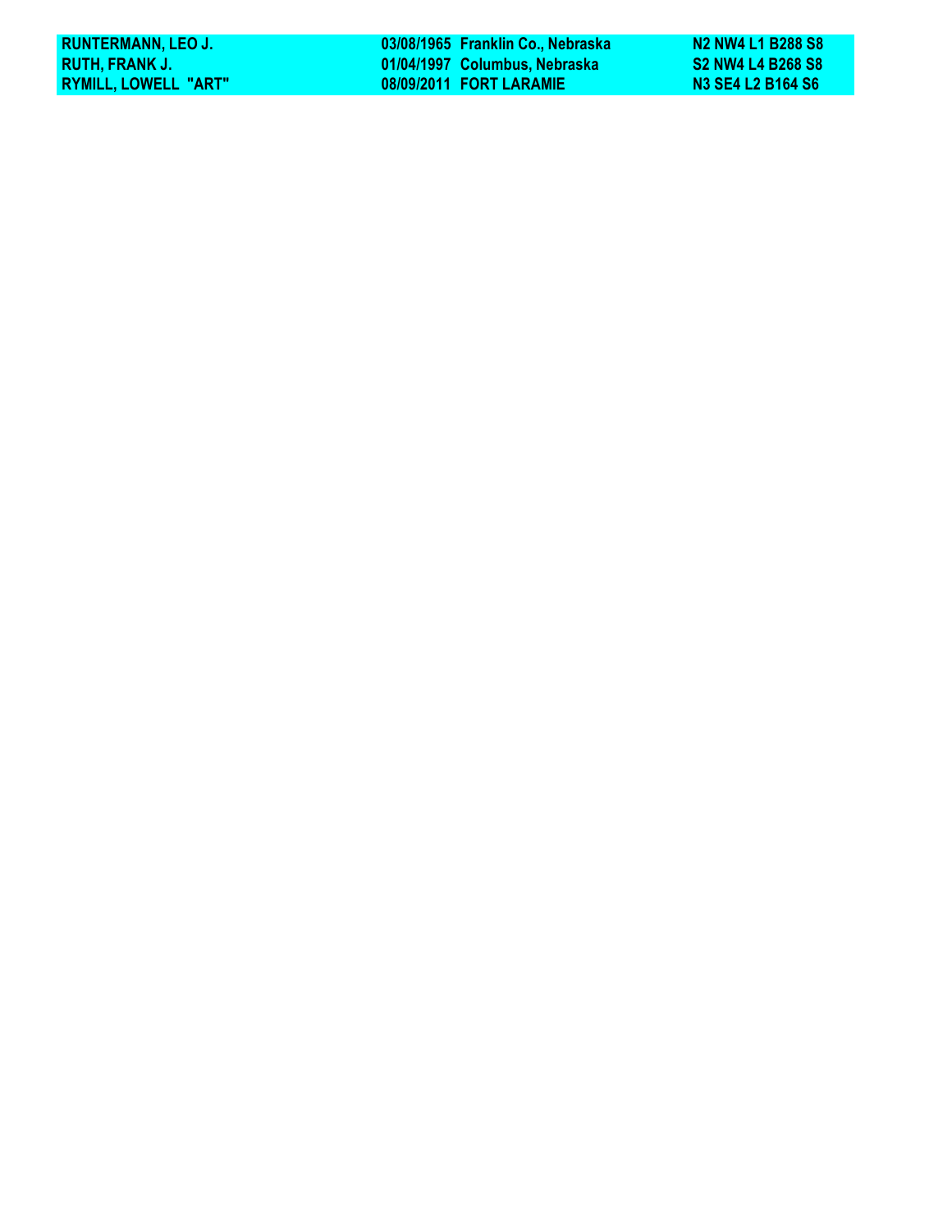| | | | |
|---|---|---|---|
| **RUNTERMANN, LEO J.** | **03/08/1965** | **Franklin Co., Nebraska** | **N2 NW4 L1 B288 S8** |
| **RUTH, FRANK J.** | **01/04/1997** | **Columbus, Nebraska** | **S2 NW4 L4 B268 S8** |
| **RYMILL, LOWELL "ART"** | **08/09/2011** | **FORT LARAMIE** | **N3 SE4 L2 B164 S6** |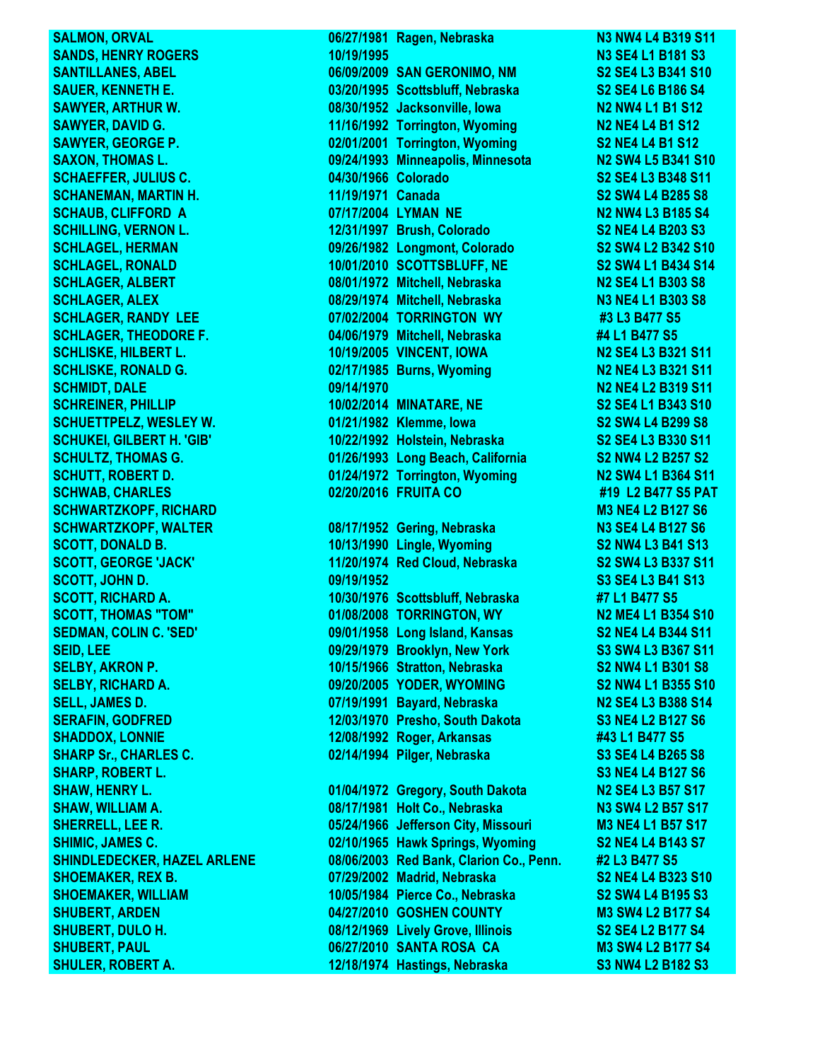| | | | |
|---|---|---|---|
| **SALMON, ORVAL** | **06/27/1981** | **Ragen, Nebraska** | **N3 NW4 L4 B319 S11** |
| **SANDS, HENRY ROGERS** | **10/19/1995** | | **N3 SE4 L1 B181 S3** |
| **SANTILLANES, ABEL** | **06/09/2009** | **SAN GERONIMO, NM** | **S2 SE4 L3 B341 S10** |
| **SAUER, KENNETH E.** | **03/20/1995** | **Scottsbluff, Nebraska** | **S2 SE4 L6 B186 S4** |
| **SAWYER, ARTHUR W.** | **08/30/1952** | **Jacksonville, Iowa** | **N2 NW4 L1 B1 S12** |
| **SAWYER, DAVID G.** | **11/16/1992** | **Torrington, Wyoming** | **N2 NE4 L4 B1 S12** |
| **SAWYER, GEORGE P.** | **02/01/2001** | **Torrington, Wyoming** | **S2 NE4 L4 B1 S12** |
| **SAXON, THOMAS L.** | **09/24/1993** | **Minneapolis, Minnesota** | **N2 SW4 L5 B341 S10** |
| **SCHAEFFER, JULIUS C.** | **04/30/1966** | **Colorado** | **S2 SE4 L3 B348 S11** |
| **SCHANEMAN, MARTIN H.** | **11/19/1971** | **Canada** | **S2 SW4 L4 B285 S8** |
| **SCHAUB, CLIFFORD A** | **07/17/2004** | **LYMAN NE** | **N2 NW4 L3 B185 S4** |
| **SCHILLING, VERNON L.** | **12/31/1997** | **Brush, Colorado** | **S2 NE4 L4 B203 S3** |
| **SCHLAGEL, HERMAN** | **09/26/1982** | **Longmont, Colorado** | **S2 SW4 L2 B342 S10** |
| **SCHLAGEL, RONALD** | **10/01/2010** | **SCOTTSBLUFF, NE** | **S2 SW4 L1 B434 S14** |
| **SCHLAGER, ALBERT** | **08/01/1972** | **Mitchell, Nebraska** | **N2 SE4 L1 B303 S8** |
| **SCHLAGER, ALEX** | **08/29/1974** | **Mitchell, Nebraska** | **N3 NE4 L1 B303 S8** |
| **SCHLAGER, RANDY LEE** | **07/02/2004** | **TORRINGTON WY** | **#3 L3 B477 S5** |
| **SCHLAGER, THEODORE F.** | **04/06/1979** | **Mitchell, Nebraska** | **#4 L1 B477 S5** |
| **SCHLISKE, HILBERT L.** | **10/19/2005** | **VINCENT, IOWA** | **N2 SE4 L3 B321 S11** |
| **SCHLISKE, RONALD G.** | **02/17/1985** | **Burns, Wyoming** | **N2 NE4 L3 B321 S11** |
| **SCHMIDT, DALE** | **09/14/1970** | | **N2 NE4 L2 B319 S11** |
| **SCHREINER, PHILLIP** | **10/02/2014** | **MINATARE, NE** | **S2 SE4 L1 B343 S10** |
| **SCHUETTPELZ, WESLEY W.** | **01/21/1982** | **Klemme, Iowa** | **S2 SW4 L4 B299 S8** |
| **SCHUKEI, GILBERT H. 'GIB'** | **10/22/1992** | **Holstein, Nebraska** | **S2 SE4 L3 B330 S11** |
| **SCHULTZ, THOMAS G.** | **01/26/1993** | **Long Beach, California** | **S2 NW4 L2 B257 S2** |
| **SCHUTT, ROBERT D.** | **01/24/1972** | **Torrington, Wyoming** | **N2 SW4 L1 B364 S11** |
| **SCHWAB, CHARLES** | **02/20/2016** | **FRUITA CO** | **#19 L2 B477 S5 PAT** |
| **SCHWARTZKOPF, RICHARD** | | | **M3 NE4 L2 B127 S6** |
| **SCHWARTZKOPF, WALTER** | **08/17/1952** | **Gering, Nebraska** | **N3 SE4 L4 B127 S6** |
| **SCOTT, DONALD B.** | **10/13/1990** | **Lingle, Wyoming** | **S2 NW4 L3 B41 S13** |
| **SCOTT, GEORGE 'JACK'** | **11/20/1974** | **Red Cloud, Nebraska** | **S2 SW4 L3 B337 S11** |
| **SCOTT, JOHN D.** | **09/19/1952** | | **S3 SE4 L3 B41 S13** |
| **SCOTT, RICHARD A.** | **10/30/1976** | **Scottsbluff, Nebraska** | **#7 L1 B477 S5** |
| **SCOTT, THOMAS "TOM"** | **01/08/2008** | **TORRINGTON, WY** | **N2 ME4 L1 B354 S10** |
| **SEDMAN, COLIN C. 'SED'** | **09/01/1958** | **Long Island, Kansas** | **S2 NE4 L4 B344 S11** |
| **SEID, LEE** | **09/29/1979** | **Brooklyn, New York** | **S3 SW4 L3 B367 S11** |
| **SELBY, AKRON P.** | **10/15/1966** | **Stratton, Nebraska** | **S2 NW4 L1 B301 S8** |
| **SELBY, RICHARD A.** | **09/20/2005** | **YODER, WYOMING** | **S2 NW4 L1 B355 S10** |
| **SELL, JAMES D.** | **07/19/1991** | **Bayard, Nebraska** | **N2 SE4 L3 B388 S14** |
| **SERAFIN, GODFRED** | **12/03/1970** | **Presho, South Dakota** | **S3 NE4 L2 B127 S6** |
| **SHADDOX, LONNIE** | **12/08/1992** | **Roger, Arkansas** | **#43 L1 B477 S5** |
| **SHARP Sr., CHARLES C.** | **02/14/1994** | **Pilger, Nebraska** | **S3 SE4 L4 B265 S8** |
| **SHARP, ROBERT L.** | | | **S3 NE4 L4 B127 S6** |
| **SHAW, HENRY L.** | **01/04/1972** | **Gregory, South Dakota** | **N2 SE4 L3 B57 S17** |
| **SHAW, WILLIAM A.** | **08/17/1981** | **Holt Co., Nebraska** | **N3 SW4 L2 B57 S17** |
| **SHERRELL, LEE R.** | **05/24/1966** | **Jefferson City, Missouri** | **M3 NE4 L1 B57 S17** |
| **SHIMIC, JAMES C.** | **02/10/1965** | **Hawk Springs, Wyoming** | **S2 NE4 L4 B143 S7** |
| **SHINDLEDECKER, HAZEL ARLENE** | **08/06/2003** | **Red Bank, Clarion Co., Penn.** | **#2 L3 B477 S5** |
| **SHOEMAKER, REX B.** | **07/29/2002** | **Madrid, Nebraska** | **S2 NE4 L4 B323 S10** |
| **SHOEMAKER, WILLIAM** | **10/05/1984** | **Pierce Co., Nebraska** | **S2 SW4 L4 B195 S3** |
| **SHUBERT, ARDEN** | **04/27/2010** | **GOSHEN COUNTY** | **M3 SW4 L2 B177 S4** |
| **SHUBERT, DULO H.** | **08/12/1969** | **Lively Grove, Illinois** | **S2 SE4 L2 B177 S4** |
| **SHUBERT, PAUL** | **06/27/2010** | **SANTA ROSA CA** | **M3 SW4 L2 B177 S4** |
| **SHULER, ROBERT A.** | **12/18/1974** | **Hastings, Nebraska** | **S3 NW4 L2 B182 S3** |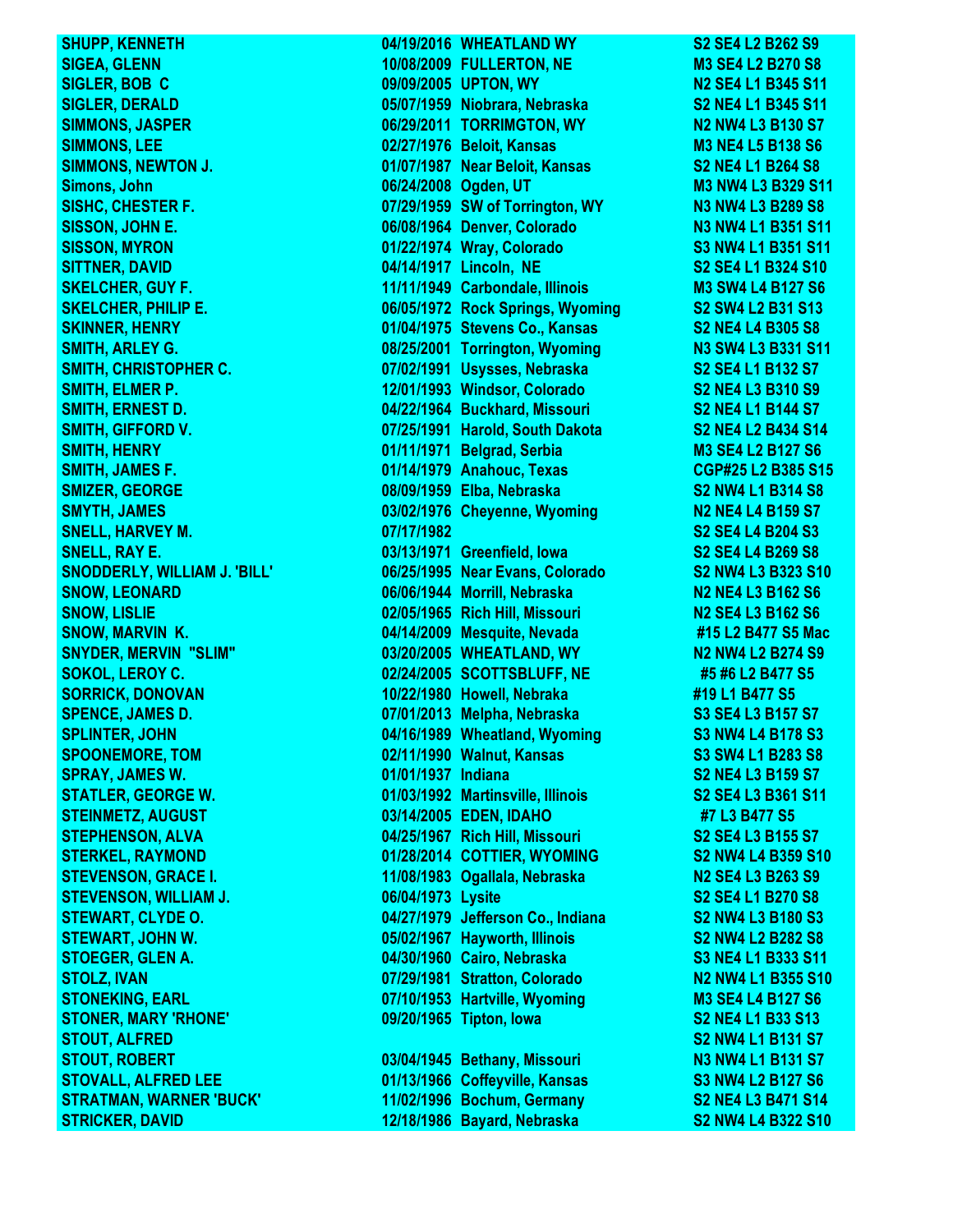| | | | |
|---|---|---|---|
| SHUPP, KENNETH | 04/19/2016 | WHEATLAND WY | S2 SE4 L2 B262 S9 |
| SIGEA, GLENN | 10/08/2009 | FULLERTON, NE | M3 SE4 L2 B270 S8 |
| SIGLER, BOB C | 09/09/2005 | UPTON, WY | N2 SE4 L1 B345 S11 |
| SIGLER, DERALD | 05/07/1959 | Niobrara, Nebraska | S2 NE4 L1 B345 S11 |
| SIMMONS, JASPER | 06/29/2011 | TORRIMGTON, WY | N2 NW4 L3 B130 S7 |
| SIMMONS, LEE | 02/27/1976 | Beloit, Kansas | M3 NE4 L5 B138 S6 |
| SIMMONS, NEWTON J. | 01/07/1987 | Near Beloit, Kansas | S2 NE4 L1 B264 S8 |
| Simons, John | 06/24/2008 | Ogden, UT | M3 NW4 L3 B329 S11 |
| SISHC, CHESTER F. | 07/29/1959 | SW of Torrington, WY | N3 NW4 L3 B289 S8 |
| SISSON, JOHN E. | 06/08/1964 | Denver, Colorado | N3 NW4 L1 B351 S11 |
| SISSON, MYRON | 01/22/1974 | Wray, Colorado | S3 NW4 L1 B351 S11 |
| SITTNER, DAVID | 04/14/1917 | Lincoln, NE | S2 SE4 L1 B324 S10 |
| SKELCHER, GUY F. | 11/11/1949 | Carbondale, Illinois | M3 SW4 L4 B127 S6 |
| SKELCHER, PHILIP E. | 06/05/1972 | Rock Springs, Wyoming | S2 SW4 L2 B31 S13 |
| SKINNER, HENRY | 01/04/1975 | Stevens Co., Kansas | S2 NE4 L4 B305 S8 |
| SMITH, ARLEY G. | 08/25/2001 | Torrington, Wyoming | N3 SW4 L3 B331 S11 |
| SMITH, CHRISTOPHER C. | 07/02/1991 | Usysses, Nebraska | S2 SE4 L1 B132 S7 |
| SMITH, ELMER P. | 12/01/1993 | Windsor, Colorado | S2 NE4 L3 B310 S9 |
| SMITH, ERNEST D. | 04/22/1964 | Buckhard, Missouri | S2 NE4 L1 B144 S7 |
| SMITH, GIFFORD V. | 07/25/1991 | Harold, South Dakota | S2 NE4 L2 B434 S14 |
| SMITH, HENRY | 01/11/1971 | Belgrad, Serbia | M3 SE4 L2 B127 S6 |
| SMITH, JAMES F. | 01/14/1979 | Anahouc, Texas | CGP#25 L2 B385 S15 |
| SMIZER, GEORGE | 08/09/1959 | Elba, Nebraska | S2 NW4 L1 B314 S8 |
| SMYTH, JAMES | 03/02/1976 | Cheyenne, Wyoming | N2 NE4 L4 B159 S7 |
| SNELL, HARVEY M. | 07/17/1982 | | S2 SE4 L4 B204 S3 |
| SNELL, RAY E. | 03/13/1971 | Greenfield, Iowa | S2 SE4 L4 B269 S8 |
| SNODDERLY, WILLIAM J. 'BILL' | 06/25/1995 | Near Evans, Colorado | S2 NW4 L3 B323 S10 |
| SNOW, LEONARD | 06/06/1944 | Morrill, Nebraska | N2 NE4 L3 B162 S6 |
| SNOW, LISLIE | 02/05/1965 | Rich Hill, Missouri | N2 SE4 L3 B162 S6 |
| SNOW, MARVIN K. | 04/14/2009 | Mesquite, Nevada | #15 L2 B477 S5 Mac |
| SNYDER, MERVIN "SLIM" | 03/20/2005 | WHEATLAND, WY | N2 NW4 L2 B274 S9 |
| SOKOL, LEROY C. | 02/24/2005 | SCOTTSBLUFF, NE | #5 #6 L2 B477 S5 |
| SORRICK, DONOVAN | 10/22/1980 | Howell, Nebraska | #19 L1 B477 S5 |
| SPENCE, JAMES D. | 07/01/2013 | Melpha, Nebraska | S3 SE4 L3 B157 S7 |
| SPLINTER, JOHN | 04/16/1989 | Wheatland, Wyoming | S3 NW4 L4 B178 S3 |
| SPOONEMORE, TOM | 02/11/1990 | Walnut, Kansas | S3 SW4 L1 B283 S8 |
| SPRAY, JAMES W. | 01/01/1937 | Indiana | S2 NE4 L3 B159 S7 |
| STATLER, GEORGE W. | 01/03/1992 | Martinsville, Illinois | S2 SE4 L3 B361 S11 |
| STEINMETZ, AUGUST | 03/14/2005 | EDEN, IDAHO | #7 L3 B477 S5 |
| STEPHENSON, ALVA | 04/25/1967 | Rich Hill, Missouri | S2 SE4 L3 B155 S7 |
| STERKEL, RAYMOND | 01/28/2014 | COTTIER, WYOMING | S2 NW4 L4 B359 S10 |
| STEVENSON, GRACE I. | 11/08/1983 | Ogallala, Nebraska | N2 SE4 L3 B263 S9 |
| STEVENSON, WILLIAM J. | 06/04/1973 | Lysite | S2 SE4 L1 B270 S8 |
| STEWART, CLYDE O. | 04/27/1979 | Jefferson Co., Indiana | S2 NW4 L3 B180 S3 |
| STEWART, JOHN W. | 05/02/1967 | Hayworth, Illinois | S2 NW4 L2 B282 S8 |
| STOEGER, GLEN A. | 04/30/1960 | Cairo, Nebraska | S3 NE4 L1 B333 S11 |
| STOLZ, IVAN | 07/29/1981 | Stratton, Colorado | N2 NW4 L1 B355 S10 |
| STONEKING, EARL | 07/10/1953 | Hartville, Wyoming | M3 SE4 L4 B127 S6 |
| STONER, MARY 'RHONE' | 09/20/1965 | Tipton, Iowa | S2 NE4 L1 B33 S13 |
| STOUT, ALFRED | | | S2 NW4 L1 B131 S7 |
| STOUT, ROBERT | 03/04/1945 | Bethany, Missouri | N3 NW4 L1 B131 S7 |
| STOVALL, ALFRED LEE | 01/13/1966 | Coffeyville, Kansas | S3 NW4 L2 B127 S6 |
| STRATMAN, WARNER 'BUCK' | 11/02/1996 | Bochum, Germany | S2 NE4 L3 B471 S14 |
| STRICKER, DAVID | 12/18/1986 | Bayard, Nebraska | S2 NW4 L4 B322 S10 |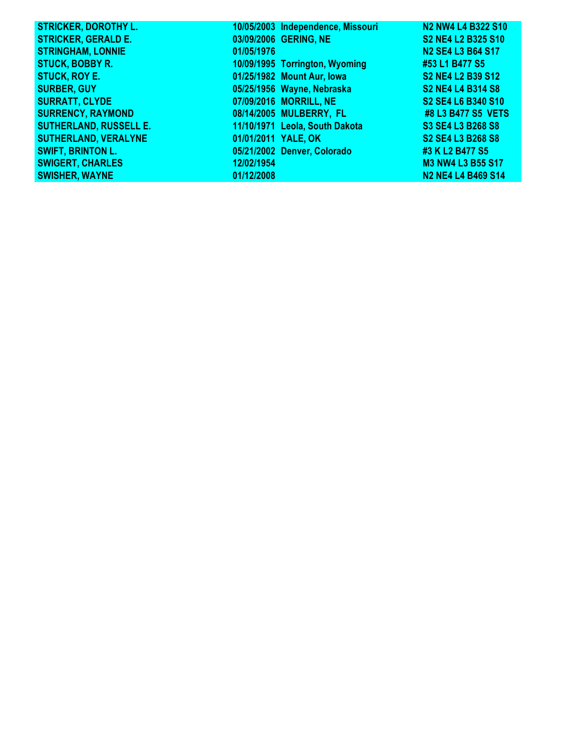| | | | |
|---|---|---|---|
| STRICKER, DOROTHY L. | 10/05/2003 | Independence, Missouri | N2 NW4 L4 B322 S10 |
| STRICKER, GERALD E. | 03/09/2006 | GERING, NE | S2 NE4 L2 B325 S10 |
| STRINGHAM, LONNIE | 01/05/1976 | | N2 SE4 L3 B64 S17 |
| STUCK, BOBBY R. | 10/09/1995 | Torrington, Wyoming | #53 L1 B477 S5 |
| STUCK, ROY E. | 01/25/1982 | Mount Aur, Iowa | S2 NE4 L2 B39 S12 |
| SURBER, GUY | 05/25/1956 | Wayne, Nebraska | S2 NE4 L4 B314 S8 |
| SURRATT, CLYDE | 07/09/2016 | MORRILL, NE | S2 SE4 L6 B340 S10 |
| SURRENCY, RAYMOND | 08/14/2005 | MULBERRY, FL | #8 L3 B477 S5 VETS |
| SUTHERLAND, RUSSELL E. | 11/10/1971 | Leola, South Dakota | S3 SE4 L3 B268 S8 |
| SUTHERLAND, VERALYNE | 01/01/2011 | YALE, OK | S2 SE4 L3 B268 S8 |
| SWIFT, BRINTON L. | 05/21/2002 | Denver, Colorado | #3 K L2 B477 S5 |
| SWIGERT, CHARLES | 12/02/1954 | | M3 NW4 L3 B55 S17 |
| SWISHER, WAYNE | 01/12/2008 | | N2 NE4 L4 B469 S14 |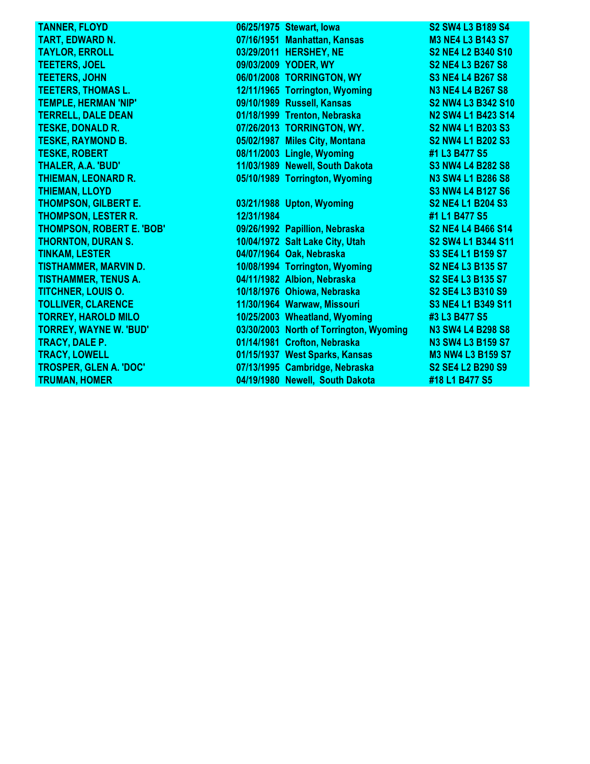| | | | |
|---|---|---|---|
| TANNER, FLOYD | 06/25/1975 | Stewart, Iowa | S2 SW4 L3 B189 S4 |
| TART, EDWARD N. | 07/16/1951 | Manhattan, Kansas | M3 NE4 L3 B143 S7 |
| TAYLOR, ERROLL | 03/29/2011 | HERSHEY, NE | S2 NE4 L2 B340 S10 |
| TEETERS, JOEL | 09/03/2009 | YODER, WY | S2 NE4 L3 B267 S8 |
| TEETERS, JOHN | 06/01/2008 | TORRINGTON, WY | S3 NE4 L4 B267 S8 |
| TEETERS, THOMAS L. | 12/11/1965 | Torrington, Wyoming | N3 NE4 L4 B267 S8 |
| TEMPLE, HERMAN 'NIP' | 09/10/1989 | Russell, Kansas | S2 NW4 L3 B342 S10 |
| TERRELL, DALE DEAN | 01/18/1999 | Trenton, Nebraska | N2 SW4 L1 B423 S14 |
| TESKE, DONALD R. | 07/26/2013 | TORRINGTON, WY. | S2 NW4 L1 B203 S3 |
| TESKE, RAYMOND B. | 05/02/1987 | Miles City, Montana | S2 NW4 L1 B202 S3 |
| TESKE, ROBERT | 08/11/2003 | Lingle, Wyoming | #1 L3 B477 S5 |
| THALER, A.A. 'BUD' | 11/03/1989 | Newell, South Dakota | S3 NW4 L4 B282 S8 |
| THIEMAN, LEONARD R. | 05/10/1989 | Torrington, Wyoming | N3 SW4 L1 B286 S8 |
| THIEMAN, LLOYD | | | S3 NW4 L4 B127 S6 |
| THOMPSON, GILBERT E. | 03/21/1988 | Upton, Wyoming | S2 NE4 L1 B204 S3 |
| THOMPSON, LESTER R. | 12/31/1984 | | #1 L1 B477 S5 |
| THOMPSON, ROBERT E. 'BOB' | 09/26/1992 | Papillion, Nebraska | S2 NE4 L4 B466 S14 |
| THORNTON, DURAN S. | 10/04/1972 | Salt Lake City, Utah | S2 SW4 L1 B344 S11 |
| TINKAM, LESTER | 04/07/1964 | Oak, Nebraska | S3 SE4 L1 B159 S7 |
| TISTHAMMER, MARVIN D. | 10/08/1994 | Torrington, Wyoming | S2 NE4 L3 B135 S7 |
| TISTHAMMER, TENUS A. | 04/11/1982 | Albion, Nebraska | S2 SE4 L3 B135 S7 |
| TITCHNER, LOUIS O. | 10/18/1976 | Ohiowa, Nebraska | S2 SE4 L3 B310 S9 |
| TOLLIVER, CLARENCE | 11/30/1964 | Warwaw, Missouri | S3 NE4 L1 B349 S11 |
| TORREY, HAROLD MILO | 10/25/2003 | Wheatland, Wyoming | #3 L3 B477 S5 |
| TORREY, WAYNE W. 'BUD' | 03/30/2003 | North of Torrington, Wyoming | N3 SW4 L4 B298 S8 |
| TRACY, DALE P. | 01/14/1981 | Crofton, Nebraska | N3 SW4 L3 B159 S7 |
| TRACY, LOWELL | 01/15/1937 | West Sparks, Kansas | M3 NW4 L3 B159 S7 |
| TROSPER, GLEN A. 'DOC' | 07/13/1995 | Cambridge, Nebraska | S2 SE4 L2 B290 S9 |
| TRUMAN, HOMER | 04/19/1980 | Newell, South Dakota | #18 L1 B477 S5 |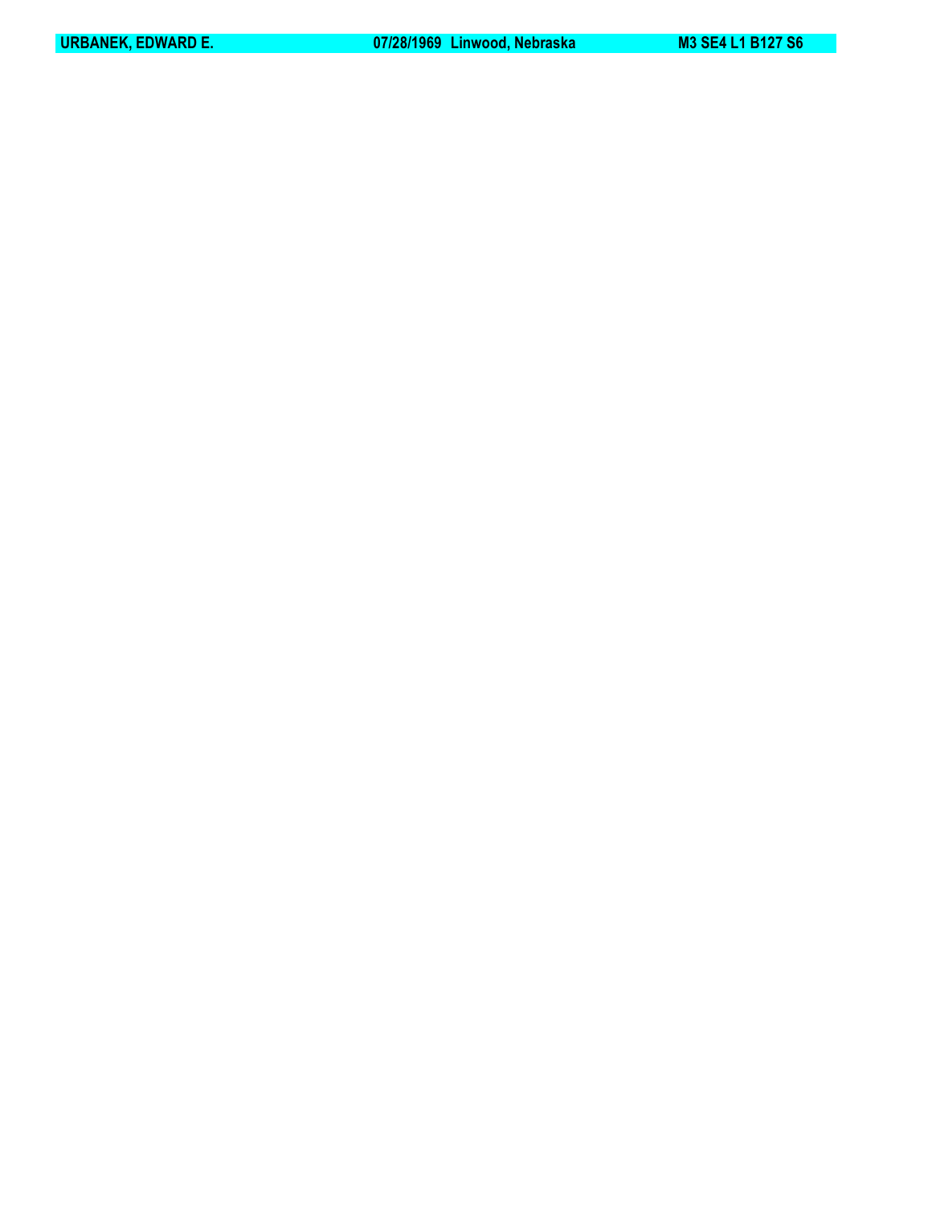| | | | |
|---|---|---|---|
| **URBANEK, EDWARD E.** | **07/28/1969** | **Linwood, Nebraska** | **M3 SE4 L1 B127 S6** |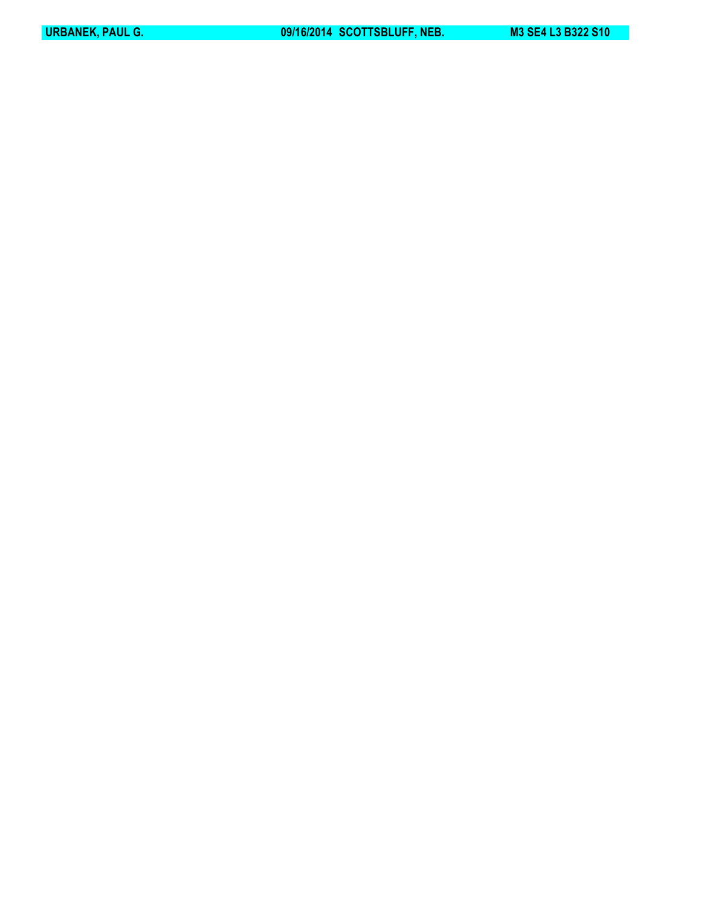**URBANEK, PAUL G.** **09/16/2014 SCOTTSBLUFF, NEB.** **M3 SE4 L3 B322 S10**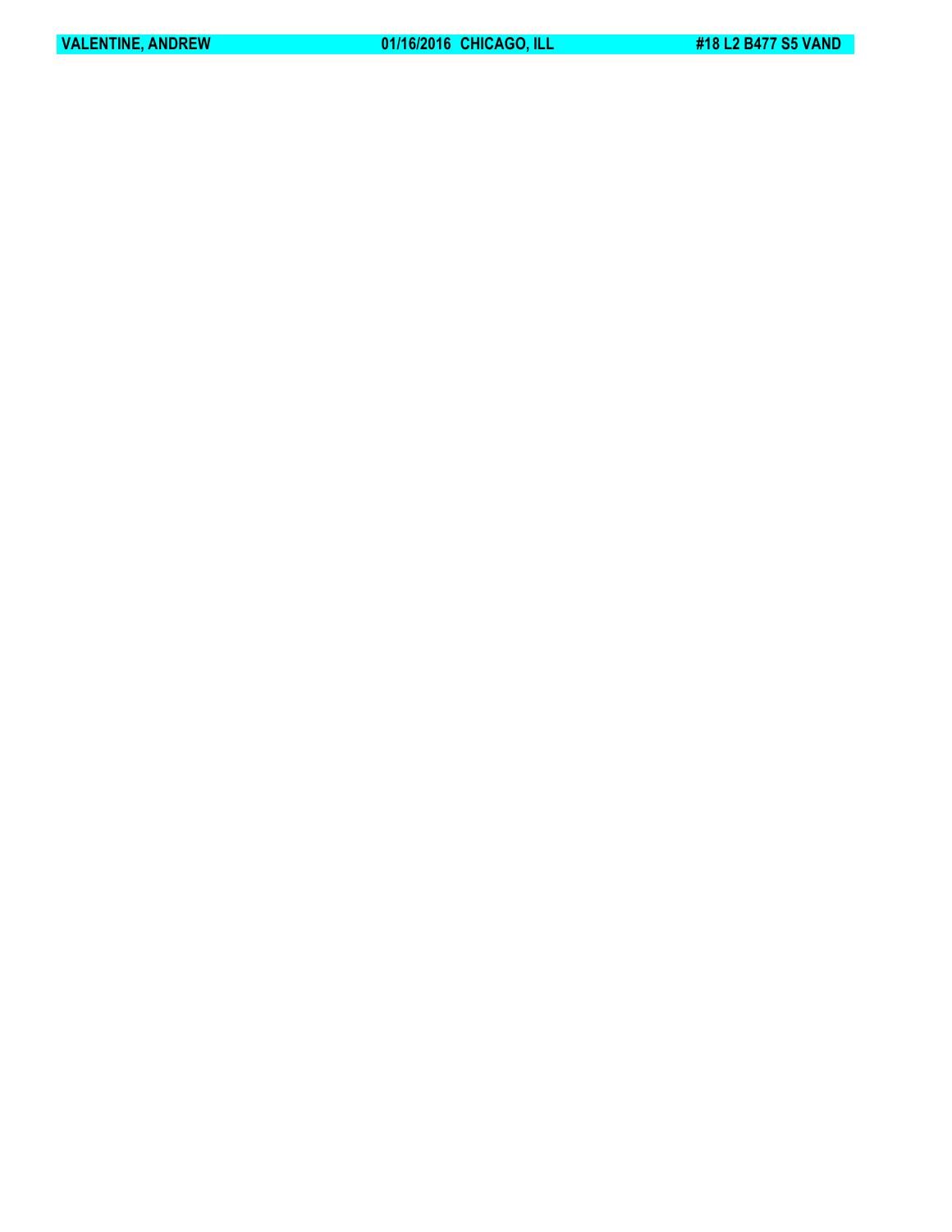**VALENTINE, ANDREW** **01/16/2016 CHICAGO, ILL** **#18 L2 B477 S5 VAND**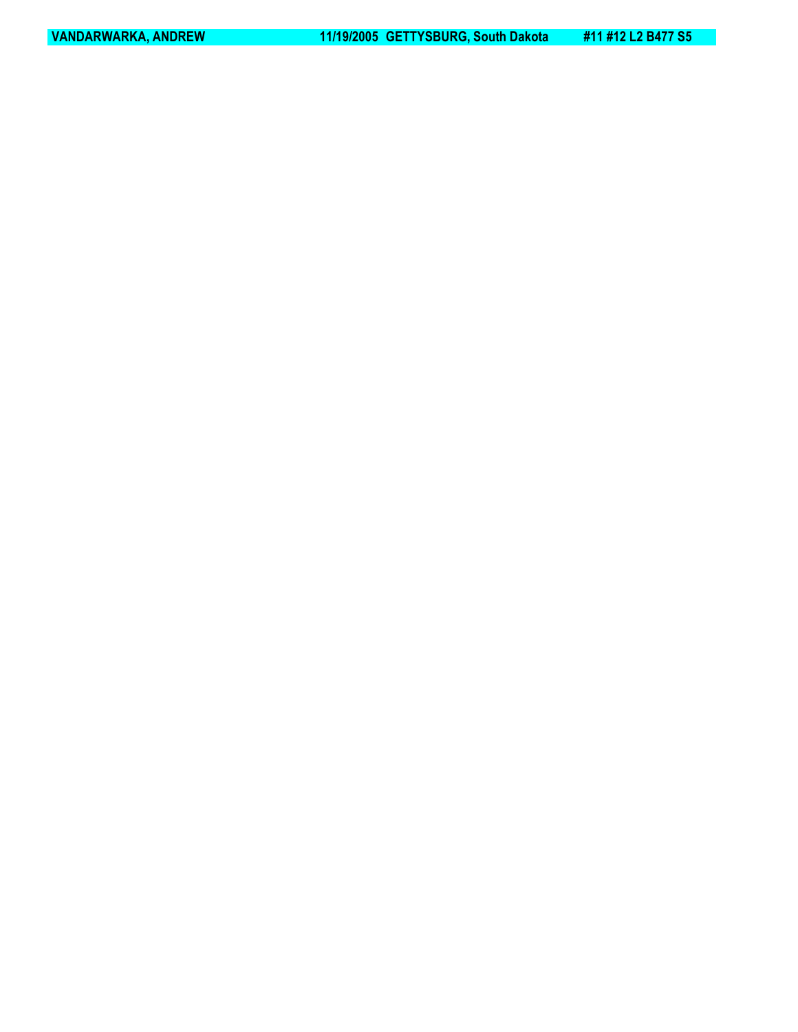**VANDARWARKA, ANDREW** **11/19/2005 GETTYSBURG, South Dakota** **#11 #12 L2 B477 S5**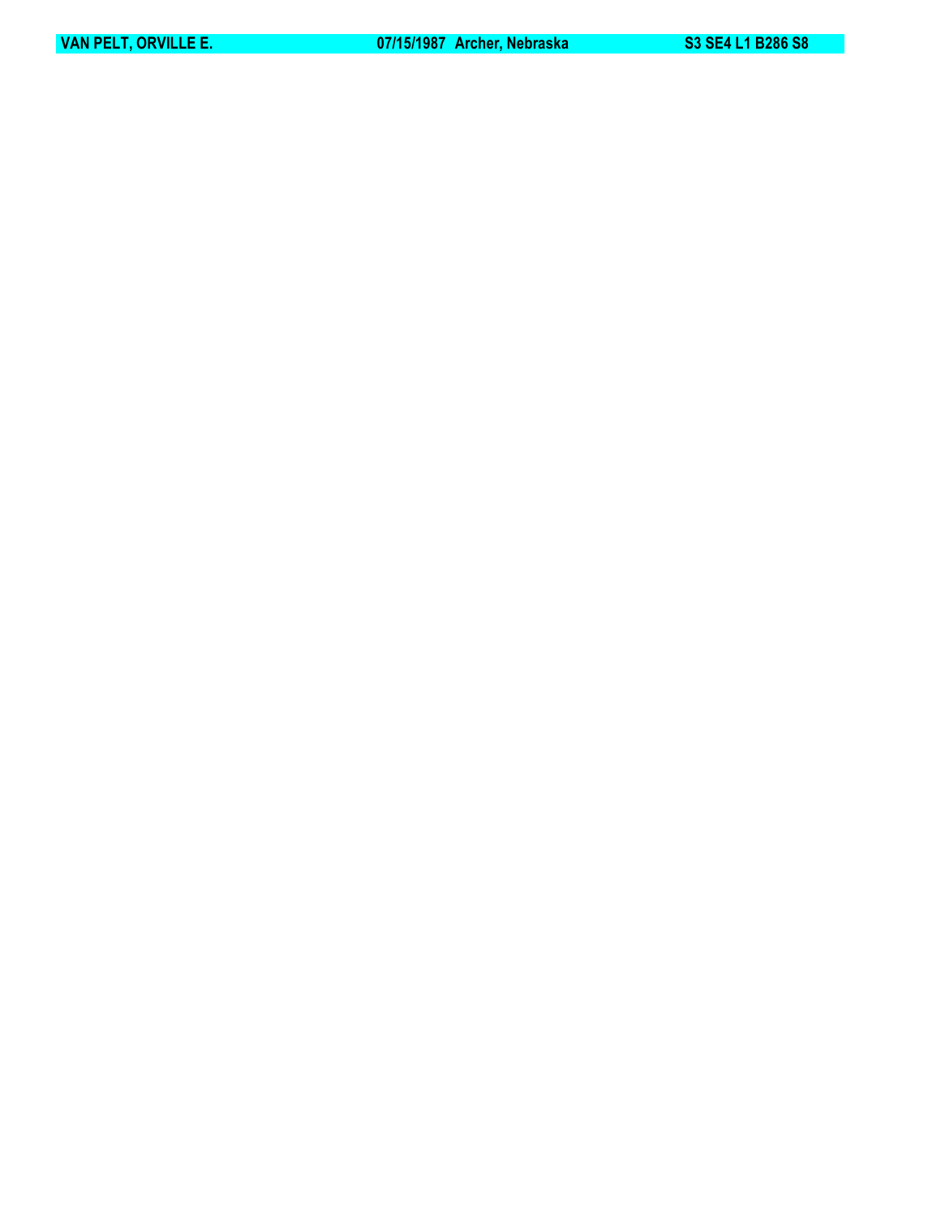| | | | |
|---|---|---|---|
| **VAN PELT, ORVILLE E.** | **07/15/1987** | **Archer, Nebraska** | **S3 SE4 L1 B286 S8** |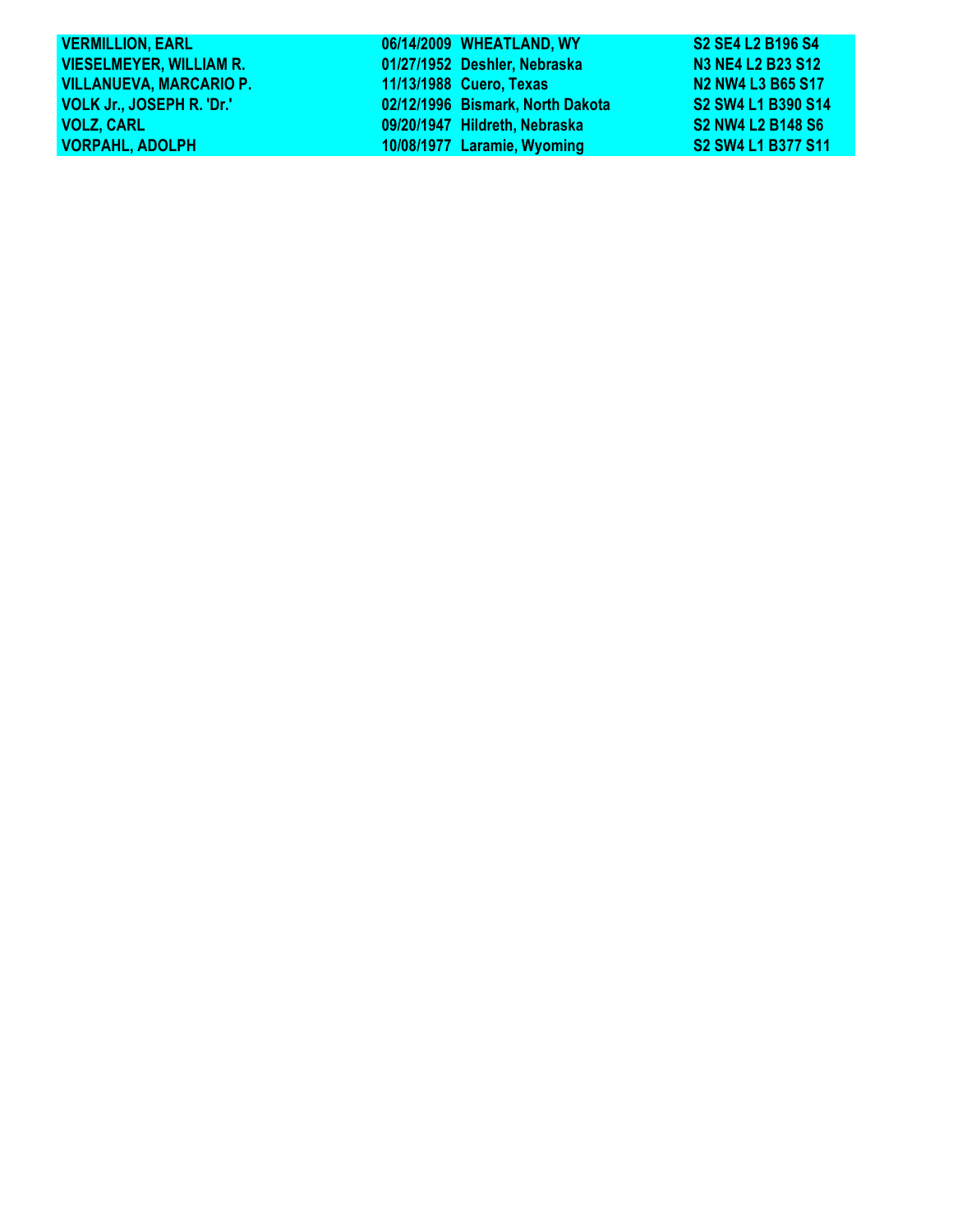| | | | |
|---|---|---|---|
| **VERMILLION, EARL** | **06/14/2009** | **WHEATLAND, WY** | **S2 SE4 L2 B196 S4** |
| **VIESELMEYER, WILLIAM R.** | **01/27/1952** | **Deshler, Nebraska** | **N3 NE4 L2 B23 S12** |
| **VILLANUEVA, MARCARIO P.** | **11/13/1988** | **Cuero, Texas** | **N2 NW4 L3 B65 S17** |
| **VOLK Jr., JOSEPH R. 'Dr.'** | **02/12/1996** | **Bismark, North Dakota** | **S2 SW4 L1 B390 S14** |
| **VOLZ, CARL** | **09/20/1947** | **Hildreth, Nebraska** | **S2 NW4 L2 B148 S6** |
| **VORPAHL, ADOLPH** | **10/08/1977** | **Laramie, Wyoming** | **S2 SW4 L1 B377 S11** |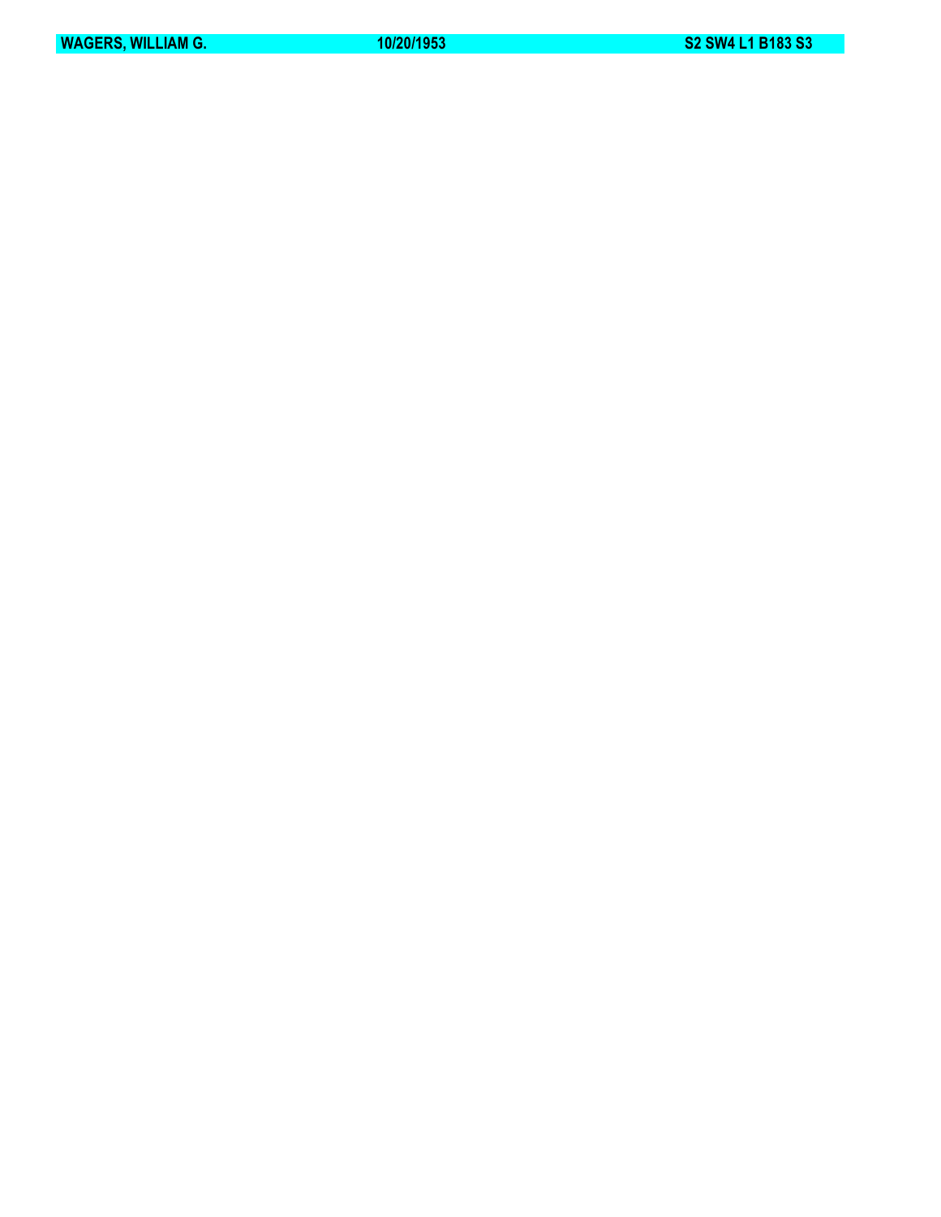| | | |
|---|---|---|
| **WAGERS, WILLIAM G.** | **10/20/1953** | **S2 SW4 L1 B183 S3** |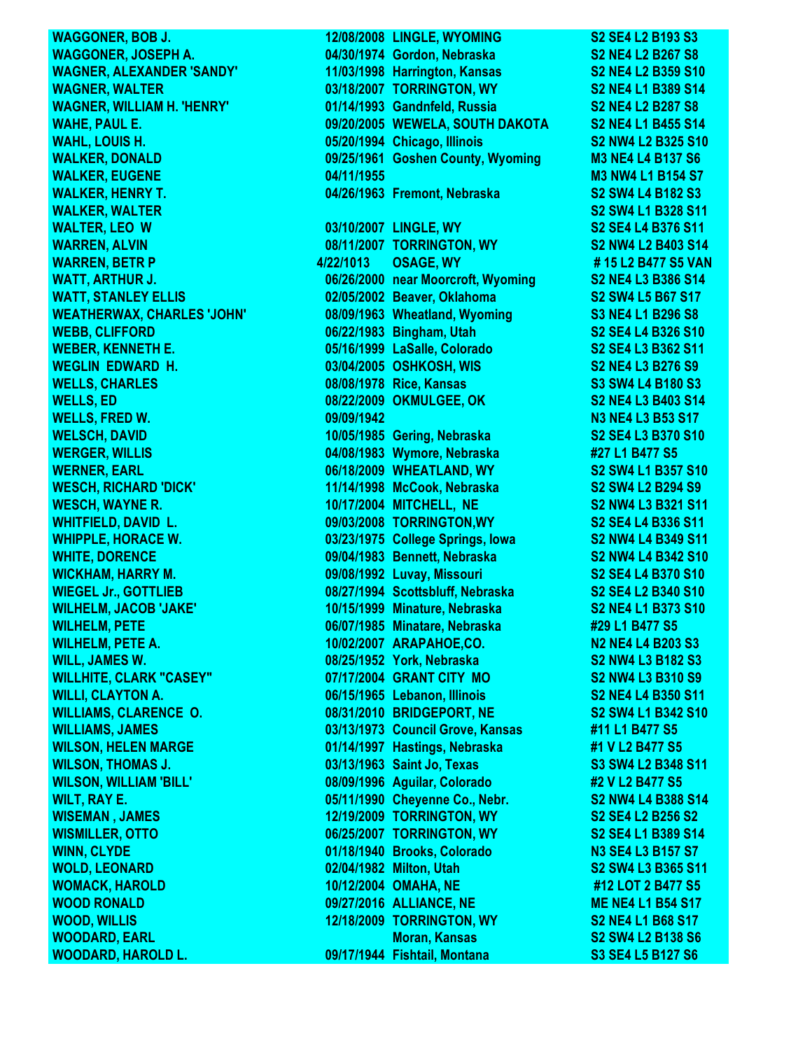| | | | |
|---|---|---|---|
| WAGGONER, BOB J. | 12/08/2008 | LINGLE, WYOMING | S2 SE4 L2 B193 S3 |
| WAGGONER, JOSEPH A. | 04/30/1974 | Gordon, Nebraska | S2 NE4 L2 B267 S8 |
| WAGNER, ALEXANDER 'SANDY' | 11/03/1998 | Harrington, Kansas | S2 NE4 L2 B359 S10 |
| WAGNER, WALTER | 03/18/2007 | TORRINGTON, WY | S2 NE4 L1 B389 S14 |
| WAGNER, WILLIAM H. 'HENRY' | 01/14/1993 | Gandnfeld, Russia | S2 NE4 L2 B287 S8 |
| WAHE, PAUL E. | 09/20/2005 | WEWELA, SOUTH DAKOTA | S2 NE4 L1 B455 S14 |
| WAHL, LOUIS H. | 05/20/1994 | Chicago, Illinois | S2 NW4 L2 B325 S10 |
| WALKER, DONALD | 09/25/1961 | Goshen County, Wyoming | M3 NE4 L4 B137 S6 |
| WALKER, EUGENE | 04/11/1955 | | M3 NW4 L1 B154 S7 |
| WALKER, HENRY T. | 04/26/1963 | Fremont, Nebraska | S2 SW4 L4 B182 S3 |
| WALKER, WALTER | | | S2 SW4 L1 B328 S11 |
| WALTER, LEO W | 03/10/2007 | LINGLE, WY | S2 SE4 L4 B376 S11 |
| WARREN, ALVIN | 08/11/2007 | TORRINGTON, WY | S2 NW4 L2 B403 S14 |
| WARREN, BETR P | 4/22/1013 | OSAGE, WY | # 15 L2 B477 S5 VAN |
| WATT, ARTHUR J. | 06/26/2000 | near Moorcroft, Wyoming | S2 NE4 L3 B386 S14 |
| WATT, STANLEY ELLIS | 02/05/2002 | Beaver, Oklahoma | S2 SW4 L5 B67 S17 |
| WEATHERWAX, CHARLES 'JOHN' | 08/09/1963 | Wheatland, Wyoming | S3 NE4 L1 B296 S8 |
| WEBB, CLIFFORD | 06/22/1983 | Bingham, Utah | S2 SE4 L4 B326 S10 |
| WEBER, KENNETH E. | 05/16/1999 | LaSalle, Colorado | S2 SE4 L3 B362 S11 |
| WEGLIN EDWARD H. | 03/04/2005 | OSHKOSH, WIS | S2 NE4 L3 B276 S9 |
| WELLS, CHARLES | 08/08/1978 | Rice, Kansas | S3 SW4 L4 B180 S3 |
| WELLS, ED | 08/22/2009 | OKMULGEE, OK | S2 NE4 L3 B403 S14 |
| WELLS, FRED W. | 09/09/1942 | | N3 NE4 L3 B53 S17 |
| WELSCH, DAVID | 10/05/1985 | Gering, Nebraska | S2 SE4 L3 B370 S10 |
| WERGER, WILLIS | 04/08/1983 | Wymore, Nebraska | #27 L1 B477 S5 |
| WERNER, EARL | 06/18/2009 | WHEATLAND, WY | S2 SW4 L1 B357 S10 |
| WESCH, RICHARD 'DICK' | 11/14/1998 | McCook, Nebraska | S2 SW4 L2 B294 S9 |
| WESCH, WAYNE R. | 10/17/2004 | MITCHELL, NE | S2 NW4 L3 B321 S11 |
| WHITFIELD, DAVID L. | 09/03/2008 | TORRINGTON,WY | S2 SE4 L4 B336 S11 |
| WHIPPLE, HORACE W. | 03/23/1975 | College Springs, Iowa | S2 NW4 L4 B349 S11 |
| WHITE, DORENCE | 09/04/1983 | Bennett, Nebraska | S2 NW4 L4 B342 S10 |
| WICKHAM, HARRY M. | 09/08/1992 | Luvay, Missouri | S2 SE4 L4 B370 S10 |
| WIEGEL Jr., GOTTLIEB | 08/27/1994 | Scottsbluff, Nebraska | S2 SE4 L2 B340 S10 |
| WILHELM, JACOB 'JAKE' | 10/15/1999 | Minature, Nebraska | S2 NE4 L1 B373 S10 |
| WILHELM, PETE | 06/07/1985 | Minatare, Nebraska | #29 L1 B477 S5 |
| WILHELM, PETE A. | 10/02/2007 | ARAPAHOE,CO. | N2 NE4 L4 B203 S3 |
| WILL, JAMES W. | 08/25/1952 | York, Nebraska | S2 NW4 L3 B182 S3 |
| WILLHITE, CLARK "CASEY" | 07/17/2004 | GRANT CITY MO | S2 NW4 L3 B310 S9 |
| WILLI, CLAYTON A. | 06/15/1965 | Lebanon, Illinois | S2 NE4 L4 B350 S11 |
| WILLIAMS, CLARENCE O. | 08/31/2010 | BRIDGEPORT, NE | S2 SW4 L1 B342 S10 |
| WILLIAMS, JAMES | 03/13/1973 | Council Grove, Kansas | #11 L1 B477 S5 |
| WILSON, HELEN MARGE | 01/14/1997 | Hastings, Nebraska | #1 V L2 B477 S5 |
| WILSON, THOMAS J. | 03/13/1963 | Saint Jo, Texas | S3 SW4 L2 B348 S11 |
| WILSON, WILLIAM 'BILL' | 08/09/1996 | Aguilar, Colorado | #2 V L2 B477 S5 |
| WILT, RAY E. | 05/11/1990 | Cheyenne Co., Nebr. | S2 NW4 L4 B388 S14 |
| WISEMAN , JAMES | 12/19/2009 | TORRINGTON, WY | S2 SE4 L2 B256 S2 |
| WISMILLER, OTTO | 06/25/2007 | TORRINGTON, WY | S2 SE4 L1 B389 S14 |
| WINN, CLYDE | 01/18/1940 | Brooks, Colorado | N3 SE4 L3 B157 S7 |
| WOLD, LEONARD | 02/04/1982 | Milton, Utah | S2 SW4 L3 B365 S11 |
| WOMACK, HAROLD | 10/12/2004 | OMAHA, NE | #12 LOT 2 B477 S5 |
| WOOD RONALD | 09/27/2016 | ALLIANCE, NE | ME NE4 L1 B54 S17 |
| WOOD, WILLIS | 12/18/2009 | TORRINGTON, WY | S2 NE4 L1 B68 S17 |
| WOODARD, EARL | | Moran, Kansas | S2 SW4 L2 B138 S6 |
| WOODARD, HAROLD L. | 09/17/1944 | Fishtail, Montana | S3 SE4 L5 B127 S6 |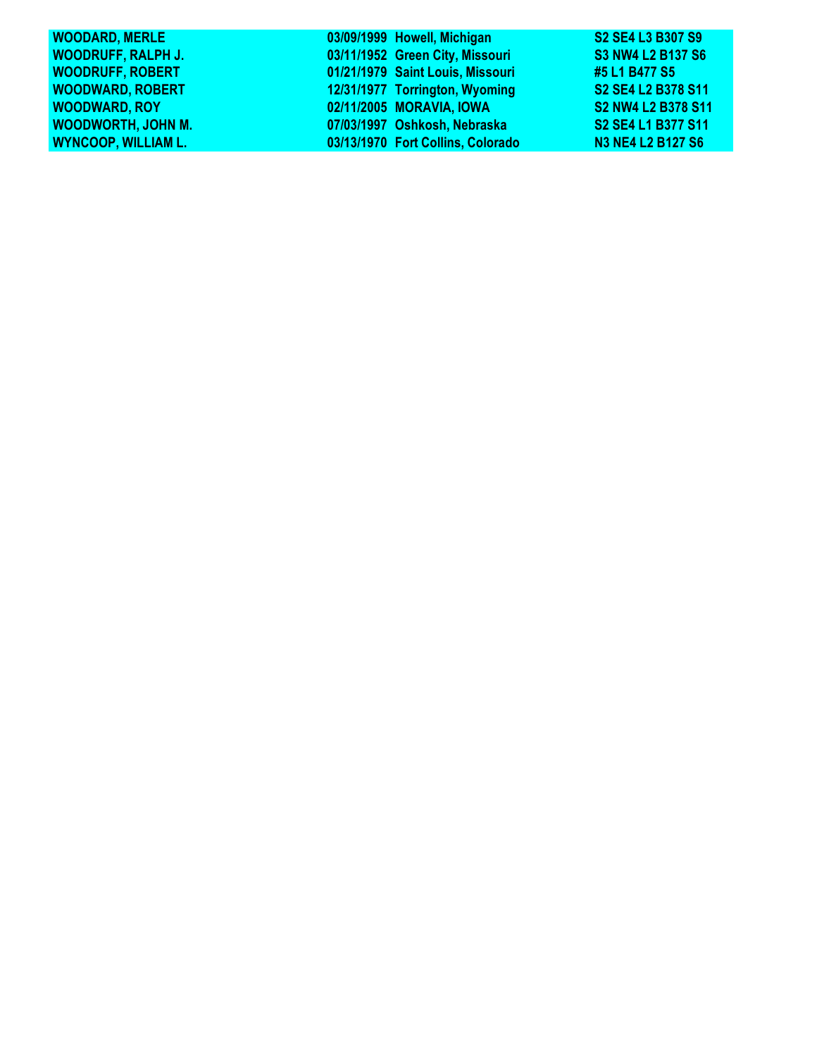| | | | |
|---|---|---|---|
| **WOODARD, MERLE** | **03/09/1999** | **Howell, Michigan** | **S2 SE4 L3 B307 S9** |
| **WOODRUFF, RALPH J.** | **03/11/1952** | **Green City, Missouri** | **S3 NW4 L2 B137 S6** |
| **WOODRUFF, ROBERT** | **01/21/1979** | **Saint Louis, Missouri** | **#5 L1 B477 S5** |
| **WOODWARD, ROBERT** | **12/31/1977** | **Torrington, Wyoming** | **S2 SE4 L2 B378 S11** |
| **WOODWARD, ROY** | **02/11/2005** | **MORAVIA, IOWA** | **S2 NW4 L2 B378 S11** |
| **WOODWORTH, JOHN M.** | **07/03/1997** | **Oshkosh, Nebraska** | **S2 SE4 L1 B377 S11** |
| **WYNCOOP, WILLIAM L.** | **03/13/1970** | **Fort Collins, Colorado** | **N3 NE4 L2 B127 S6** |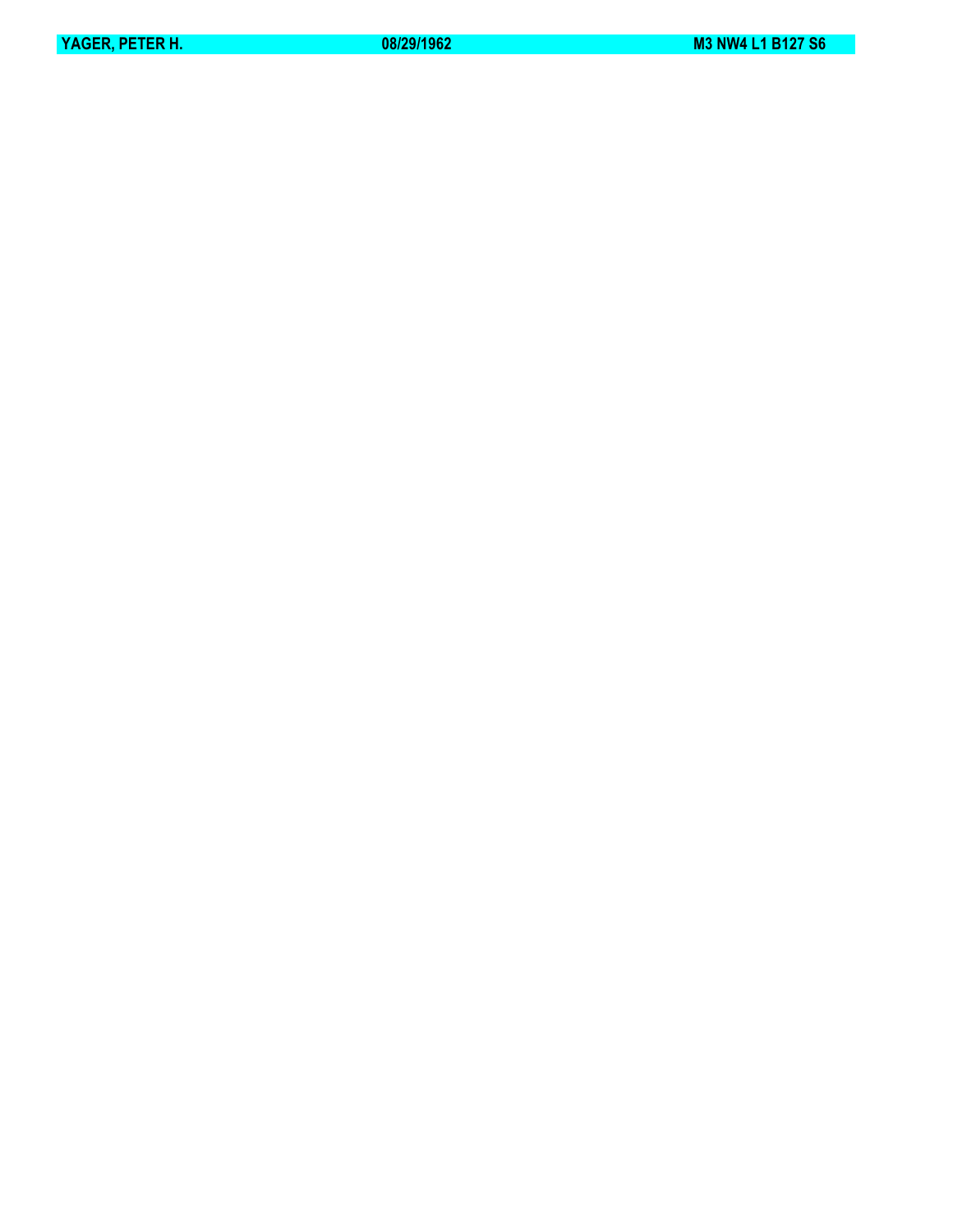| | | |
|---|---|---|
| **YAGER, PETER H.** | **08/29/1962** | **M3 NW4 L1 B127 S6** |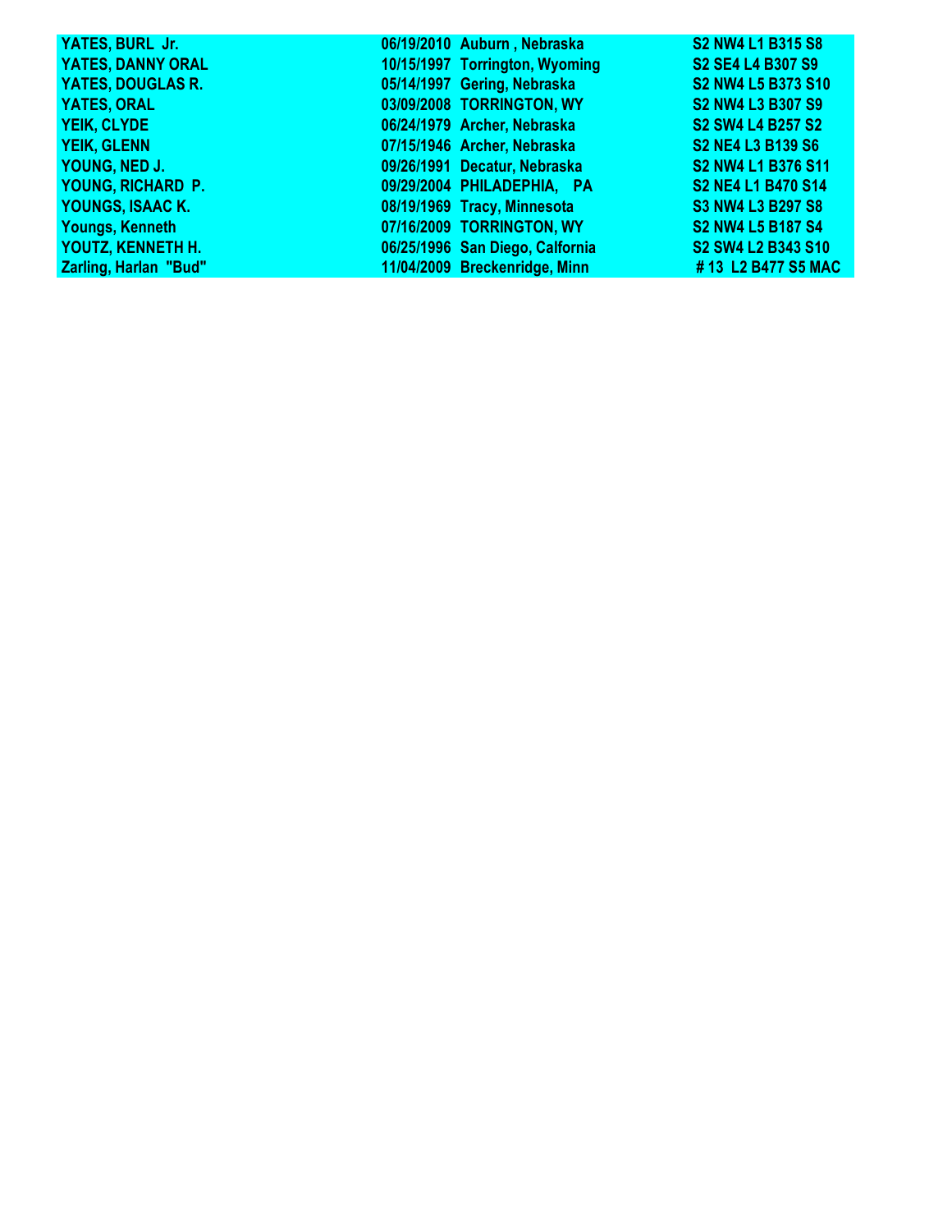| | | | |
|---|---|---|---|
| YATES, BURL Jr. | 06/19/2010 | Auburn , Nebraska | S2 NW4 L1 B315 S8 |
| YATES, DANNY ORAL | 10/15/1997 | Torrington, Wyoming | S2 SE4 L4 B307 S9 |
| YATES, DOUGLAS R. | 05/14/1997 | Gering, Nebraska | S2 NW4 L5 B373 S10 |
| YATES, ORAL | 03/09/2008 | TORRINGTON, WY | S2 NW4 L3 B307 S9 |
| YEIK, CLYDE | 06/24/1979 | Archer, Nebraska | S2 SW4 L4 B257 S2 |
| YEIK, GLENN | 07/15/1946 | Archer, Nebraska | S2 NE4 L3 B139 S6 |
| YOUNG, NED J. | 09/26/1991 | Decatur, Nebraska | S2 NW4 L1 B376 S11 |
| YOUNG, RICHARD P. | 09/29/2004 | PHILADEPHIA, PA | S2 NE4 L1 B470 S14 |
| YOUNGS, ISAAC K. | 08/19/1969 | Tracy, Minnesota | S3 NW4 L3 B297 S8 |
| Youngs, Kenneth | 07/16/2009 | TORRINGTON, WY | S2 NW4 L5 B187 S4 |
| YOUTZ, KENNETH H. | 06/25/1996 | San Diego, Calfornia | S2 SW4 L2 B343 S10 |
| Zarling, Harlan "Bud" | 11/04/2009 | Breckenridge, Minn | # 13 L2 B477 S5 MAC |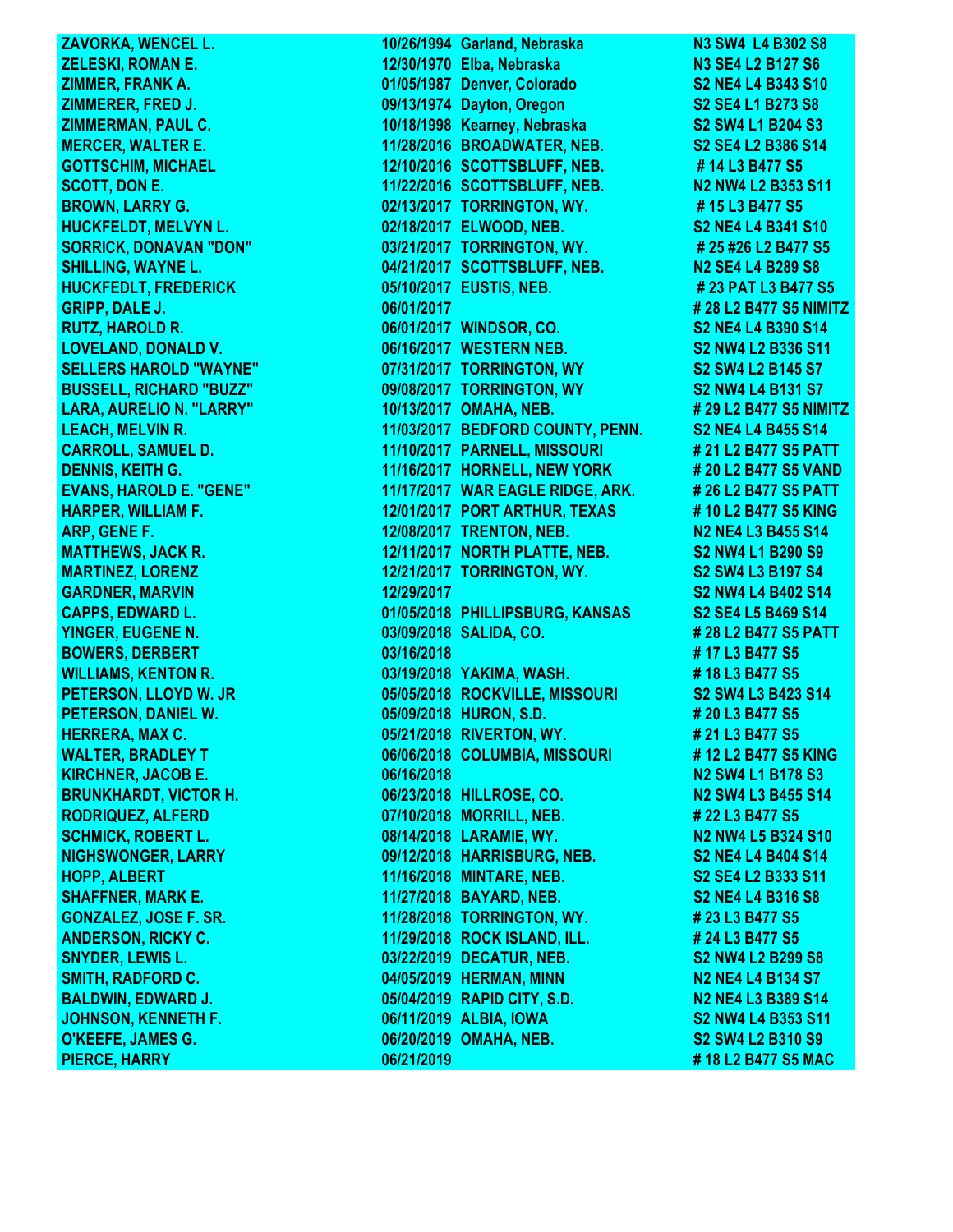| | | | |
|---|---|---|---|
| ZAVORKA, WENCEL L. | 10/26/1994 | Garland, Nebraska | N3 SW4 L4 B302 S8 |
| ZELESKI, ROMAN E. | 12/30/1970 | Elba, Nebraska | N3 SE4 L2 B127 S6 |
| ZIMMER, FRANK A. | 01/05/1987 | Denver, Colorado | S2 NE4 L4 B343 S10 |
| ZIMMERER, FRED J. | 09/13/1974 | Dayton, Oregon | S2 SE4 L1 B273 S8 |
| ZIMMERMAN, PAUL C. | 10/18/1998 | Kearney, Nebraska | S2 SW4 L1 B204 S3 |
| MERCER, WALTER E. | 11/28/2016 | BROADWATER, NEB. | S2 SE4 L2 B386 S14 |
| GOTTSCHIM, MICHAEL | 12/10/2016 | SCOTTSBLUFF, NEB. | # 14 L3 B477 S5 |
| SCOTT, DON E. | 11/22/2016 | SCOTTSBLUFF, NEB. | N2 NW4 L2 B353 S11 |
| BROWN, LARRY G. | 02/13/2017 | TORRINGTON, WY. | # 15 L3 B477 S5 |
| HUCKFELDT, MELVYN L. | 02/18/2017 | ELWOOD, NEB. | S2 NE4 L4 B341 S10 |
| SORRICK, DONAVAN "DON" | 03/21/2017 | TORRINGTON, WY. | # 25 #26 L2 B477 S5 |
| SHILLING, WAYNE L. | 04/21/2017 | SCOTTSBLUFF, NEB. | N2 SE4 L4 B289 S8 |
| HUCKFEDLT, FREDERICK | 05/10/2017 | EUSTIS, NEB. | # 23 PAT L3 B477 S5 |
| GRIPP, DALE J. | 06/01/2017 | | # 28 L2 B477 S5 NIMITZ |
| RUTZ, HAROLD R. | 06/01/2017 | WINDSOR, CO. | S2 NE4 L4 B390 S14 |
| LOVELAND, DONALD V. | 06/16/2017 | WESTERN NEB. | S2 NW4 L2 B336 S11 |
| SELLERS HAROLD "WAYNE" | 07/31/2017 | TORRINGTON, WY | S2 SW4 L2 B145 S7 |
| BUSSELL, RICHARD "BUZZ" | 09/08/2017 | TORRINGTON, WY | S2 NW4 L4 B131 S7 |
| LARA, AURELIO N. "LARRY" | 10/13/2017 | OMAHA, NEB. | # 29 L2 B477 S5 NIMITZ |
| LEACH, MELVIN R. | 11/03/2017 | BEDFORD COUNTY, PENN. | S2 NE4 L4 B455 S14 |
| CARROLL, SAMUEL D. | 11/10/2017 | PARNELL, MISSOURI | # 21 L2 B477 S5 PATT |
| DENNIS, KEITH G. | 11/16/2017 | HORNELL, NEW YORK | # 20 L2 B477 S5 VAND |
| EVANS, HAROLD E. "GENE" | 11/17/2017 | WAR EAGLE RIDGE, ARK. | # 26 L2 B477 S5 PATT |
| HARPER, WILLIAM F. | 12/01/2017 | PORT ARTHUR, TEXAS | # 10 L2 B477 S5 KING |
| ARP, GENE F. | 12/08/2017 | TRENTON, NEB. | N2 NE4 L3 B455 S14 |
| MATTHEWS, JACK R. | 12/11/2017 | NORTH PLATTE, NEB. | S2 NW4 L1 B290 S9 |
| MARTINEZ, LORENZ | 12/21/2017 | TORRINGTON, WY. | S2 SW4 L3 B197 S4 |
| GARDNER, MARVIN | 12/29/2017 | | S2 NW4 L4 B402 S14 |
| CAPPS, EDWARD L. | 01/05/2018 | PHILLIPSBURG, KANSAS | S2 SE4 L5 B469 S14 |
| YINGER, EUGENE N. | 03/09/2018 | SALIDA, CO. | # 28 L2 B477 S5 PATT |
| BOWERS, DERBERT | 03/16/2018 | | # 17 L3 B477 S5 |
| WILLIAMS, KENTON R. | 03/19/2018 | YAKIMA, WASH. | # 18 L3 B477 S5 |
| PETERSON, LLOYD W. JR | 05/05/2018 | ROCKVILLE, MISSOURI | S2 SW4 L3 B423 S14 |
| PETERSON, DANIEL W. | 05/09/2018 | HURON, S.D. | # 20 L3 B477 S5 |
| HERRERA, MAX C. | 05/21/2018 | RIVERTON, WY. | # 21 L3 B477 S5 |
| WALTER, BRADLEY T | 06/06/2018 | COLUMBIA, MISSOURI | # 12 L2 B477 S5 KING |
| KIRCHNER, JACOB E. | 06/16/2018 | | N2 SW4 L1 B178 S3 |
| BRUNKHARDT, VICTOR H. | 06/23/2018 | HILLROSE, CO. | N2 SW4 L3 B455 S14 |
| RODRIQUEZ, ALFERD | 07/10/2018 | MORRILL, NEB. | # 22 L3 B477 S5 |
| SCHMICK, ROBERT L. | 08/14/2018 | LARAMIE, WY. | N2 NW4 L5 B324 S10 |
| NIGHSWONGER, LARRY | 09/12/2018 | HARRISBURG, NEB. | S2 NE4 L4 B404 S14 |
| HOPP, ALBERT | 11/16/2018 | MINTARE, NEB. | S2 SE4 L2 B333 S11 |
| SHAFFNER, MARK E. | 11/27/2018 | BAYARD, NEB. | S2 NE4 L4 B316 S8 |
| GONZALEZ, JOSE F. SR. | 11/28/2018 | TORRINGTON, WY. | # 23 L3 B477 S5 |
| ANDERSON, RICKY C. | 11/29/2018 | ROCK ISLAND, ILL. | # 24 L3 B477 S5 |
| SNYDER, LEWIS L. | 03/22/2019 | DECATUR, NEB. | S2 NW4 L2 B299 S8 |
| SMITH, RADFORD C. | 04/05/2019 | HERMAN, MINN | N2 NE4 L4 B134 S7 |
| BALDWIN, EDWARD J. | 05/04/2019 | RAPID CITY, S.D. | N2 NE4 L3 B389 S14 |
| JOHNSON, KENNETH F. | 06/11/2019 | ALBIA, IOWA | S2 NW4 L4 B353 S11 |
| O'KEEFE, JAMES G. | 06/20/2019 | OMAHA, NEB. | S2 SW4 L2 B310 S9 |
| PIERCE, HARRY | 06/21/2019 | | # 18 L2 B477 S5 MAC |